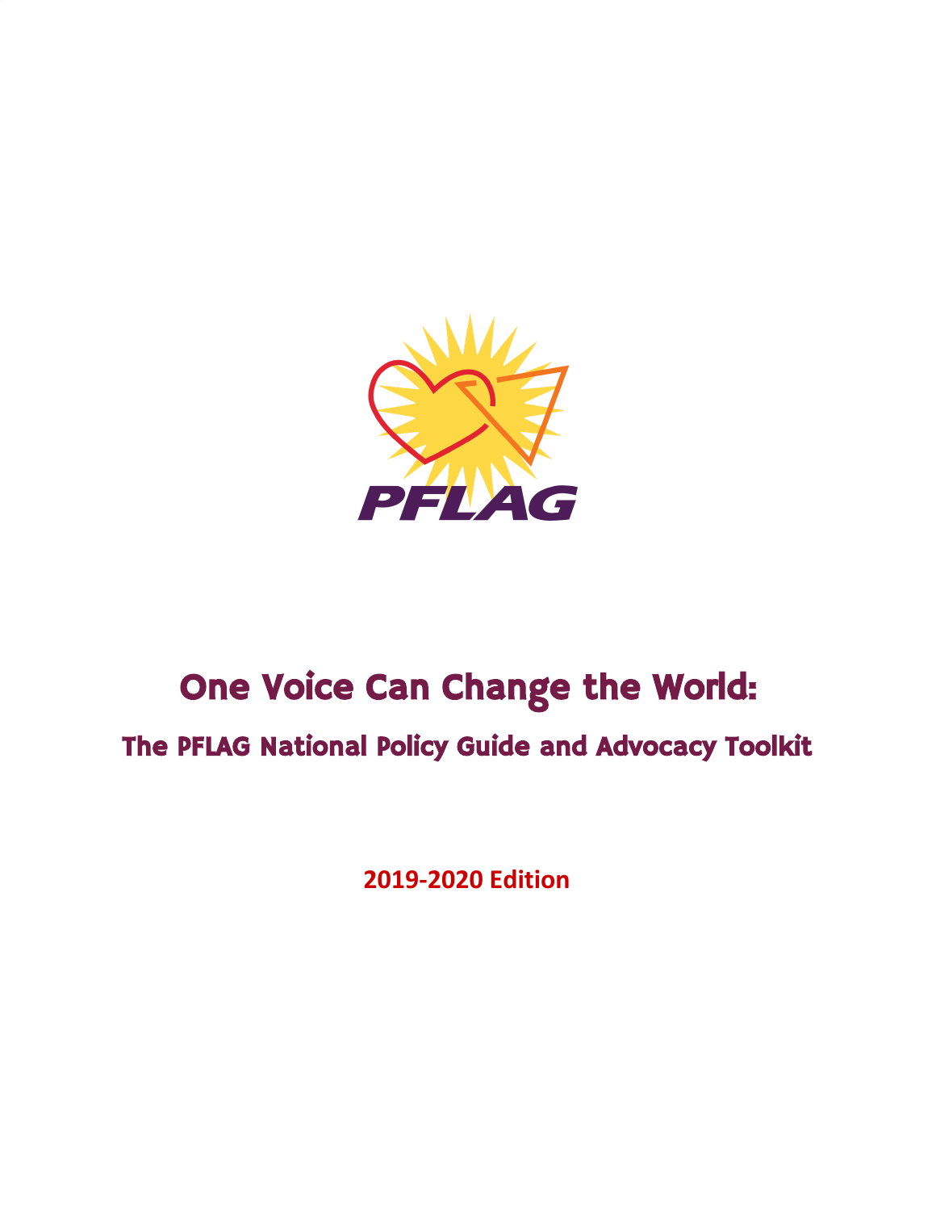PFLAG

# One Voice Can Change the World:

## The PFLAG National Policy Guide and Advocacy Toolkit

**2019-2020 Edition**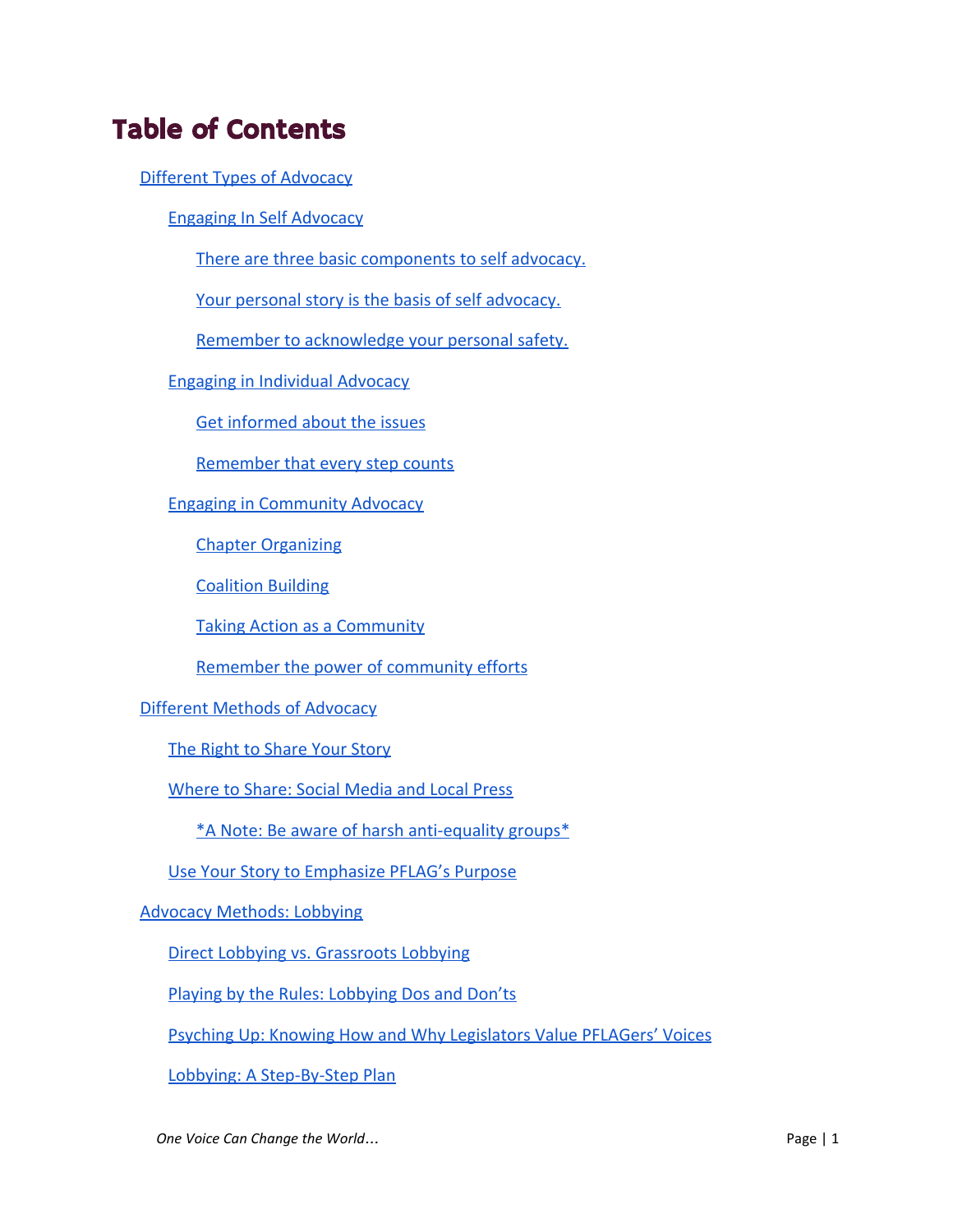# Table of Contents

- Different Types of Advocacy
  - Engaging In Self Advocacy
    - There are three basic components to self advocacy.
    - Your personal story is the basis of self advocacy.
    - Remember to acknowledge your personal safety.
  - Engaging in Individual Advocacy
    - Get informed about the issues
    - Remember that every step counts
  - Engaging in Community Advocacy
    - Chapter Organizing
    - Coalition Building
    - Taking Action as a Community
    - Remember the power of community efforts
- Different Methods of Advocacy
  - The Right to Share Your Story
  - Where to Share: Social Media and Local Press
    - *A Note: Be aware of harsh anti-equality groups*
  - Use Your Story to Emphasize PFLAG's Purpose
- Advocacy Methods: Lobbying
  - Direct Lobbying vs. Grassroots Lobbying
  - Playing by the Rules: Lobbying Dos and Don'ts
  - Psyching Up: Knowing How and Why Legislators Value PFLAGers' Voices
  - Lobbying: A Step-By-Step Plan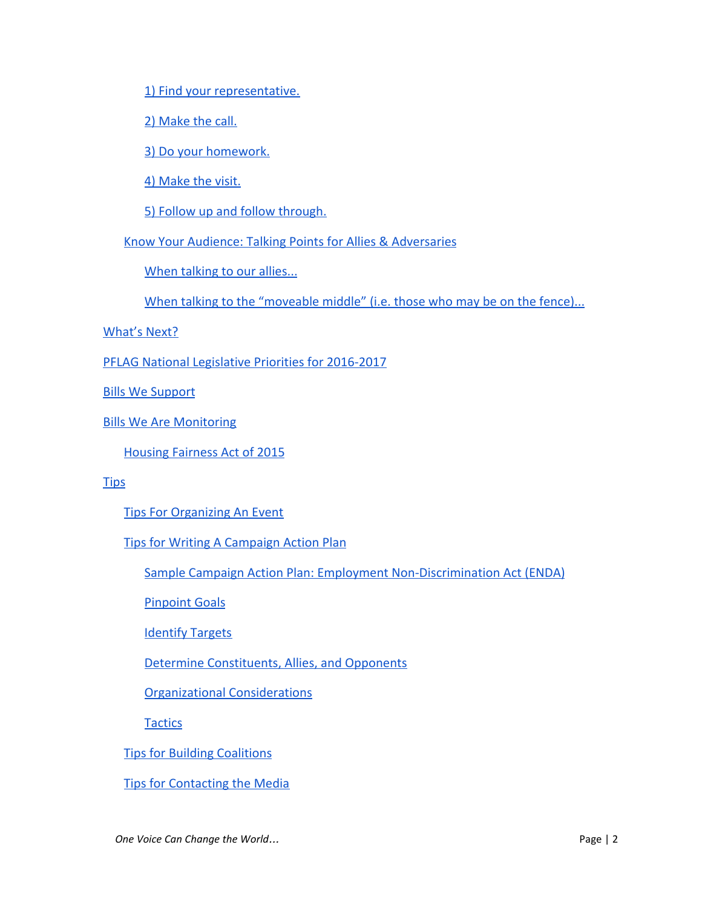- 1) Find your representative.
- 2) Make the call.
- 3) Do your homework.
- 4) Make the visit.
- 5) Follow up and follow through.

- Know Your Audience: Talking Points for Allies & Adversaries
  - When talking to our allies...
  - When talking to the "moveable middle" (i.e. those who may be on the fence)...

What's Next?

PFLAG National Legislative Priorities for 2016-2017

Bills We Support

Bills We Are Monitoring

- Housing Fairness Act of 2015

Tips

- Tips For Organizing An Event
- Tips for Writing A Campaign Action Plan
  - Sample Campaign Action Plan: Employment Non-Discrimination Act (ENDA)
  - Pinpoint Goals
  - Identify Targets
  - Determine Constituents, Allies, and Opponents
  - Organizational Considerations
  - Tactics
- Tips for Building Coalitions
- Tips for Contacting the Media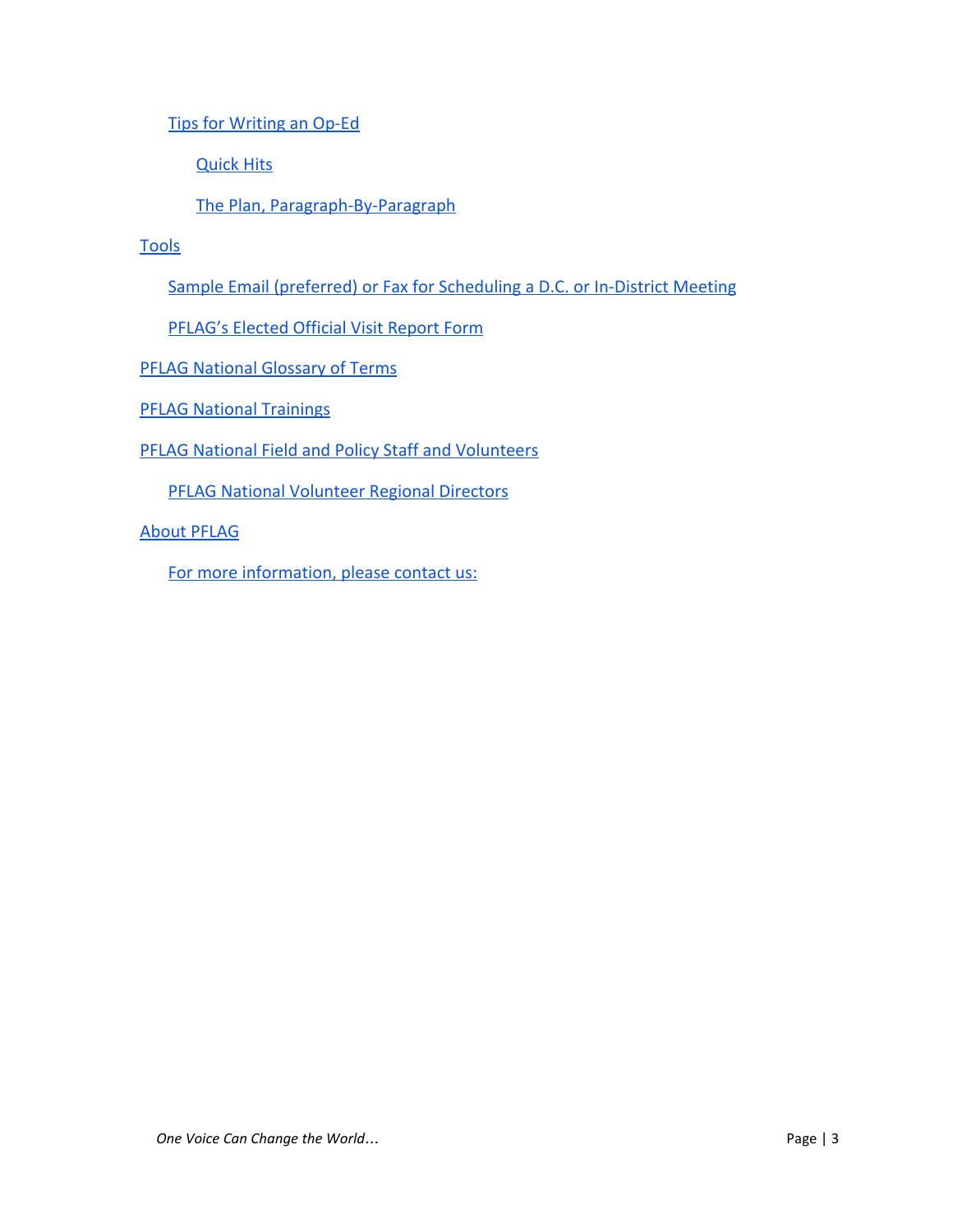- Tips for Writing an Op-Ed
    - Quick Hits
    - The Plan, Paragraph-By-Paragraph
- Tools
    - Sample Email (preferred) or Fax for Scheduling a D.C. or In-District Meeting
    - PFLAG's Elected Official Visit Report Form
- PFLAG National Glossary of Terms
- PFLAG National Trainings
- PFLAG National Field and Policy Staff and Volunteers
    - PFLAG National Volunteer Regional Directors
- About PFLAG
    - For more information, please contact us: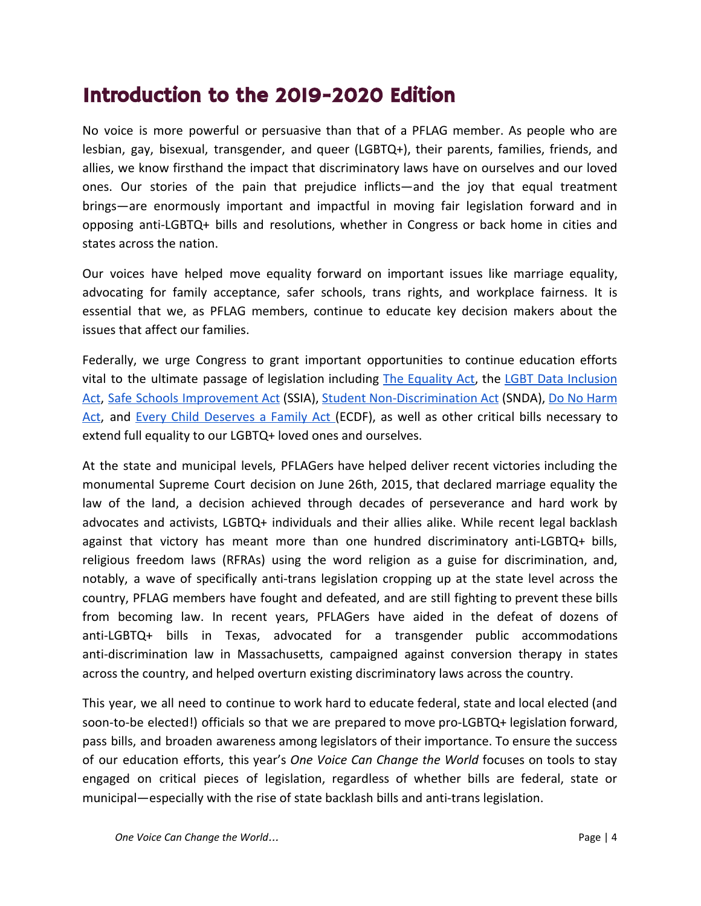## Introduction to the 2019-2020 Edition

No voice is more powerful or persuasive than that of a PFLAG member. As people who are lesbian, gay, bisexual, transgender, and queer (LGBTQ+), their parents, families, friends, and allies, we know firsthand the impact that discriminatory laws have on ourselves and our loved ones. Our stories of the pain that prejudice inflicts—and the joy that equal treatment brings—are enormously important and impactful in moving fair legislation forward and in opposing anti-LGBTQ+ bills and resolutions, whether in Congress or back home in cities and states across the nation.

Our voices have helped move equality forward on important issues like marriage equality, advocating for family acceptance, safer schools, trans rights, and workplace fairness. It is essential that we, as PFLAG members, continue to educate key decision makers about the issues that affect our families.

Federally, we urge Congress to grant important opportunities to continue education efforts vital to the ultimate passage of legislation including The Equality Act, the LGBT Data Inclusion Act, Safe Schools Improvement Act (SSIA), Student Non-Discrimination Act (SNDA), Do No Harm Act, and Every Child Deserves a Family Act (ECDF), as well as other critical bills necessary to extend full equality to our LGBTQ+ loved ones and ourselves.

At the state and municipal levels, PFLAGers have helped deliver recent victories including the monumental Supreme Court decision on June 26th, 2015, that declared marriage equality the law of the land, a decision achieved through decades of perseverance and hard work by advocates and activists, LGBTQ+ individuals and their allies alike. While recent legal backlash against that victory has meant more than one hundred discriminatory anti-LGBTQ+ bills, religious freedom laws (RFRAs) using the word religion as a guise for discrimination, and, notably, a wave of specifically anti-trans legislation cropping up at the state level across the country, PFLAG members have fought and defeated, and are still fighting to prevent these bills from becoming law. In recent years, PFLAGers have aided in the defeat of dozens of anti-LGBTQ+ bills in Texas, advocated for a transgender public accommodations anti-discrimination law in Massachusetts, campaigned against conversion therapy in states across the country, and helped overturn existing discriminatory laws across the country.

This year, we all need to continue to work hard to educate federal, state and local elected (and soon-to-be elected!) officials so that we are prepared to move pro-LGBTQ+ legislation forward, pass bills, and broaden awareness among legislators of their importance. To ensure the success of our education efforts, this year's *One Voice Can Change the World* focuses on tools to stay engaged on critical pieces of legislation, regardless of whether bills are federal, state or municipal—especially with the rise of state backlash bills and anti-trans legislation.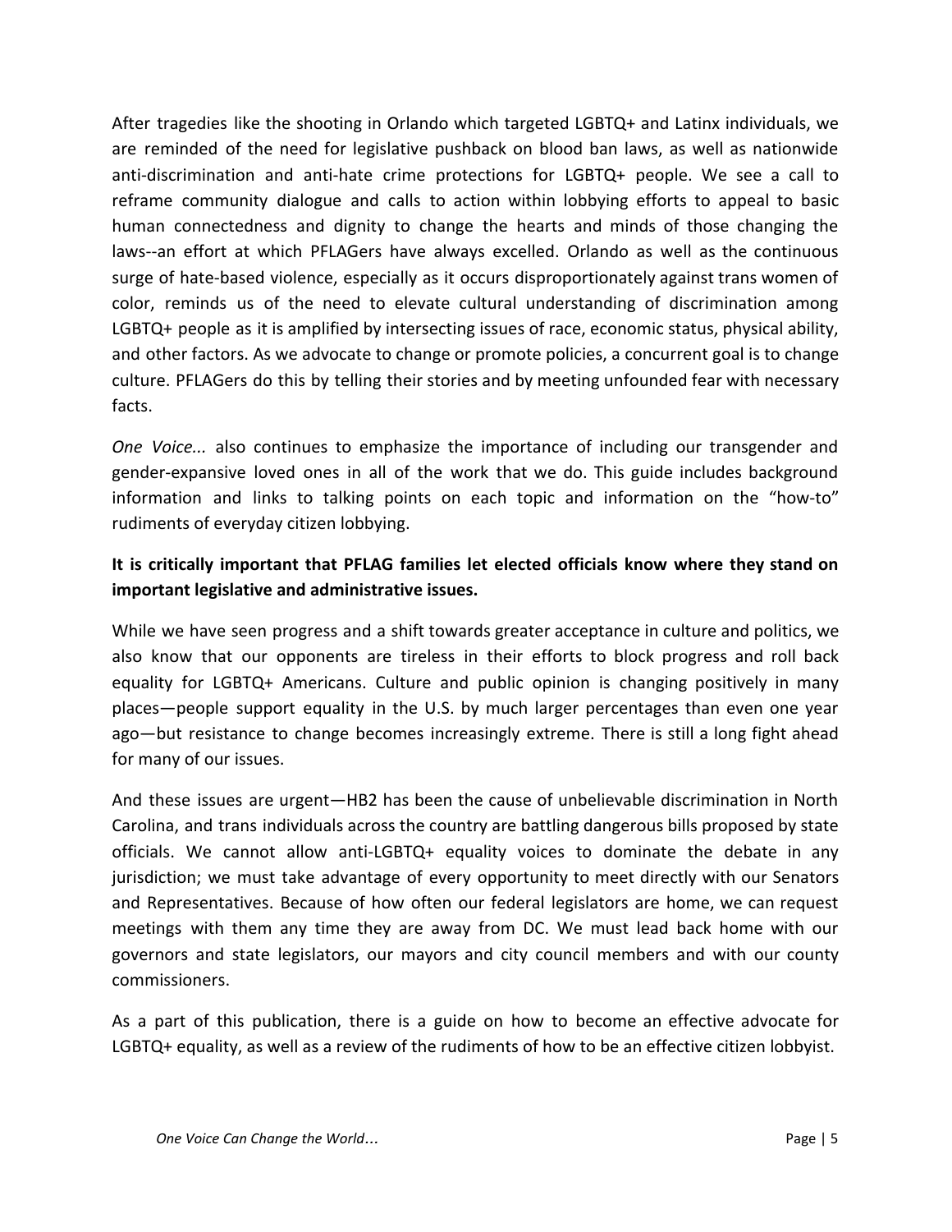After tragedies like the shooting in Orlando which targeted LGBTQ+ and Latinx individuals, we are reminded of the need for legislative pushback on blood ban laws, as well as nationwide anti-discrimination and anti-hate crime protections for LGBTQ+ people. We see a call to reframe community dialogue and calls to action within lobbying efforts to appeal to basic human connectedness and dignity to change the hearts and minds of those changing the laws--an effort at which PFLAGers have always excelled. Orlando as well as the continuous surge of hate-based violence, especially as it occurs disproportionately against trans women of color, reminds us of the need to elevate cultural understanding of discrimination among LGBTQ+ people as it is amplified by intersecting issues of race, economic status, physical ability, and other factors. As we advocate to change or promote policies, a concurrent goal is to change culture. PFLAGers do this by telling their stories and by meeting unfounded fear with necessary facts.

*One Voice...* also continues to emphasize the importance of including our transgender and gender-expansive loved ones in all of the work that we do. This guide includes background information and links to talking points on each topic and information on the "how-to" rudiments of everyday citizen lobbying.

**It is critically important that PFLAG families let elected officials know where they stand on important legislative and administrative issues.**

While we have seen progress and a shift towards greater acceptance in culture and politics, we also know that our opponents are tireless in their efforts to block progress and roll back equality for LGBTQ+ Americans. Culture and public opinion is changing positively in many places—people support equality in the U.S. by much larger percentages than even one year ago—but resistance to change becomes increasingly extreme. There is still a long fight ahead for many of our issues.

And these issues are urgent—HB2 has been the cause of unbelievable discrimination in North Carolina, and trans individuals across the country are battling dangerous bills proposed by state officials. We cannot allow anti-LGBTQ+ equality voices to dominate the debate in any jurisdiction; we must take advantage of every opportunity to meet directly with our Senators and Representatives. Because of how often our federal legislators are home, we can request meetings with them any time they are away from DC. We must lead back home with our governors and state legislators, our mayors and city council members and with our county commissioners.

As a part of this publication, there is a guide on how to become an effective advocate for LGBTQ+ equality, as well as a review of the rudiments of how to be an effective citizen lobbyist.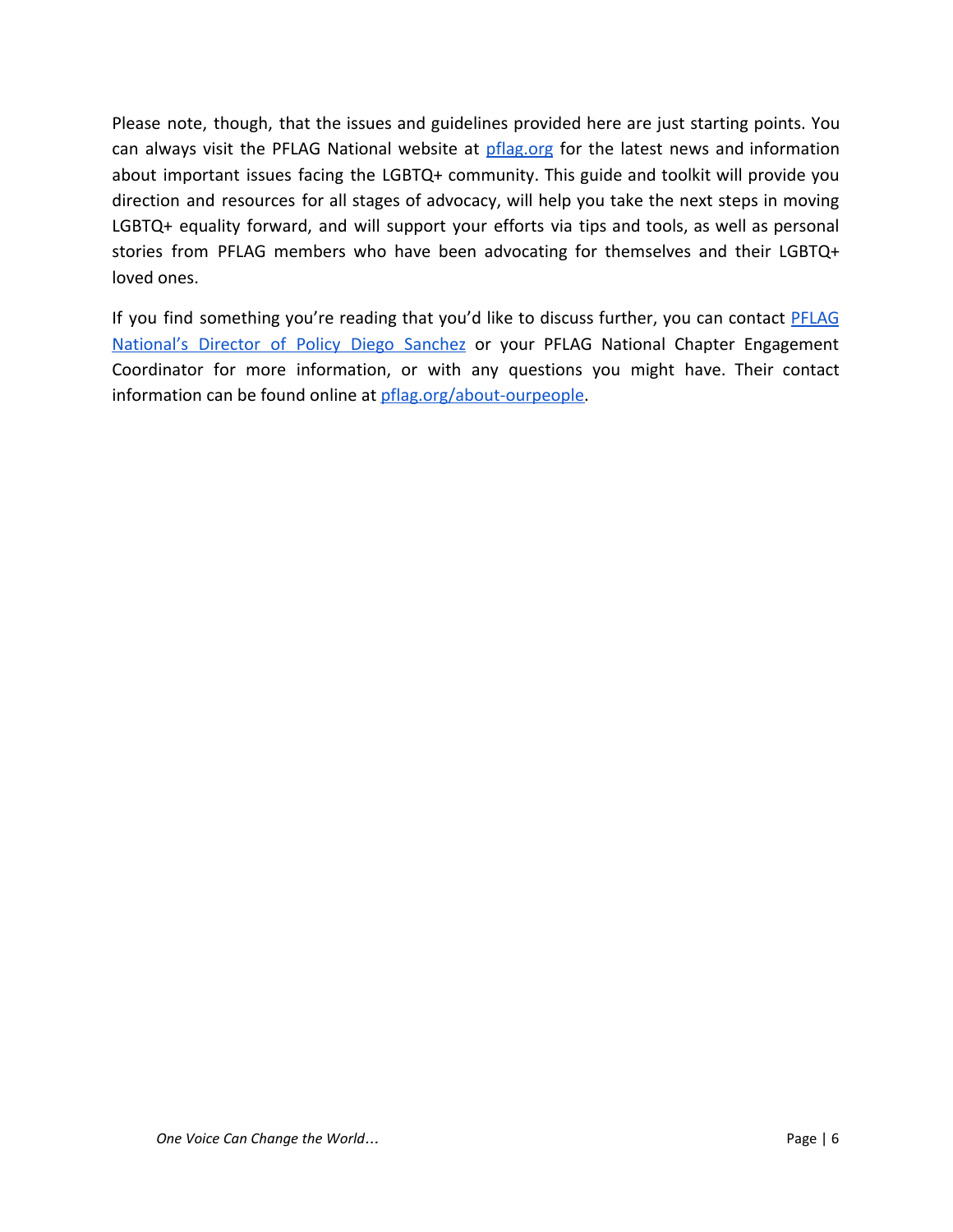Please note, though, that the issues and guidelines provided here are just starting points. You can always visit the PFLAG National website at [pflag.org](https://pflag.org) for the latest news and information about important issues facing the LGBTQ+ community. This guide and toolkit will provide you direction and resources for all stages of advocacy, will help you take the next steps in moving LGBTQ+ equality forward, and will support your efforts via tips and tools, as well as personal stories from PFLAG members who have been advocating for themselves and their LGBTQ+ loved ones.

If you find something you're reading that you'd like to discuss further, you can contact PFLAG National's Director of Policy Diego Sanchez or your PFLAG National Chapter Engagement Coordinator for more information, or with any questions you might have. Their contact information can be found online at pflag.org/about-ourpeople.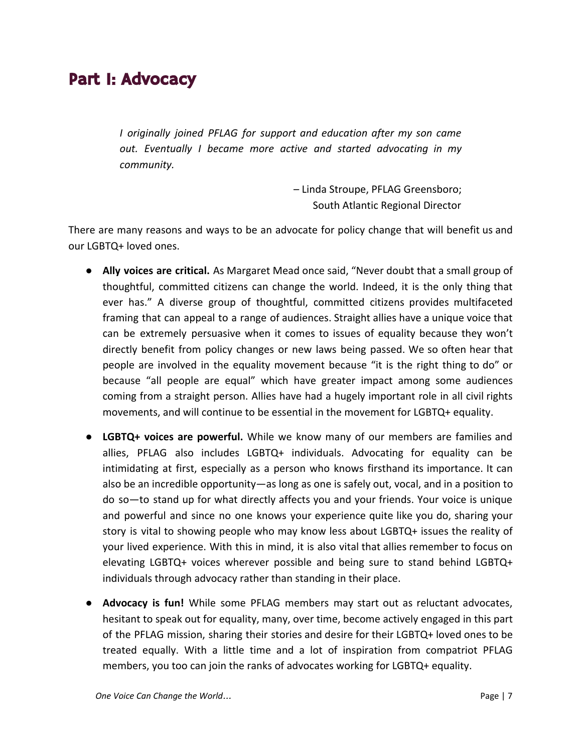# Part I: Advocacy

> *I originally joined PFLAG for support and education after my son came out. Eventually I became more active and started advocating in my community.*
>
> – Linda Stroupe, PFLAG Greensboro;
> South Atlantic Regional Director

There are many reasons and ways to be an advocate for policy change that will benefit us and our LGBTQ+ loved ones.

- **Ally voices are critical.** As Margaret Mead once said, "Never doubt that a small group of thoughtful, committed citizens can change the world. Indeed, it is the only thing that ever has." A diverse group of thoughtful, committed citizens provides multifaceted framing that can appeal to a range of audiences. Straight allies have a unique voice that can be extremely persuasive when it comes to issues of equality because they won't directly benefit from policy changes or new laws being passed. We so often hear that people are involved in the equality movement because "it is the right thing to do" or because "all people are equal" which have greater impact among some audiences coming from a straight person. Allies have had a hugely important role in all civil rights movements, and will continue to be essential in the movement for LGBTQ+ equality.

- **LGBTQ+ voices are powerful.** While we know many of our members are families and allies, PFLAG also includes LGBTQ+ individuals. Advocating for equality can be intimidating at first, especially as a person who knows firsthand its importance. It can also be an incredible opportunity—as long as one is safely out, vocal, and in a position to do so—to stand up for what directly affects you and your friends. Your voice is unique and powerful and since no one knows your experience quite like you do, sharing your story is vital to showing people who may know less about LGBTQ+ issues the reality of your lived experience. With this in mind, it is also vital that allies remember to focus on elevating LGBTQ+ voices wherever possible and being sure to stand behind LGBTQ+ individuals through advocacy rather than standing in their place.

- **Advocacy is fun!** While some PFLAG members may start out as reluctant advocates, hesitant to speak out for equality, many, over time, become actively engaged in this part of the PFLAG mission, sharing their stories and desire for their LGBTQ+ loved ones to be treated equally. With a little time and a lot of inspiration from compatriot PFLAG members, you too can join the ranks of advocates working for LGBTQ+ equality.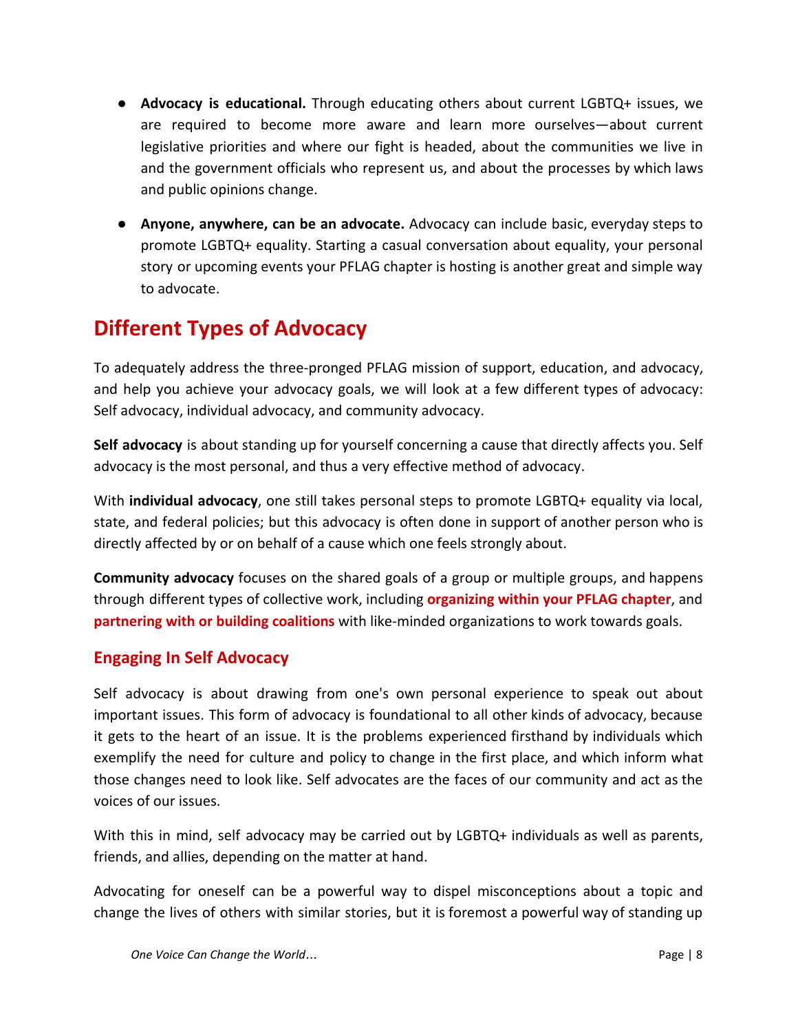- **Advocacy is educational.** Through educating others about current LGBTQ+ issues, we are required to become more aware and learn more ourselves—about current legislative priorities and where our fight is headed, about the communities we live in and the government officials who represent us, and about the processes by which laws and public opinions change.

- **Anyone, anywhere, can be an advocate.** Advocacy can include basic, everyday steps to promote LGBTQ+ equality. Starting a casual conversation about equality, your personal story or upcoming events your PFLAG chapter is hosting is another great and simple way to advocate.

## Different Types of Advocacy

To adequately address the three-pronged PFLAG mission of support, education, and advocacy, and help you achieve your advocacy goals, we will look at a few different types of advocacy: Self advocacy, individual advocacy, and community advocacy.

**Self advocacy** is about standing up for yourself concerning a cause that directly affects you. Self advocacy is the most personal, and thus a very effective method of advocacy.

With **individual advocacy**, one still takes personal steps to promote LGBTQ+ equality via local, state, and federal policies; but this advocacy is often done in support of another person who is directly affected by or on behalf of a cause which one feels strongly about.

**Community advocacy** focuses on the shared goals of a group or multiple groups, and happens through different types of collective work, including **organizing within your PFLAG chapter**, and **partnering with or building coalitions** with like-minded organizations to work towards goals.

### Engaging In Self Advocacy

Self advocacy is about drawing from one's own personal experience to speak out about important issues. This form of advocacy is foundational to all other kinds of advocacy, because it gets to the heart of an issue. It is the problems experienced firsthand by individuals which exemplify the need for culture and policy to change in the first place, and which inform what those changes need to look like. Self advocates are the faces of our community and act as the voices of our issues.

With this in mind, self advocacy may be carried out by LGBTQ+ individuals as well as parents, friends, and allies, depending on the matter at hand.

Advocating for oneself can be a powerful way to dispel misconceptions about a topic and change the lives of others with similar stories, but it is foremost a powerful way of standing up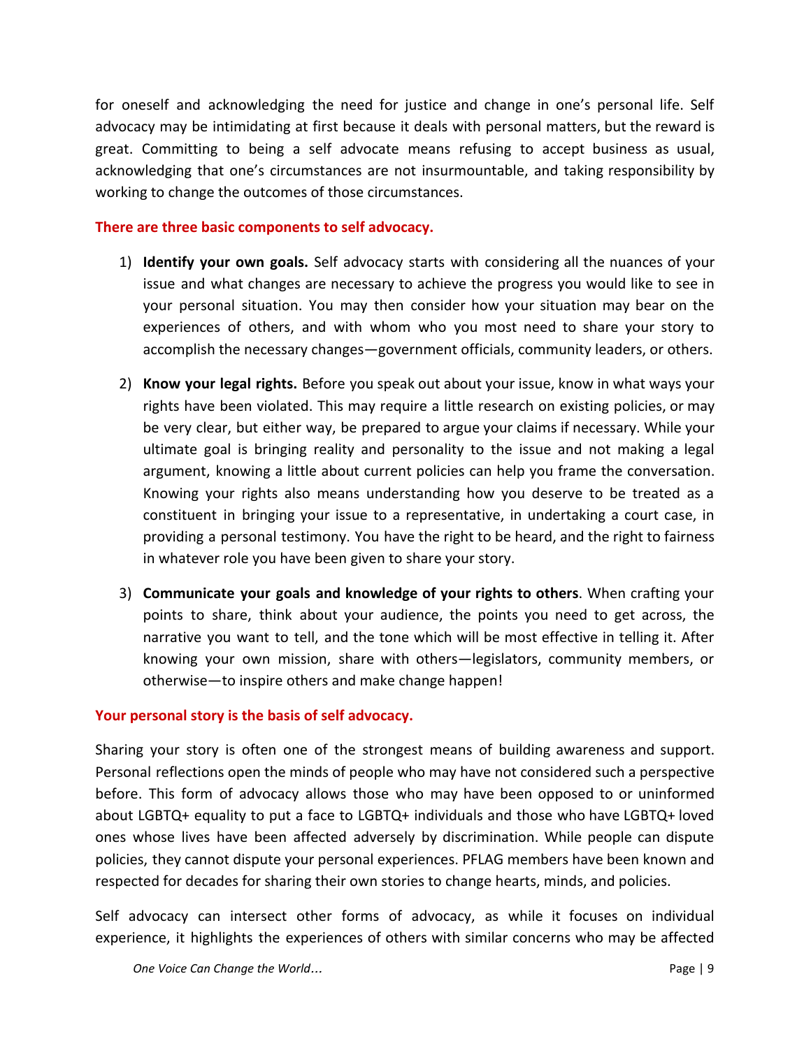for oneself and acknowledging the need for justice and change in one's personal life. Self advocacy may be intimidating at first because it deals with personal matters, but the reward is great. Committing to being a self advocate means refusing to accept business as usual, acknowledging that one's circumstances are not insurmountable, and taking responsibility by working to change the outcomes of those circumstances.

**There are three basic components to self advocacy.**

1) **Identify your own goals.** Self advocacy starts with considering all the nuances of your issue and what changes are necessary to achieve the progress you would like to see in your personal situation. You may then consider how your situation may bear on the experiences of others, and with whom who you most need to share your story to accomplish the necessary changes—government officials, community leaders, or others.

2) **Know your legal rights.** Before you speak out about your issue, know in what ways your rights have been violated. This may require a little research on existing policies, or may be very clear, but either way, be prepared to argue your claims if necessary. While your ultimate goal is bringing reality and personality to the issue and not making a legal argument, knowing a little about current policies can help you frame the conversation. Knowing your rights also means understanding how you deserve to be treated as a constituent in bringing your issue to a representative, in undertaking a court case, in providing a personal testimony. You have the right to be heard, and the right to fairness in whatever role you have been given to share your story.

3) **Communicate your goals and knowledge of your rights to others**. When crafting your points to share, think about your audience, the points you need to get across, the narrative you want to tell, and the tone which will be most effective in telling it. After knowing your own mission, share with others—legislators, community members, or otherwise—to inspire others and make change happen!

**Your personal story is the basis of self advocacy.**

Sharing your story is often one of the strongest means of building awareness and support. Personal reflections open the minds of people who may have not considered such a perspective before. This form of advocacy allows those who may have been opposed to or uninformed about LGBTQ+ equality to put a face to LGBTQ+ individuals and those who have LGBTQ+ loved ones whose lives have been affected adversely by discrimination. While people can dispute policies, they cannot dispute your personal experiences. PFLAG members have been known and respected for decades for sharing their own stories to change hearts, minds, and policies.

Self advocacy can intersect other forms of advocacy, as while it focuses on individual experience, it highlights the experiences of others with similar concerns who may be affected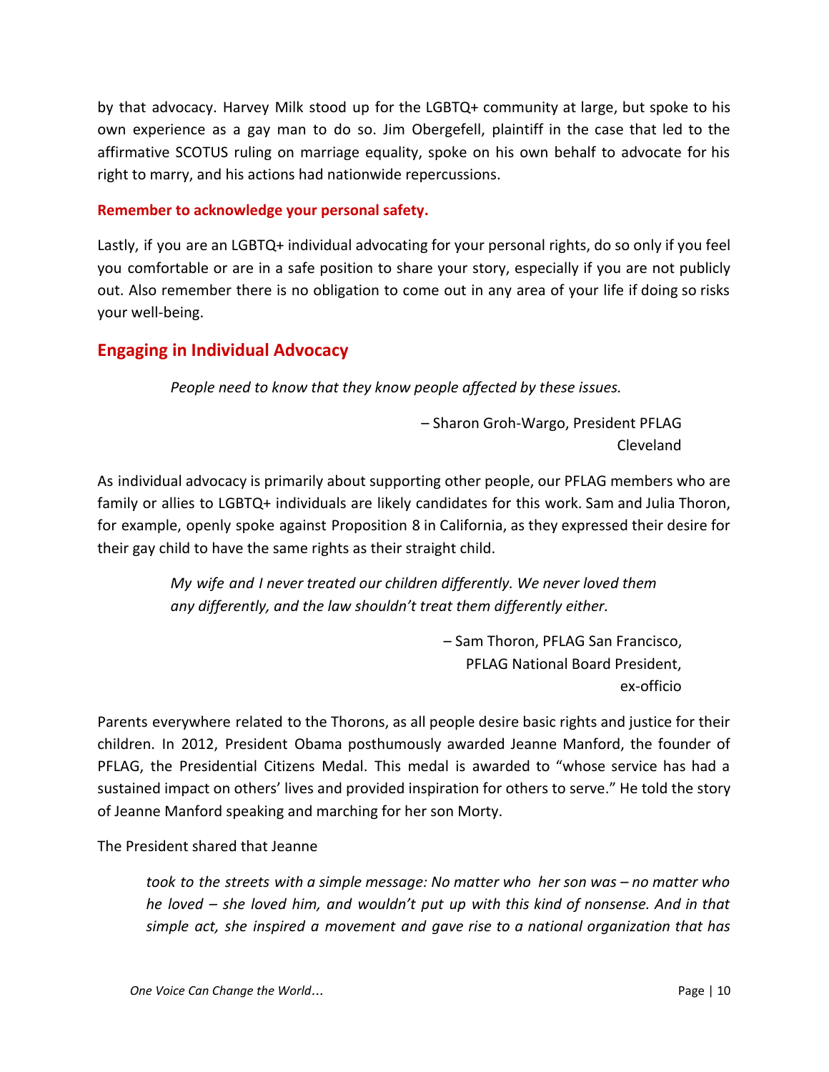by that advocacy. Harvey Milk stood up for the LGBTQ+ community at large, but spoke to his own experience as a gay man to do so. Jim Obergefell, plaintiff in the case that led to the affirmative SCOTUS ruling on marriage equality, spoke on his own behalf to advocate for his right to marry, and his actions had nationwide repercussions.

**Remember to acknowledge your personal safety.**

Lastly, if you are an LGBTQ+ individual advocating for your personal rights, do so only if you feel you comfortable or are in a safe position to share your story, especially if you are not publicly out. Also remember there is no obligation to come out in any area of your life if doing so risks your well-being.

## Engaging in Individual Advocacy

> *People need to know that they know people affected by these issues.*
>
> – Sharon Groh-Wargo, President PFLAG Cleveland

As individual advocacy is primarily about supporting other people, our PFLAG members who are family or allies to LGBTQ+ individuals are likely candidates for this work. Sam and Julia Thoron, for example, openly spoke against Proposition 8 in California, as they expressed their desire for their gay child to have the same rights as their straight child.

> *My wife and I never treated our children differently. We never loved them any differently, and the law shouldn't treat them differently either.*
>
> – Sam Thoron, PFLAG San Francisco, PFLAG National Board President, ex-officio

Parents everywhere related to the Thorons, as all people desire basic rights and justice for their children. In 2012, President Obama posthumously awarded Jeanne Manford, the founder of PFLAG, the Presidential Citizens Medal. This medal is awarded to "whose service has had a sustained impact on others' lives and provided inspiration for others to serve." He told the story of Jeanne Manford speaking and marching for her son Morty.

The President shared that Jeanne

> *took to the streets with a simple message: No matter who her son was – no matter who he loved – she loved him, and wouldn't put up with this kind of nonsense. And in that simple act, she inspired a movement and gave rise to a national organization that has*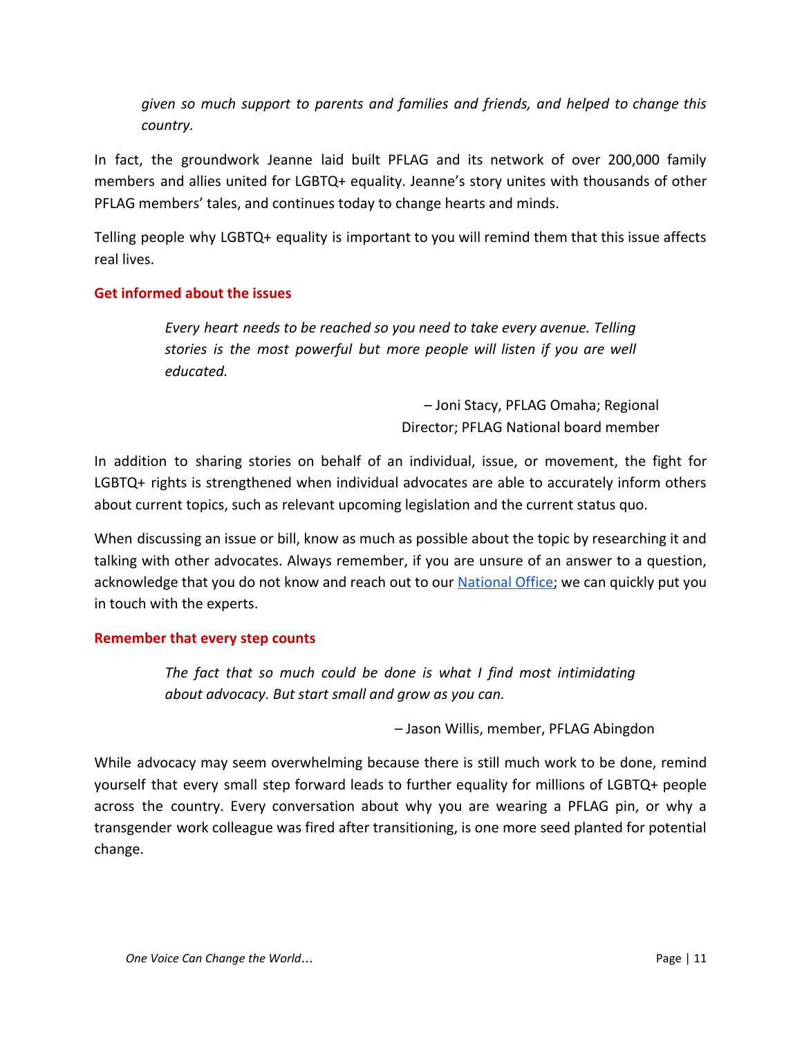*given so much support to parents and families and friends, and helped to change this country.*

In fact, the groundwork Jeanne laid built PFLAG and its network of over 200,000 family members and allies united for LGBTQ+ equality. Jeanne's story unites with thousands of other PFLAG members' tales, and continues today to change hearts and minds.

Telling people why LGBTQ+ equality is important to you will remind them that this issue affects real lives.

### Get informed about the issues

> *Every heart needs to be reached so you need to take every avenue. Telling stories is the most powerful but more people will listen if you are well educated.*
>
> – Joni Stacy, PFLAG Omaha; Regional Director; PFLAG National board member

In addition to sharing stories on behalf of an individual, issue, or movement, the fight for LGBTQ+ rights is strengthened when individual advocates are able to accurately inform others about current topics, such as relevant upcoming legislation and the current status quo.

When discussing an issue or bill, know as much as possible about the topic by researching it and talking with other advocates. Always remember, if you are unsure of an answer to a question, acknowledge that you do not know and reach out to our National Office; we can quickly put you in touch with the experts.

### Remember that every step counts

> *The fact that so much could be done is what I find most intimidating about advocacy. But start small and grow as you can.*
>
> – Jason Willis, member, PFLAG Abingdon

While advocacy may seem overwhelming because there is still much work to be done, remind yourself that every small step forward leads to further equality for millions of LGBTQ+ people across the country. Every conversation about why you are wearing a PFLAG pin, or why a transgender work colleague was fired after transitioning, is one more seed planted for potential change.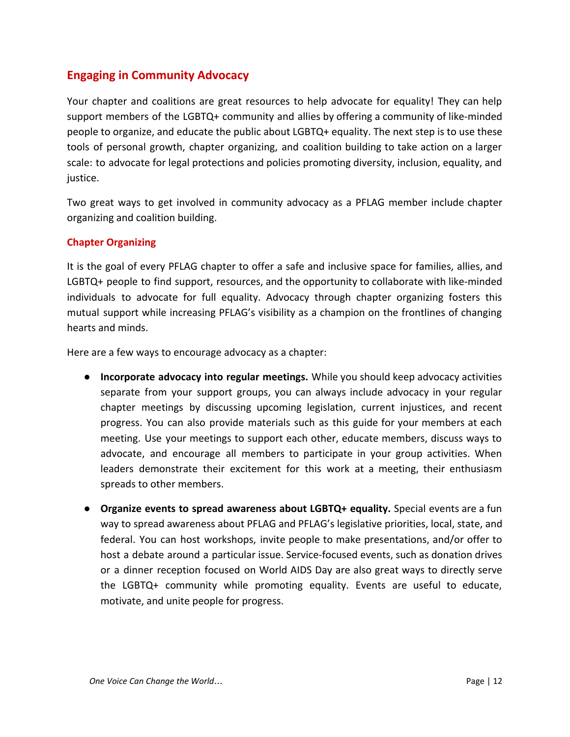## Engaging in Community Advocacy

Your chapter and coalitions are great resources to help advocate for equality! They can help support members of the LGBTQ+ community and allies by offering a community of like-minded people to organize, and educate the public about LGBTQ+ equality. The next step is to use these tools of personal growth, chapter organizing, and coalition building to take action on a larger scale: to advocate for legal protections and policies promoting diversity, inclusion, equality, and justice.

Two great ways to get involved in community advocacy as a PFLAG member include chapter organizing and coalition building.

### Chapter Organizing

It is the goal of every PFLAG chapter to offer a safe and inclusive space for families, allies, and LGBTQ+ people to find support, resources, and the opportunity to collaborate with like-minded individuals to advocate for full equality. Advocacy through chapter organizing fosters this mutual support while increasing PFLAG's visibility as a champion on the frontlines of changing hearts and minds.

Here are a few ways to encourage advocacy as a chapter:

- **Incorporate advocacy into regular meetings.** While you should keep advocacy activities separate from your support groups, you can always include advocacy in your regular chapter meetings by discussing upcoming legislation, current injustices, and recent progress. You can also provide materials such as this guide for your members at each meeting. Use your meetings to support each other, educate members, discuss ways to advocate, and encourage all members to participate in your group activities. When leaders demonstrate their excitement for this work at a meeting, their enthusiasm spreads to other members.

- **Organize events to spread awareness about LGBTQ+ equality.** Special events are a fun way to spread awareness about PFLAG and PFLAG's legislative priorities, local, state, and federal. You can host workshops, invite people to make presentations, and/or offer to host a debate around a particular issue. Service-focused events, such as donation drives or a dinner reception focused on World AIDS Day are also great ways to directly serve the LGBTQ+ community while promoting equality. Events are useful to educate, motivate, and unite people for progress.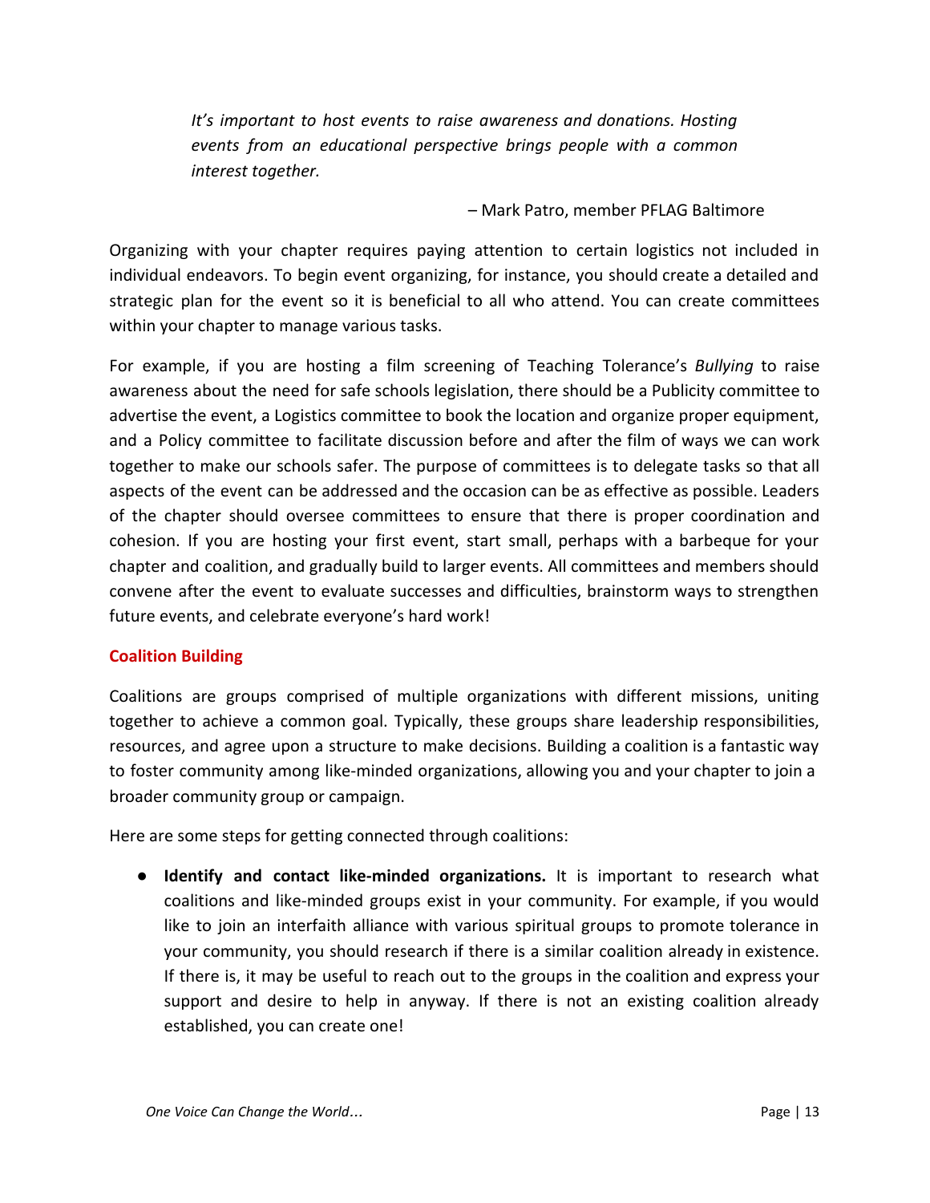> *It's important to host events to raise awareness and donations. Hosting events from an educational perspective brings people with a common interest together.*
>
> – Mark Patro, member PFLAG Baltimore

Organizing with your chapter requires paying attention to certain logistics not included in individual endeavors. To begin event organizing, for instance, you should create a detailed and strategic plan for the event so it is beneficial to all who attend. You can create committees within your chapter to manage various tasks.

For example, if you are hosting a film screening of Teaching Tolerance's *Bullying* to raise awareness about the need for safe schools legislation, there should be a Publicity committee to advertise the event, a Logistics committee to book the location and organize proper equipment, and a Policy committee to facilitate discussion before and after the film of ways we can work together to make our schools safer. The purpose of committees is to delegate tasks so that all aspects of the event can be addressed and the occasion can be as effective as possible. Leaders of the chapter should oversee committees to ensure that there is proper coordination and cohesion. If you are hosting your first event, start small, perhaps with a barbeque for your chapter and coalition, and gradually build to larger events. All committees and members should convene after the event to evaluate successes and difficulties, brainstorm ways to strengthen future events, and celebrate everyone's hard work!

### Coalition Building

Coalitions are groups comprised of multiple organizations with different missions, uniting together to achieve a common goal. Typically, these groups share leadership responsibilities, resources, and agree upon a structure to make decisions. Building a coalition is a fantastic way to foster community among like-minded organizations, allowing you and your chapter to join a broader community group or campaign.

Here are some steps for getting connected through coalitions:

- **Identify and contact like-minded organizations.** It is important to research what coalitions and like-minded groups exist in your community. For example, if you would like to join an interfaith alliance with various spiritual groups to promote tolerance in your community, you should research if there is a similar coalition already in existence. If there is, it may be useful to reach out to the groups in the coalition and express your support and desire to help in anyway. If there is not an existing coalition already established, you can create one!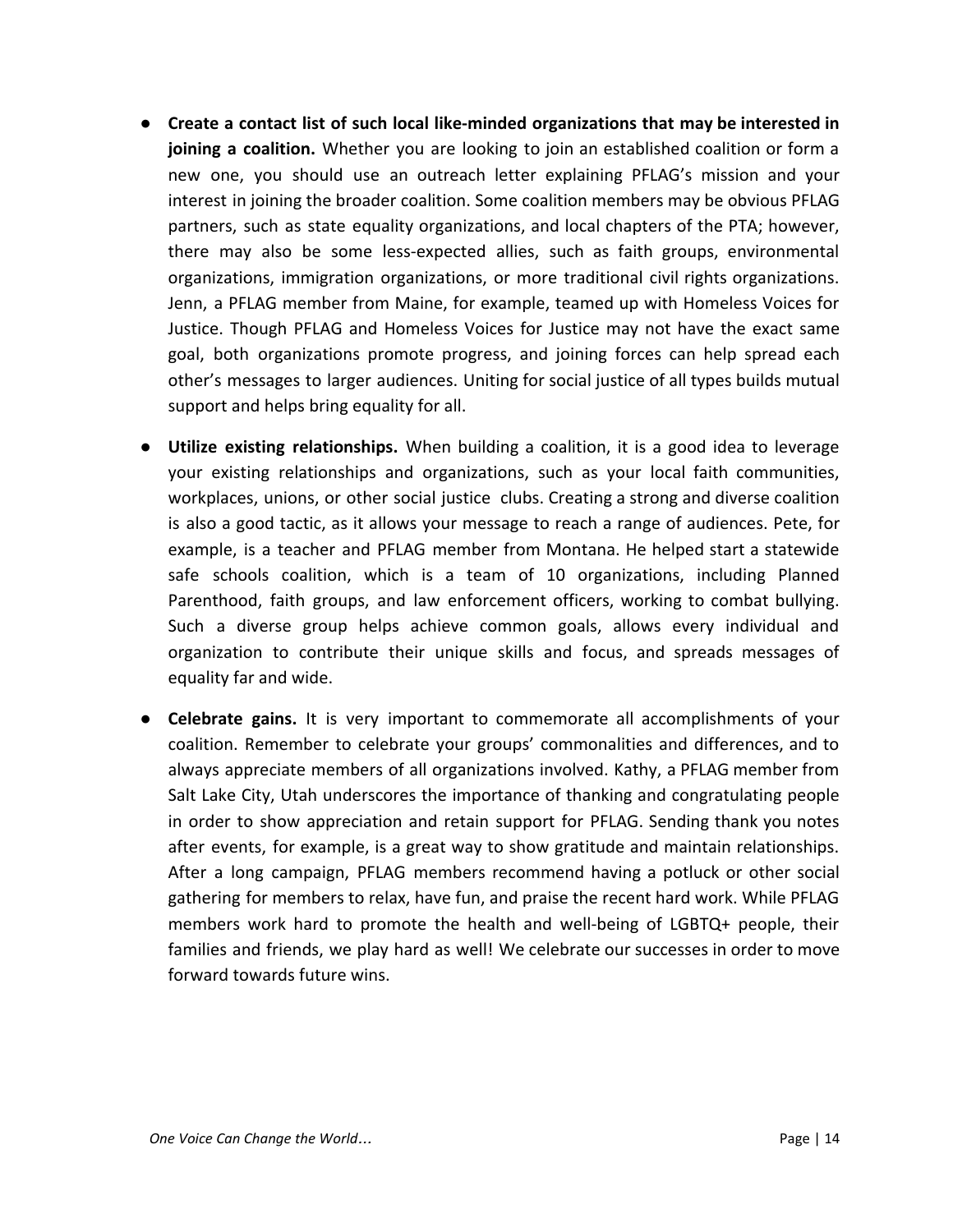- **Create a contact list of such local like-minded organizations that may be interested in joining a coalition.** Whether you are looking to join an established coalition or form a new one, you should use an outreach letter explaining PFLAG's mission and your interest in joining the broader coalition. Some coalition members may be obvious PFLAG partners, such as state equality organizations, and local chapters of the PTA; however, there may also be some less-expected allies, such as faith groups, environmental organizations, immigration organizations, or more traditional civil rights organizations. Jenn, a PFLAG member from Maine, for example, teamed up with Homeless Voices for Justice. Though PFLAG and Homeless Voices for Justice may not have the exact same goal, both organizations promote progress, and joining forces can help spread each other's messages to larger audiences. Uniting for social justice of all types builds mutual support and helps bring equality for all.

- **Utilize existing relationships.** When building a coalition, it is a good idea to leverage your existing relationships and organizations, such as your local faith communities, workplaces, unions, or other social justice clubs. Creating a strong and diverse coalition is also a good tactic, as it allows your message to reach a range of audiences. Pete, for example, is a teacher and PFLAG member from Montana. He helped start a statewide safe schools coalition, which is a team of 10 organizations, including Planned Parenthood, faith groups, and law enforcement officers, working to combat bullying. Such a diverse group helps achieve common goals, allows every individual and organization to contribute their unique skills and focus, and spreads messages of equality far and wide.

- **Celebrate gains.** It is very important to commemorate all accomplishments of your coalition. Remember to celebrate your groups' commonalities and differences, and to always appreciate members of all organizations involved. Kathy, a PFLAG member from Salt Lake City, Utah underscores the importance of thanking and congratulating people in order to show appreciation and retain support for PFLAG. Sending thank you notes after events, for example, is a great way to show gratitude and maintain relationships. After a long campaign, PFLAG members recommend having a potluck or other social gathering for members to relax, have fun, and praise the recent hard work. While PFLAG members work hard to promote the health and well-being of LGBTQ+ people, their families and friends, we play hard as well! We celebrate our successes in order to move forward towards future wins.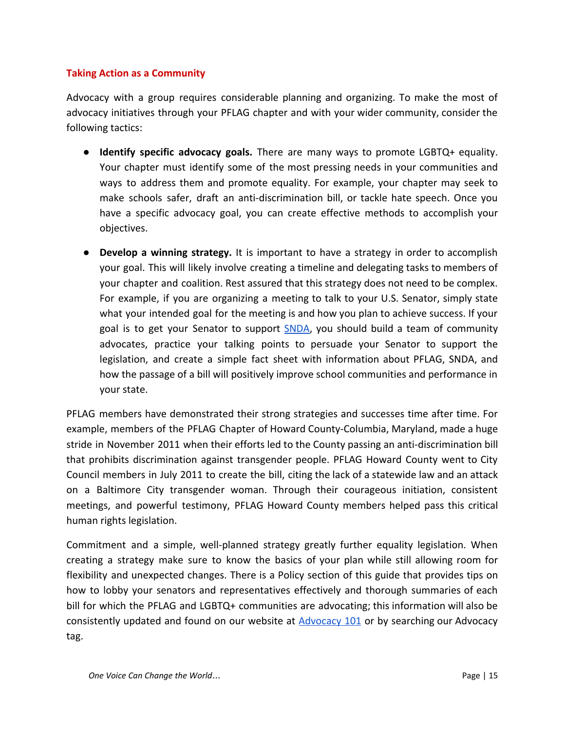## Taking Action as a Community

Advocacy with a group requires considerable planning and organizing. To make the most of advocacy initiatives through your PFLAG chapter and with your wider community, consider the following tactics:

- **Identify specific advocacy goals.** There are many ways to promote LGBTQ+ equality. Your chapter must identify some of the most pressing needs in your communities and ways to address them and promote equality. For example, your chapter may seek to make schools safer, draft an anti-discrimination bill, or tackle hate speech. Once you have a specific advocacy goal, you can create effective methods to accomplish your objectives.
- **Develop a winning strategy.** It is important to have a strategy in order to accomplish your goal. This will likely involve creating a timeline and delegating tasks to members of your chapter and coalition. Rest assured that this strategy does not need to be complex. For example, if you are organizing a meeting to talk to your U.S. Senator, simply state what your intended goal for the meeting is and how you plan to achieve success. If your goal is to get your Senator to support SNDA, you should build a team of community advocates, practice your talking points to persuade your Senator to support the legislation, and create a simple fact sheet with information about PFLAG, SNDA, and how the passage of a bill will positively improve school communities and performance in your state.

PFLAG members have demonstrated their strong strategies and successes time after time. For example, members of the PFLAG Chapter of Howard County-Columbia, Maryland, made a huge stride in November 2011 when their efforts led to the County passing an anti-discrimination bill that prohibits discrimination against transgender people. PFLAG Howard County went to City Council members in July 2011 to create the bill, citing the lack of a statewide law and an attack on a Baltimore City transgender woman. Through their courageous initiation, consistent meetings, and powerful testimony, PFLAG Howard County members helped pass this critical human rights legislation.

Commitment and a simple, well-planned strategy greatly further equality legislation. When creating a strategy make sure to know the basics of your plan while still allowing room for flexibility and unexpected changes. There is a Policy section of this guide that provides tips on how to lobby your senators and representatives effectively and thorough summaries of each bill for which the PFLAG and LGBTQ+ communities are advocating; this information will also be consistently updated and found on our website at Advocacy 101 or by searching our Advocacy tag.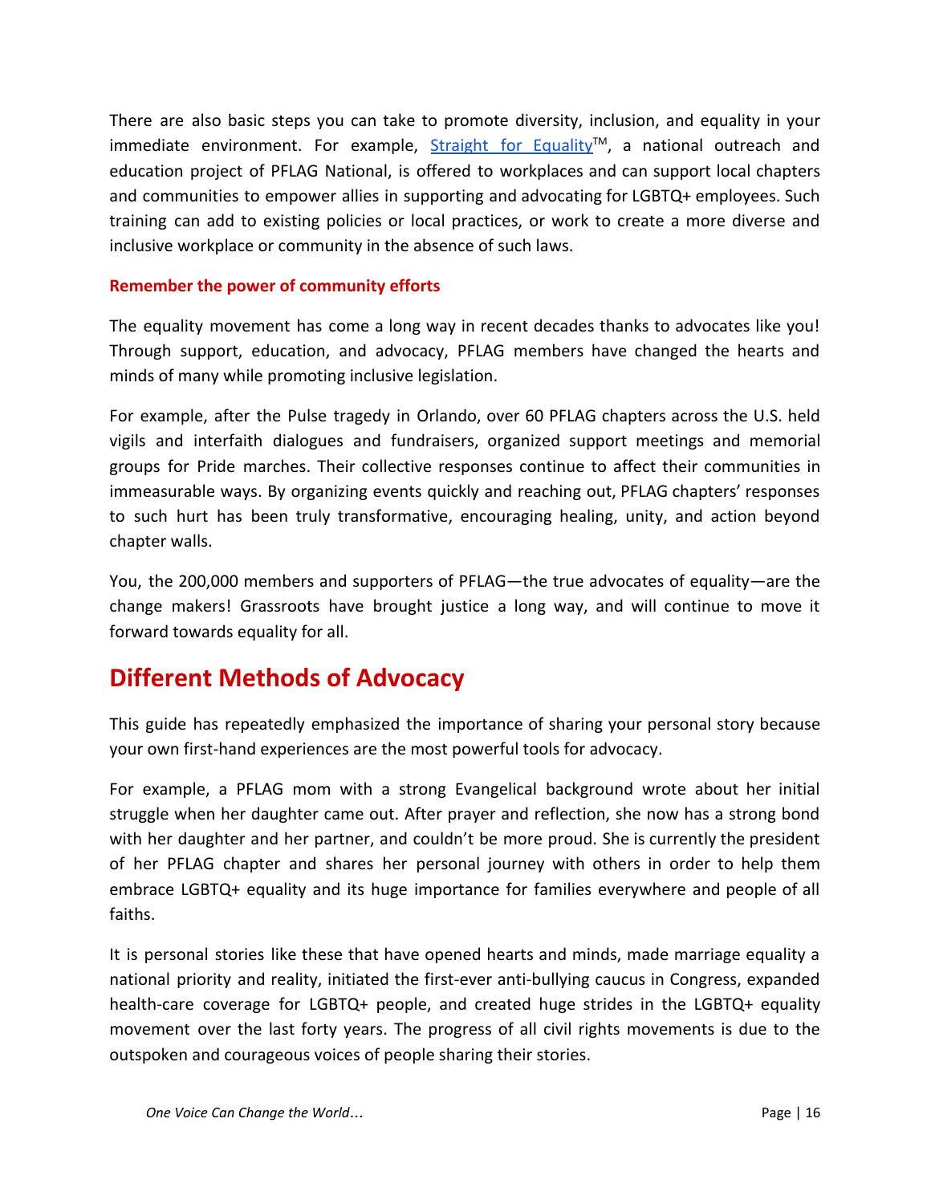There are also basic steps you can take to promote diversity, inclusion, and equality in your immediate environment. For example, [Straight for Equality™](), a national outreach and education project of PFLAG National, is offered to workplaces and can support local chapters and communities to empower allies in supporting and advocating for LGBTQ+ employees. Such training can add to existing policies or local practices, or work to create a more diverse and inclusive workplace or community in the absence of such laws.

**Remember the power of community efforts**

The equality movement has come a long way in recent decades thanks to advocates like you! Through support, education, and advocacy, PFLAG members have changed the hearts and minds of many while promoting inclusive legislation.

For example, after the Pulse tragedy in Orlando, over 60 PFLAG chapters across the U.S. held vigils and interfaith dialogues and fundraisers, organized support meetings and memorial groups for Pride marches. Their collective responses continue to affect their communities in immeasurable ways. By organizing events quickly and reaching out, PFLAG chapters' responses to such hurt has been truly transformative, encouraging healing, unity, and action beyond chapter walls.

You, the 200,000 members and supporters of PFLAG—the true advocates of equality—are the change makers! Grassroots have brought justice a long way, and will continue to move it forward towards equality for all.

## Different Methods of Advocacy

This guide has repeatedly emphasized the importance of sharing your personal story because your own first-hand experiences are the most powerful tools for advocacy.

For example, a PFLAG mom with a strong Evangelical background wrote about her initial struggle when her daughter came out. After prayer and reflection, she now has a strong bond with her daughter and her partner, and couldn't be more proud. She is currently the president of her PFLAG chapter and shares her personal journey with others in order to help them embrace LGBTQ+ equality and its huge importance for families everywhere and people of all faiths.

It is personal stories like these that have opened hearts and minds, made marriage equality a national priority and reality, initiated the first-ever anti-bullying caucus in Congress, expanded health-care coverage for LGBTQ+ people, and created huge strides in the LGBTQ+ equality movement over the last forty years. The progress of all civil rights movements is due to the outspoken and courageous voices of people sharing their stories.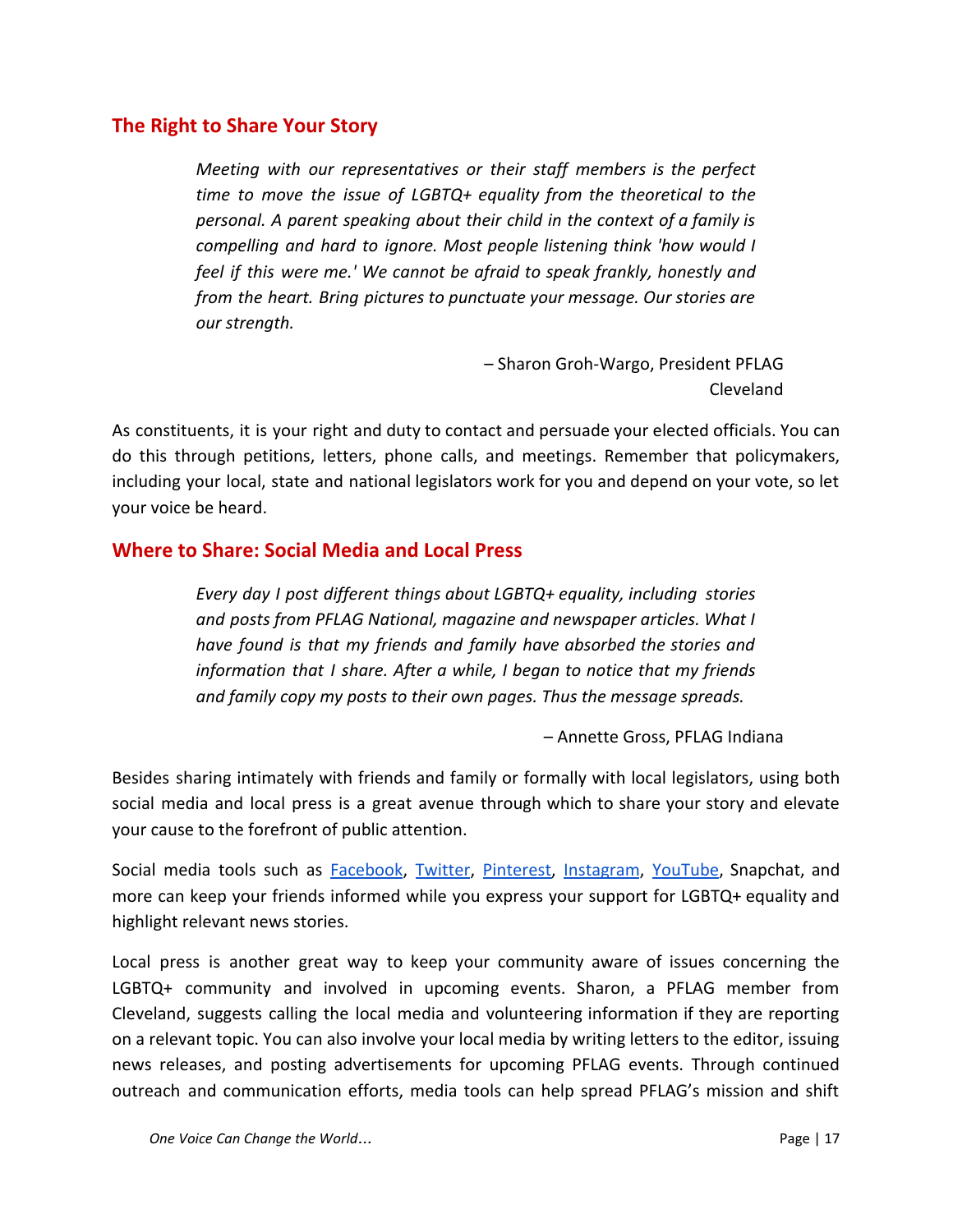## The Right to Share Your Story

> *Meeting with our representatives or their staff members is the perfect time to move the issue of LGBTQ+ equality from the theoretical to the personal. A parent speaking about their child in the context of a family is compelling and hard to ignore. Most people listening think 'how would I feel if this were me.' We cannot be afraid to speak frankly, honestly and from the heart. Bring pictures to punctuate your message. Our stories are our strength.*
>
> – Sharon Groh-Wargo, President PFLAG Cleveland

As constituents, it is your right and duty to contact and persuade your elected officials. You can do this through petitions, letters, phone calls, and meetings. Remember that policymakers, including your local, state and national legislators work for you and depend on your vote, so let your voice be heard.

## Where to Share: Social Media and Local Press

> *Every day I post different things about LGBTQ+ equality, including stories and posts from PFLAG National, magazine and newspaper articles. What I have found is that my friends and family have absorbed the stories and information that I share. After a while, I began to notice that my friends and family copy my posts to their own pages. Thus the message spreads.*
>
> – Annette Gross, PFLAG Indiana

Besides sharing intimately with friends and family or formally with local legislators, using both social media and local press is a great avenue through which to share your story and elevate your cause to the forefront of public attention.

Social media tools such as Facebook, Twitter, Pinterest, Instagram, YouTube, Snapchat, and more can keep your friends informed while you express your support for LGBTQ+ equality and highlight relevant news stories.

Local press is another great way to keep your community aware of issues concerning the LGBTQ+ community and involved in upcoming events. Sharon, a PFLAG member from Cleveland, suggests calling the local media and volunteering information if they are reporting on a relevant topic. You can also involve your local media by writing letters to the editor, issuing news releases, and posting advertisements for upcoming PFLAG events. Through continued outreach and communication efforts, media tools can help spread PFLAG's mission and shift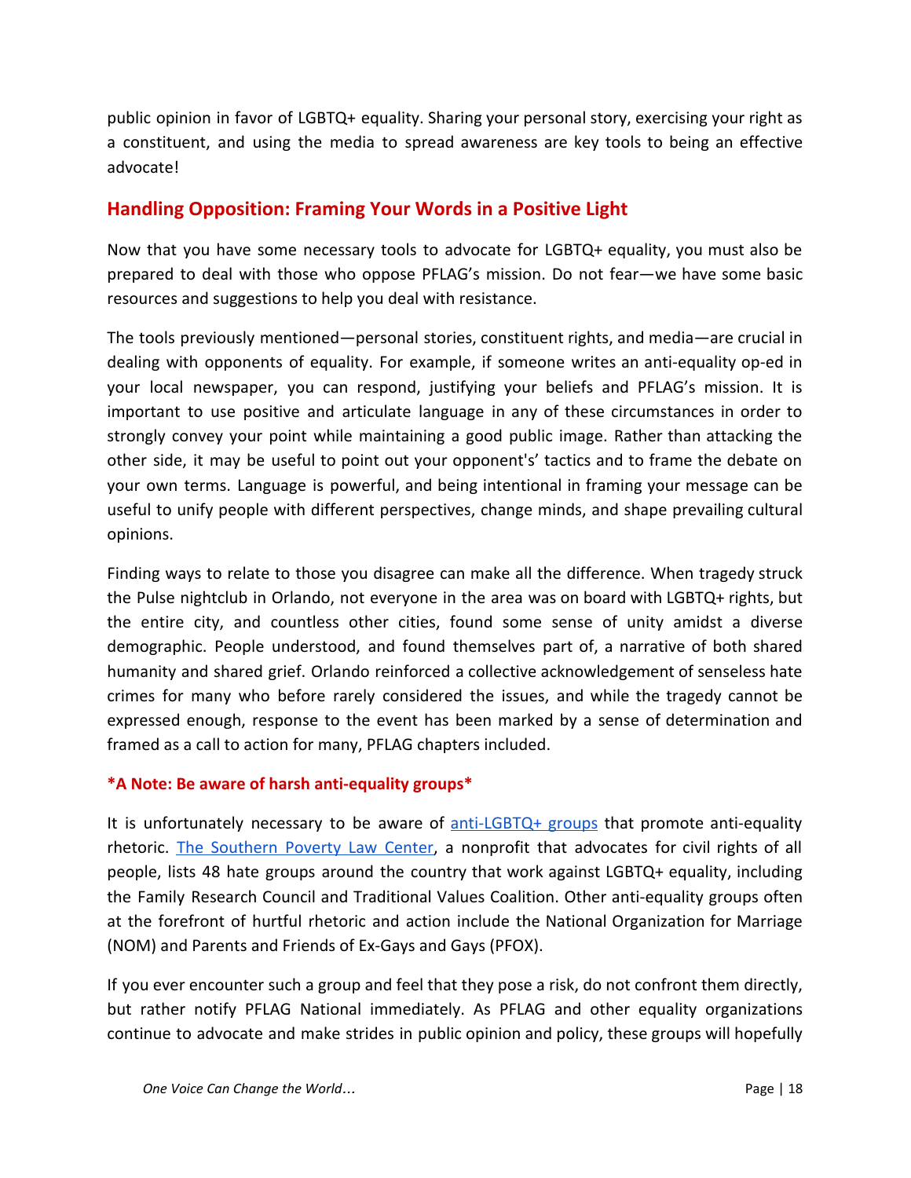public opinion in favor of LGBTQ+ equality. Sharing your personal story, exercising your right as a constituent, and using the media to spread awareness are key tools to being an effective advocate!

## Handling Opposition: Framing Your Words in a Positive Light

Now that you have some necessary tools to advocate for LGBTQ+ equality, you must also be prepared to deal with those who oppose PFLAG's mission. Do not fear—we have some basic resources and suggestions to help you deal with resistance.

The tools previously mentioned—personal stories, constituent rights, and media—are crucial in dealing with opponents of equality. For example, if someone writes an anti-equality op-ed in your local newspaper, you can respond, justifying your beliefs and PFLAG's mission. It is important to use positive and articulate language in any of these circumstances in order to strongly convey your point while maintaining a good public image. Rather than attacking the other side, it may be useful to point out your opponent's' tactics and to frame the debate on your own terms. Language is powerful, and being intentional in framing your message can be useful to unify people with different perspectives, change minds, and shape prevailing cultural opinions.

Finding ways to relate to those you disagree can make all the difference. When tragedy struck the Pulse nightclub in Orlando, not everyone in the area was on board with LGBTQ+ rights, but the entire city, and countless other cities, found some sense of unity amidst a diverse demographic. People understood, and found themselves part of, a narrative of both shared humanity and shared grief. Orlando reinforced a collective acknowledgement of senseless hate crimes for many who before rarely considered the issues, and while the tragedy cannot be expressed enough, response to the event has been marked by a sense of determination and framed as a call to action for many, PFLAG chapters included.

### *A Note: Be aware of harsh anti-equality groups*

It is unfortunately necessary to be aware of anti-LGBTQ+ groups that promote anti-equality rhetoric. The Southern Poverty Law Center, a nonprofit that advocates for civil rights of all people, lists 48 hate groups around the country that work against LGBTQ+ equality, including the Family Research Council and Traditional Values Coalition. Other anti-equality groups often at the forefront of hurtful rhetoric and action include the National Organization for Marriage (NOM) and Parents and Friends of Ex-Gays and Gays (PFOX).

If you ever encounter such a group and feel that they pose a risk, do not confront them directly, but rather notify PFLAG National immediately. As PFLAG and other equality organizations continue to advocate and make strides in public opinion and policy, these groups will hopefully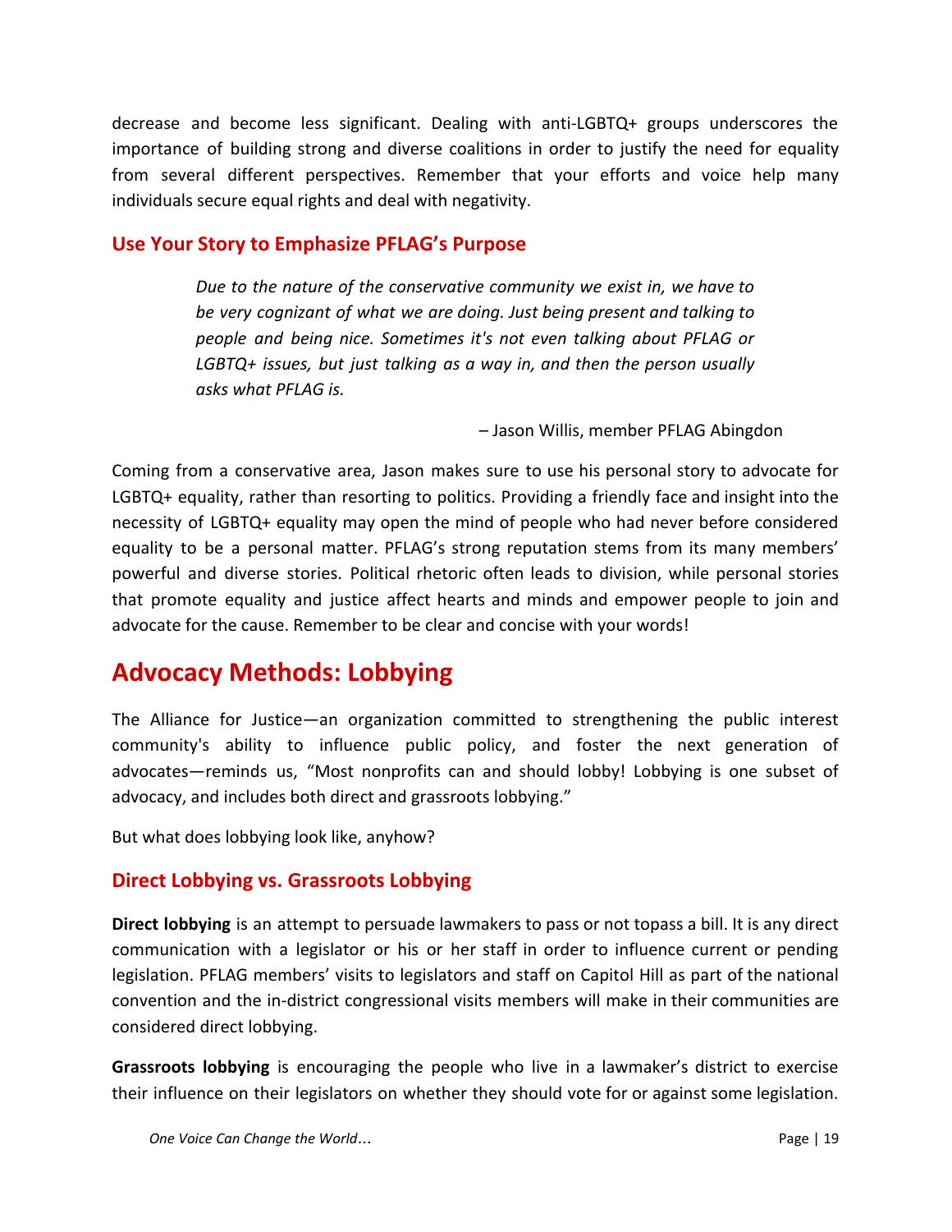decrease and become less significant. Dealing with anti-LGBTQ+ groups underscores the importance of building strong and diverse coalitions in order to justify the need for equality from several different perspectives. Remember that your efforts and voice help many individuals secure equal rights and deal with negativity.

### Use Your Story to Emphasize PFLAG's Purpose

> *Due to the nature of the conservative community we exist in, we have to be very cognizant of what we are doing. Just being present and talking to people and being nice. Sometimes it's not even talking about PFLAG or LGBTQ+ issues, but just talking as a way in, and then the person usually asks what PFLAG is.*
>
> – Jason Willis, member PFLAG Abingdon

Coming from a conservative area, Jason makes sure to use his personal story to advocate for LGBTQ+ equality, rather than resorting to politics. Providing a friendly face and insight into the necessity of LGBTQ+ equality may open the mind of people who had never before considered equality to be a personal matter. PFLAG's strong reputation stems from its many members' powerful and diverse stories. Political rhetoric often leads to division, while personal stories that promote equality and justice affect hearts and minds and empower people to join and advocate for the cause. Remember to be clear and concise with your words!

## Advocacy Methods: Lobbying

The Alliance for Justice—an organization committed to strengthening the public interest community's ability to influence public policy, and foster the next generation of advocates—reminds us, "Most nonprofits can and should lobby! Lobbying is one subset of advocacy, and includes both direct and grassroots lobbying."

But what does lobbying look like, anyhow?

### Direct Lobbying vs. Grassroots Lobbying

**Direct lobbying** is an attempt to persuade lawmakers to pass or not topass a bill. It is any direct communication with a legislator or his or her staff in order to influence current or pending legislation. PFLAG members' visits to legislators and staff on Capitol Hill as part of the national convention and the in-district congressional visits members will make in their communities are considered direct lobbying.

**Grassroots lobbying** is encouraging the people who live in a lawmaker's district to exercise their influence on their legislators on whether they should vote for or against some legislation.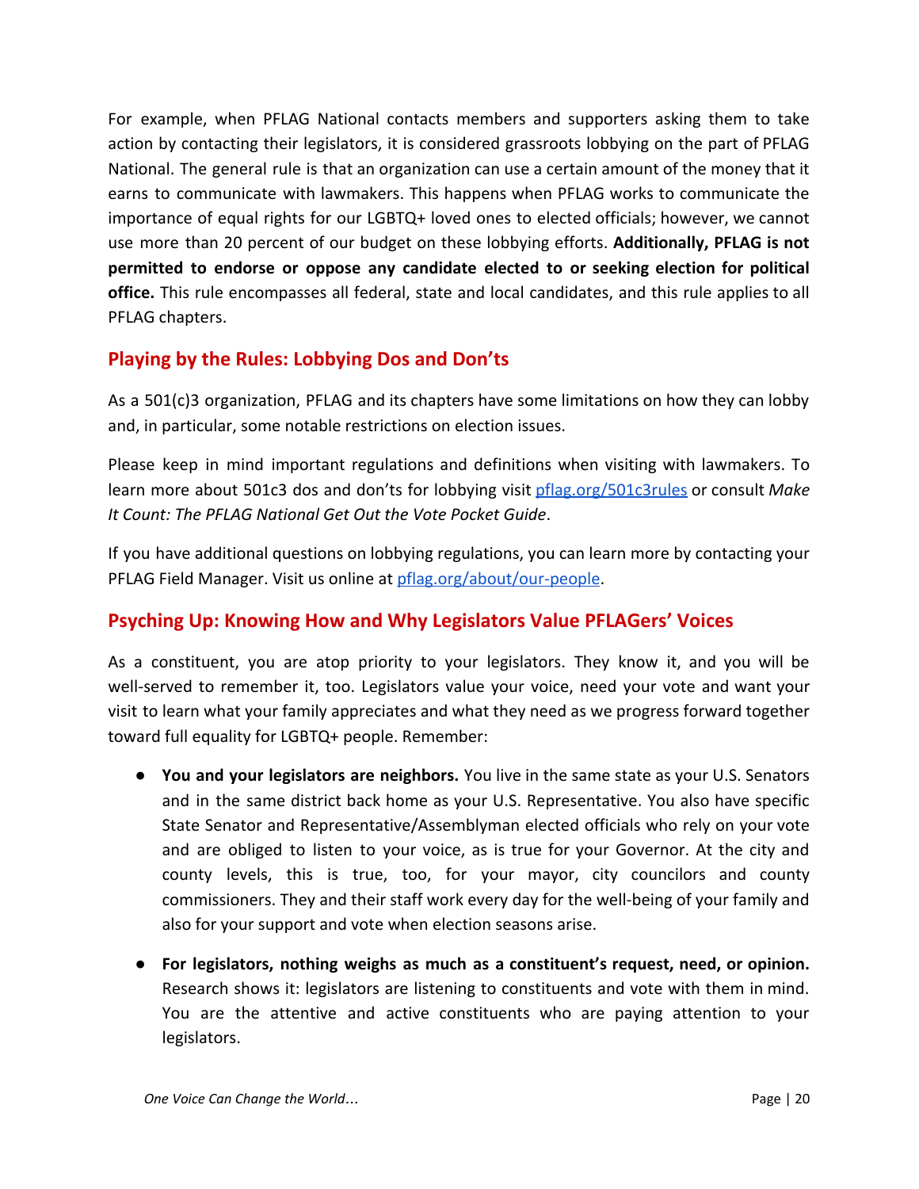For example, when PFLAG National contacts members and supporters asking them to take action by contacting their legislators, it is considered grassroots lobbying on the part of PFLAG National. The general rule is that an organization can use a certain amount of the money that it earns to communicate with lawmakers. This happens when PFLAG works to communicate the importance of equal rights for our LGBTQ+ loved ones to elected officials; however, we cannot use more than 20 percent of our budget on these lobbying efforts. **Additionally, PFLAG is not permitted to endorse or oppose any candidate elected to or seeking election for political office.** This rule encompasses all federal, state and local candidates, and this rule applies to all PFLAG chapters.

## Playing by the Rules: Lobbying Dos and Don'ts

As a 501(c)3 organization, PFLAG and its chapters have some limitations on how they can lobby and, in particular, some notable restrictions on election issues.

Please keep in mind important regulations and definitions when visiting with lawmakers. To learn more about 501c3 dos and don'ts for lobbying visit [pflag.org/501c3rules](pflag.org/501c3rules) or consult *Make It Count: The PFLAG National Get Out the Vote Pocket Guide*.

If you have additional questions on lobbying regulations, you can learn more by contacting your PFLAG Field Manager. Visit us online at [pflag.org/about/our-people](pflag.org/about/our-people).

## Psyching Up: Knowing How and Why Legislators Value PFLAGers' Voices

As a constituent, you are atop priority to your legislators. They know it, and you will be well-served to remember it, too. Legislators value your voice, need your vote and want your visit to learn what your family appreciates and what they need as we progress forward together toward full equality for LGBTQ+ people. Remember:

- **You and your legislators are neighbors.** You live in the same state as your U.S. Senators and in the same district back home as your U.S. Representative. You also have specific State Senator and Representative/Assemblyman elected officials who rely on your vote and are obliged to listen to your voice, as is true for your Governor. At the city and county levels, this is true, too, for your mayor, city councilors and county commissioners. They and their staff work every day for the well-being of your family and also for your support and vote when election seasons arise.
- **For legislators, nothing weighs as much as a constituent's request, need, or opinion.** Research shows it: legislators are listening to constituents and vote with them in mind. You are the attentive and active constituents who are paying attention to your legislators.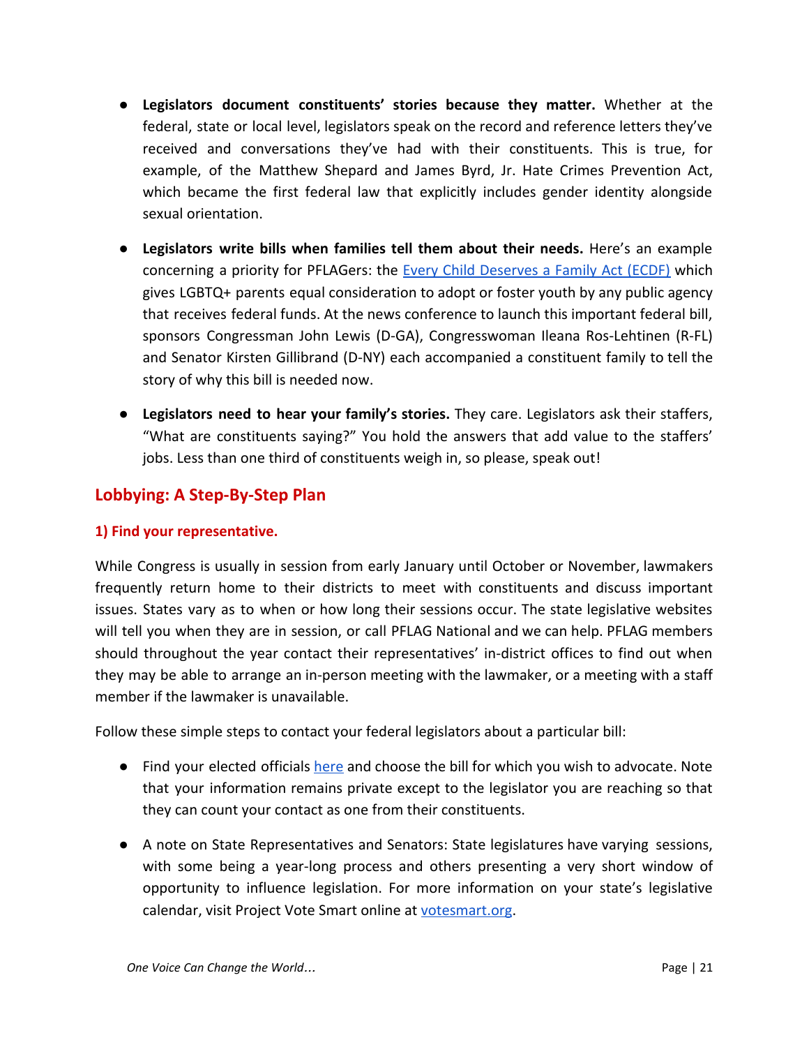- **Legislators document constituents' stories because they matter.** Whether at the federal, state or local level, legislators speak on the record and reference letters they've received and conversations they've had with their constituents. This is true, for example, of the Matthew Shepard and James Byrd, Jr. Hate Crimes Prevention Act, which became the first federal law that explicitly includes gender identity alongside sexual orientation.

- **Legislators write bills when families tell them about their needs.** Here's an example concerning a priority for PFLAGers: the Every Child Deserves a Family Act (ECDF) which gives LGBTQ+ parents equal consideration to adopt or foster youth by any public agency that receives federal funds. At the news conference to launch this important federal bill, sponsors Congressman John Lewis (D-GA), Congresswoman Ileana Ros-Lehtinen (R-FL) and Senator Kirsten Gillibrand (D-NY) each accompanied a constituent family to tell the story of why this bill is needed now.

- **Legislators need to hear your family's stories.** They care. Legislators ask their staffers, "What are constituents saying?" You hold the answers that add value to the staffers' jobs. Less than one third of constituents weigh in, so please, speak out!

## Lobbying: A Step-By-Step Plan

### 1) Find your representative.

While Congress is usually in session from early January until October or November, lawmakers frequently return home to their districts to meet with constituents and discuss important issues. States vary as to when or how long their sessions occur. The state legislative websites will tell you when they are in session, or call PFLAG National and we can help. PFLAG members should throughout the year contact their representatives' in-district offices to find out when they may be able to arrange an in-person meeting with the lawmaker, or a meeting with a staff member if the lawmaker is unavailable.

Follow these simple steps to contact your federal legislators about a particular bill:

- Find your elected officials here and choose the bill for which you wish to advocate. Note that your information remains private except to the legislator you are reaching so that they can count your contact as one from their constituents.

- A note on State Representatives and Senators: State legislatures have varying sessions, with some being a year-long process and others presenting a very short window of opportunity to influence legislation. For more information on your state's legislative calendar, visit Project Vote Smart online at votesmart.org.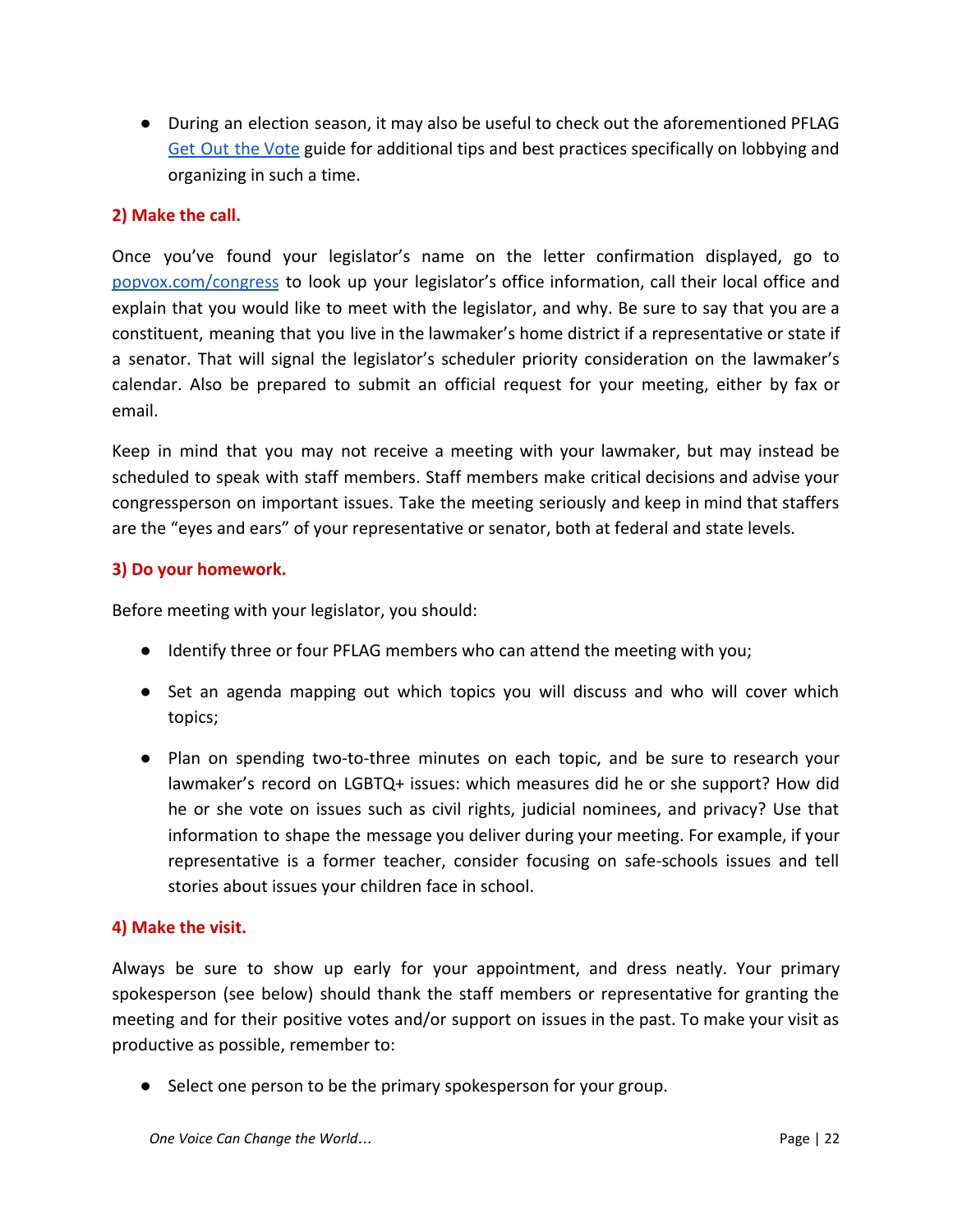- During an election season, it may also be useful to check out the aforementioned PFLAG Get Out the Vote guide for additional tips and best practices specifically on lobbying and organizing in such a time.

**2) Make the call.**

Once you've found your legislator's name on the letter confirmation displayed, go to popvox.com/congress to look up your legislator's office information, call their local office and explain that you would like to meet with the legislator, and why. Be sure to say that you are a constituent, meaning that you live in the lawmaker's home district if a representative or state if a senator. That will signal the legislator's scheduler priority consideration on the lawmaker's calendar. Also be prepared to submit an official request for your meeting, either by fax or email.

Keep in mind that you may not receive a meeting with your lawmaker, but may instead be scheduled to speak with staff members. Staff members make critical decisions and advise your congressperson on important issues. Take the meeting seriously and keep in mind that staffers are the "eyes and ears" of your representative or senator, both at federal and state levels.

**3) Do your homework.**

Before meeting with your legislator, you should:

- Identify three or four PFLAG members who can attend the meeting with you;
- Set an agenda mapping out which topics you will discuss and who will cover which topics;
- Plan on spending two-to-three minutes on each topic, and be sure to research your lawmaker's record on LGBTQ+ issues: which measures did he or she support? How did he or she vote on issues such as civil rights, judicial nominees, and privacy? Use that information to shape the message you deliver during your meeting. For example, if your representative is a former teacher, consider focusing on safe-schools issues and tell stories about issues your children face in school.

**4) Make the visit.**

Always be sure to show up early for your appointment, and dress neatly. Your primary spokesperson (see below) should thank the staff members or representative for granting the meeting and for their positive votes and/or support on issues in the past. To make your visit as productive as possible, remember to:

- Select one person to be the primary spokesperson for your group.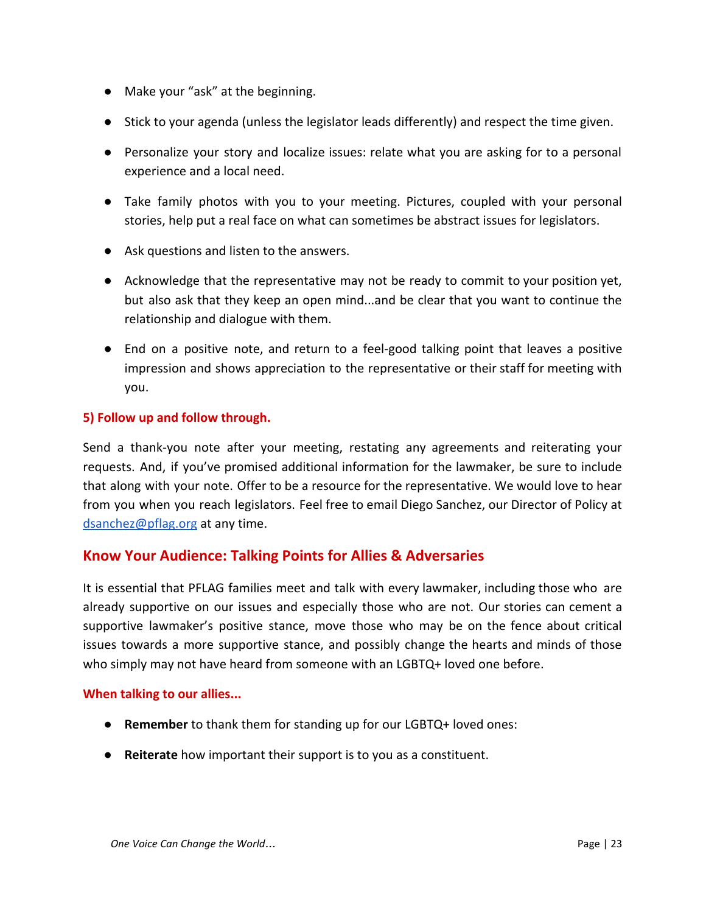- Make your "ask" at the beginning.
- Stick to your agenda (unless the legislator leads differently) and respect the time given.
- Personalize your story and localize issues: relate what you are asking for to a personal experience and a local need.
- Take family photos with you to your meeting. Pictures, coupled with your personal stories, help put a real face on what can sometimes be abstract issues for legislators.
- Ask questions and listen to the answers.
- Acknowledge that the representative may not be ready to commit to your position yet, but also ask that they keep an open mind...and be clear that you want to continue the relationship and dialogue with them.
- End on a positive note, and return to a feel-good talking point that leaves a positive impression and shows appreciation to the representative or their staff for meeting with you.

**5) Follow up and follow through.**

Send a thank-you note after your meeting, restating any agreements and reiterating your requests. And, if you've promised additional information for the lawmaker, be sure to include that along with your note. Offer to be a resource for the representative. We would love to hear from you when you reach legislators. Feel free to email Diego Sanchez, our Director of Policy at dsanchez@pflag.org at any time.

## Know Your Audience: Talking Points for Allies & Adversaries

It is essential that PFLAG families meet and talk with every lawmaker, including those who are already supportive on our issues and especially those who are not. Our stories can cement a supportive lawmaker's positive stance, move those who may be on the fence about critical issues towards a more supportive stance, and possibly change the hearts and minds of those who simply may not have heard from someone with an LGBTQ+ loved one before.

**When talking to our allies...**

- **Remember** to thank them for standing up for our LGBTQ+ loved ones:
- **Reiterate** how important their support is to you as a constituent.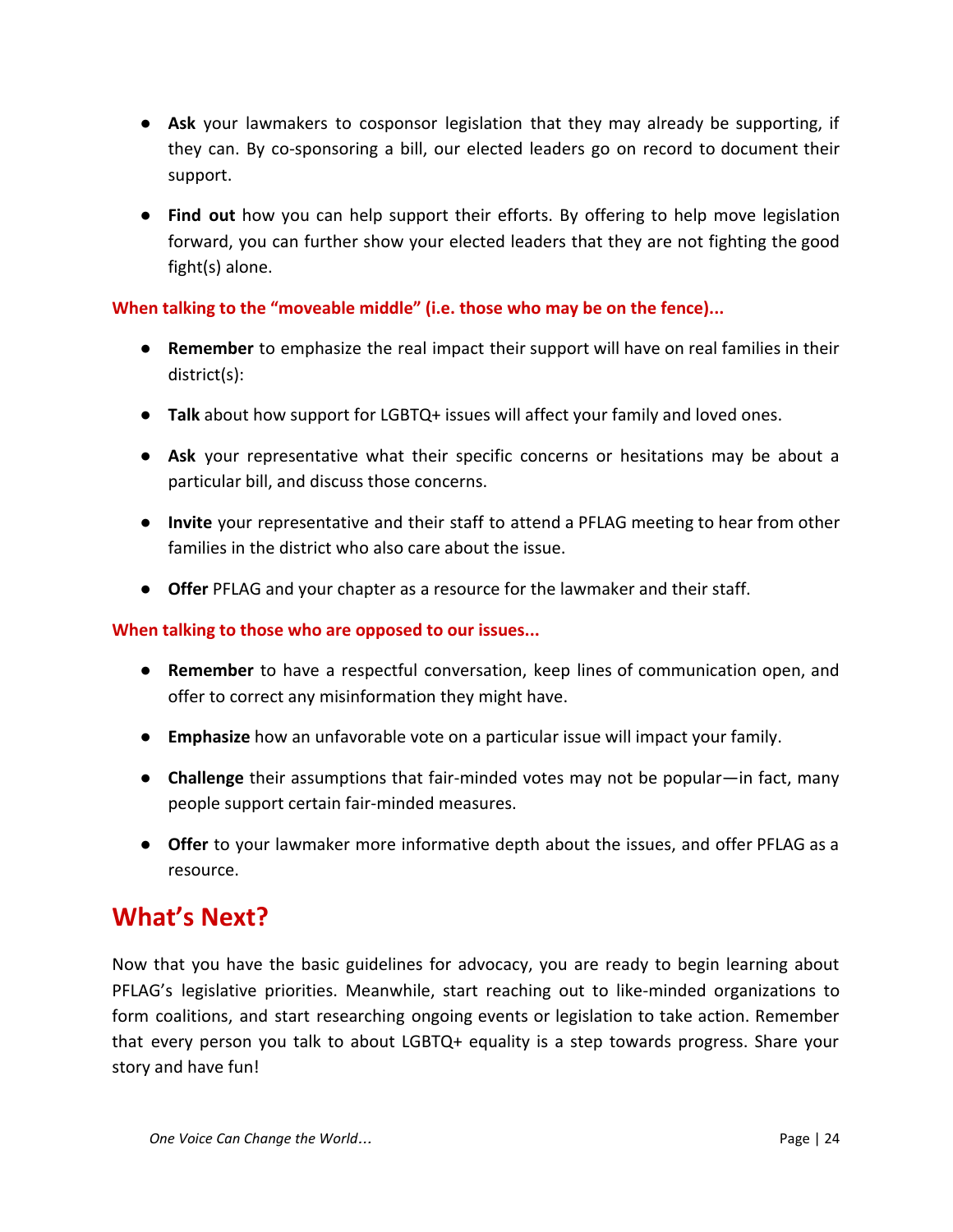- **Ask** your lawmakers to cosponsor legislation that they may already be supporting, if they can. By co-sponsoring a bill, our elected leaders go on record to document their support.

- **Find out** how you can help support their efforts. By offering to help move legislation forward, you can further show your elected leaders that they are not fighting the good fight(s) alone.

**When talking to the "moveable middle" (i.e. those who may be on the fence)...**

- **Remember** to emphasize the real impact their support will have on real families in their district(s):

- **Talk** about how support for LGBTQ+ issues will affect your family and loved ones.

- **Ask** your representative what their specific concerns or hesitations may be about a particular bill, and discuss those concerns.

- **Invite** your representative and their staff to attend a PFLAG meeting to hear from other families in the district who also care about the issue.

- **Offer** PFLAG and your chapter as a resource for the lawmaker and their staff.

**When talking to those who are opposed to our issues...**

- **Remember** to have a respectful conversation, keep lines of communication open, and offer to correct any misinformation they might have.

- **Emphasize** how an unfavorable vote on a particular issue will impact your family.

- **Challenge** their assumptions that fair-minded votes may not be popular—in fact, many people support certain fair-minded measures.

- **Offer** to your lawmaker more informative depth about the issues, and offer PFLAG as a resource.

## What's Next?

Now that you have the basic guidelines for advocacy, you are ready to begin learning about PFLAG's legislative priorities. Meanwhile, start reaching out to like-minded organizations to form coalitions, and start researching ongoing events or legislation to take action. Remember that every person you talk to about LGBTQ+ equality is a step towards progress. Share your story and have fun!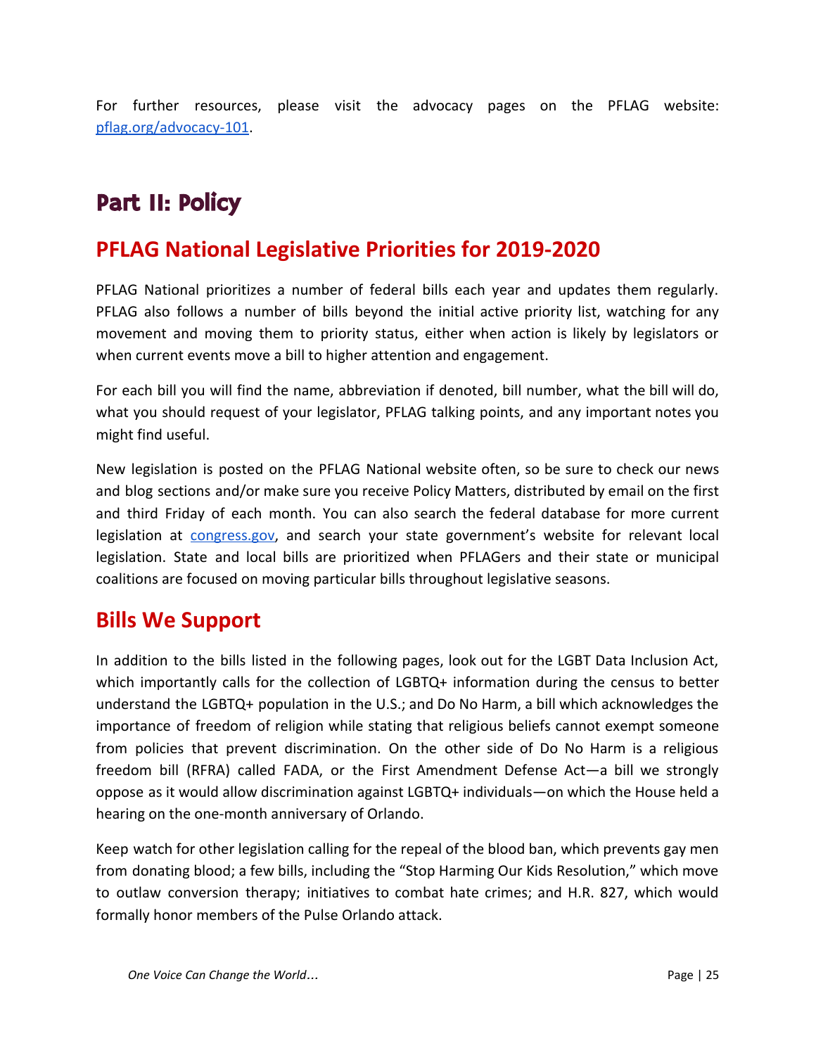For further resources, please visit the advocacy pages on the PFLAG website: [pflag.org/advocacy-101](pflag.org/advocacy-101).

# Part II: Policy

## PFLAG National Legislative Priorities for 2019-2020

PFLAG National prioritizes a number of federal bills each year and updates them regularly. PFLAG also follows a number of bills beyond the initial active priority list, watching for any movement and moving them to priority status, either when action is likely by legislators or when current events move a bill to higher attention and engagement.

For each bill you will find the name, abbreviation if denoted, bill number, what the bill will do, what you should request of your legislator, PFLAG talking points, and any important notes you might find useful.

New legislation is posted on the PFLAG National website often, so be sure to check our news and blog sections and/or make sure you receive Policy Matters, distributed by email on the first and third Friday of each month. You can also search the federal database for more current legislation at [congress.gov](congress.gov), and search your state government's website for relevant local legislation. State and local bills are prioritized when PFLAGers and their state or municipal coalitions are focused on moving particular bills throughout legislative seasons.

## Bills We Support

In addition to the bills listed in the following pages, look out for the LGBT Data Inclusion Act, which importantly calls for the collection of LGBTQ+ information during the census to better understand the LGBTQ+ population in the U.S.; and Do No Harm, a bill which acknowledges the importance of freedom of religion while stating that religious beliefs cannot exempt someone from policies that prevent discrimination. On the other side of Do No Harm is a religious freedom bill (RFRA) called FADA, or the First Amendment Defense Act—a bill we strongly oppose as it would allow discrimination against LGBTQ+ individuals—on which the House held a hearing on the one-month anniversary of Orlando.

Keep watch for other legislation calling for the repeal of the blood ban, which prevents gay men from donating blood; a few bills, including the "Stop Harming Our Kids Resolution," which move to outlaw conversion therapy; initiatives to combat hate crimes; and H.R. 827, which would formally honor members of the Pulse Orlando attack.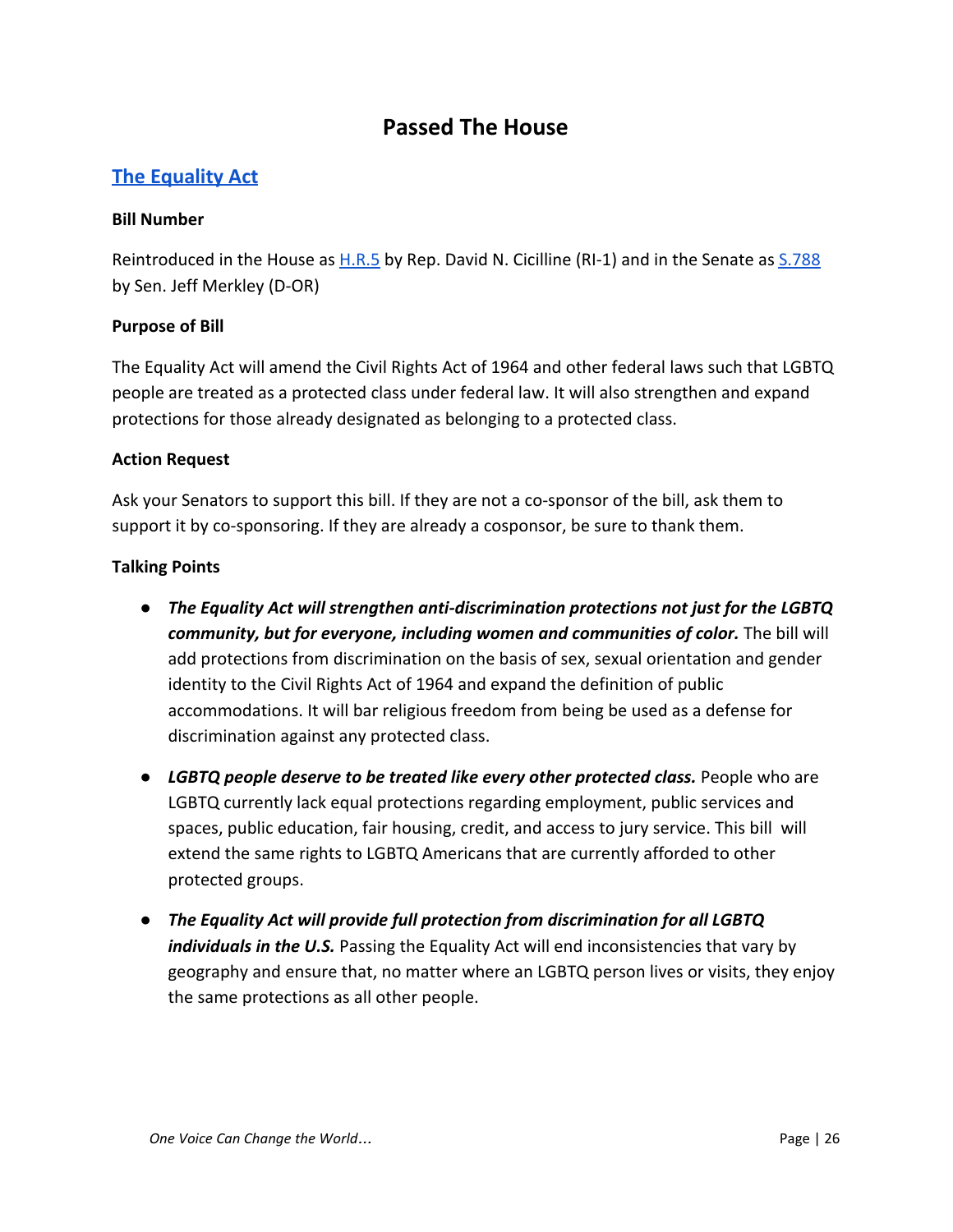## Passed The House

### [The Equality Act]

**Bill Number**

Reintroduced in the House as H.R.5 by Rep. David N. Cicilline (RI-1) and in the Senate as S.788 by Sen. Jeff Merkley (D-OR)

**Purpose of Bill**

The Equality Act will amend the Civil Rights Act of 1964 and other federal laws such that LGBTQ people are treated as a protected class under federal law. It will also strengthen and expand protections for those already designated as belonging to a protected class.

**Action Request**

Ask your Senators to support this bill. If they are not a co-sponsor of the bill, ask them to support it by co-sponsoring. If they are already a cosponsor, be sure to thank them.

**Talking Points**

- ***The Equality Act will strengthen anti-discrimination protections not just for the LGBTQ community, but for everyone, including women and communities of color.*** The bill will add protections from discrimination on the basis of sex, sexual orientation and gender identity to the Civil Rights Act of 1964 and expand the definition of public accommodations. It will bar religious freedom from being be used as a defense for discrimination against any protected class.

- ***LGBTQ people deserve to be treated like every other protected class.*** People who are LGBTQ currently lack equal protections regarding employment, public services and spaces, public education, fair housing, credit, and access to jury service. This bill will extend the same rights to LGBTQ Americans that are currently afforded to other protected groups.

- ***The Equality Act will provide full protection from discrimination for all LGBTQ individuals in the U.S.*** Passing the Equality Act will end inconsistencies that vary by geography and ensure that, no matter where an LGBTQ person lives or visits, they enjoy the same protections as all other people.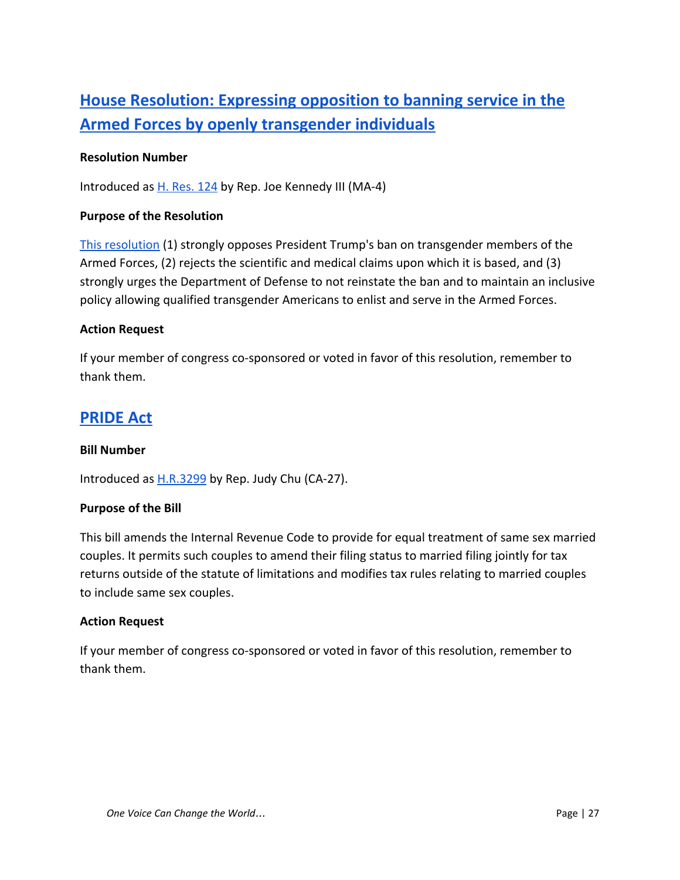## House Resolution: Expressing opposition to banning service in the Armed Forces by openly transgender individuals

**Resolution Number**

Introduced as H. Res. 124 by Rep. Joe Kennedy III (MA-4)

**Purpose of the Resolution**

This resolution (1) strongly opposes President Trump's ban on transgender members of the Armed Forces, (2) rejects the scientific and medical claims upon which it is based, and (3) strongly urges the Department of Defense to not reinstate the ban and to maintain an inclusive policy allowing qualified transgender Americans to enlist and serve in the Armed Forces.

**Action Request**

If your member of congress co-sponsored or voted in favor of this resolution, remember to thank them.

## PRIDE Act

**Bill Number**

Introduced as H.R.3299 by Rep. Judy Chu (CA-27).

**Purpose of the Bill**

This bill amends the Internal Revenue Code to provide for equal treatment of same sex married couples. It permits such couples to amend their filing status to married filing jointly for tax returns outside of the statute of limitations and modifies tax rules relating to married couples to include same sex couples.

**Action Request**

If your member of congress co-sponsored or voted in favor of this resolution, remember to thank them.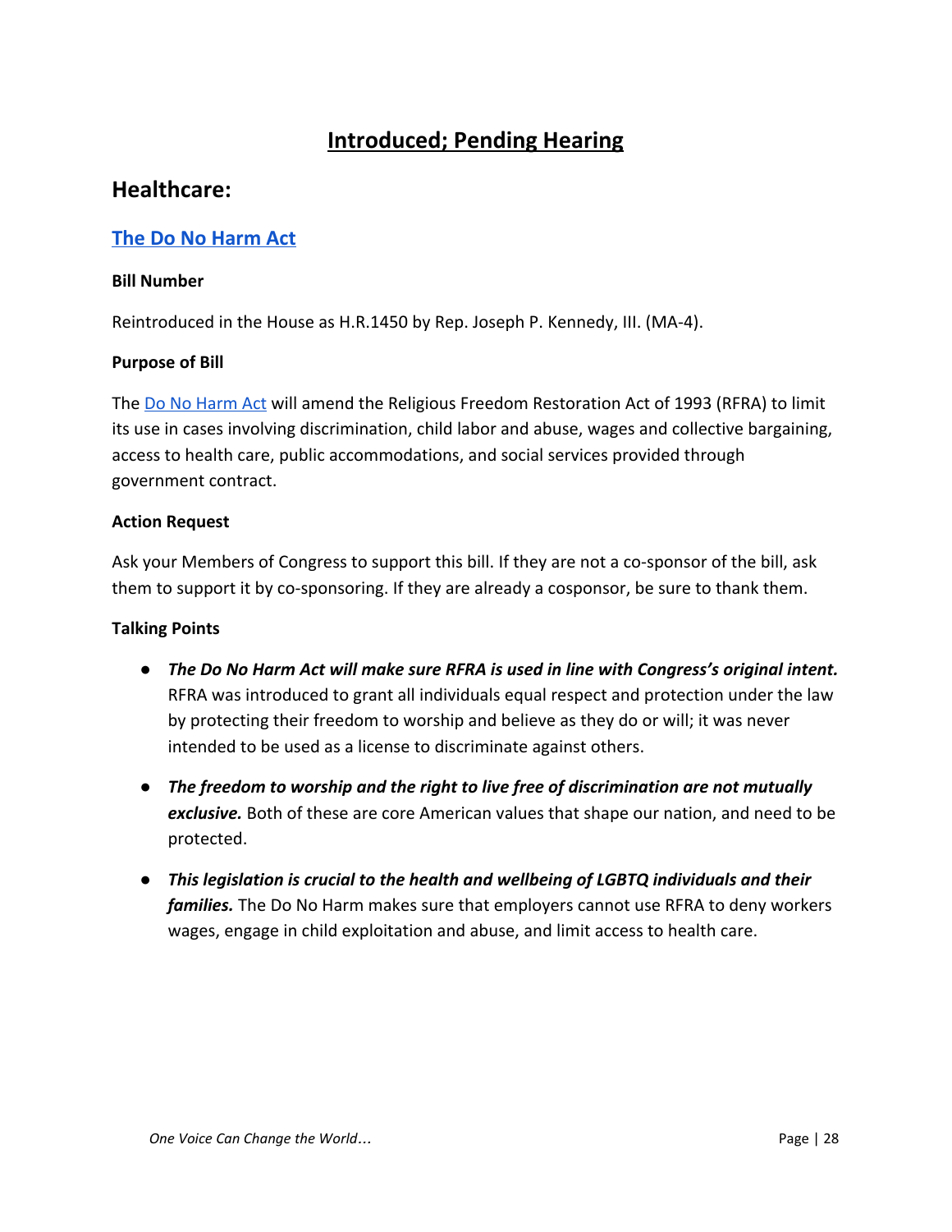# Introduced; Pending Hearing

## Healthcare:

### [The Do No Harm Act]

**Bill Number**

Reintroduced in the House as H.R.1450 by Rep. Joseph P. Kennedy, III. (MA-4).

**Purpose of Bill**

The [Do No Harm Act] will amend the Religious Freedom Restoration Act of 1993 (RFRA) to limit its use in cases involving discrimination, child labor and abuse, wages and collective bargaining, access to health care, public accommodations, and social services provided through government contract.

**Action Request**

Ask your Members of Congress to support this bill. If they are not a co-sponsor of the bill, ask them to support it by co-sponsoring. If they are already a cosponsor, be sure to thank them.

**Talking Points**

- ***The Do No Harm Act will make sure RFRA is used in line with Congress's original intent.*** RFRA was introduced to grant all individuals equal respect and protection under the law by protecting their freedom to worship and believe as they do or will; it was never intended to be used as a license to discriminate against others.
- ***The freedom to worship and the right to live free of discrimination are not mutually exclusive.*** Both of these are core American values that shape our nation, and need to be protected.
- ***This legislation is crucial to the health and wellbeing of LGBTQ individuals and their families.*** The Do No Harm makes sure that employers cannot use RFRA to deny workers wages, engage in child exploitation and abuse, and limit access to health care.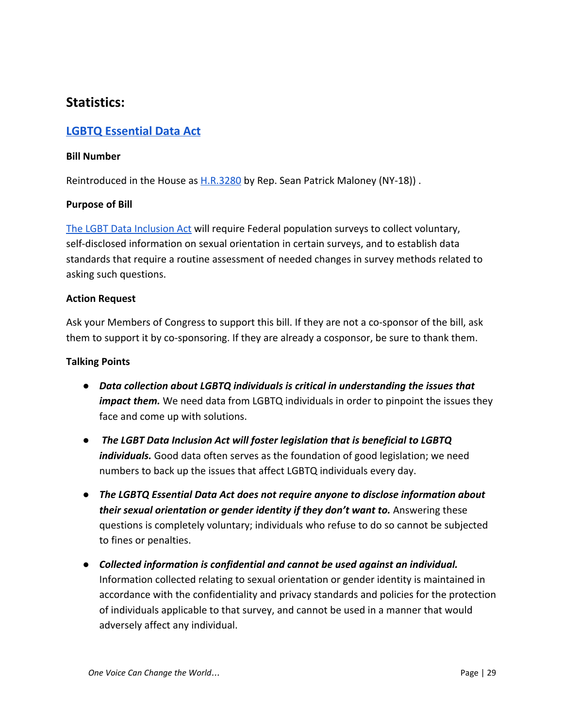## Statistics:

### LGBTQ Essential Data Act

**Bill Number**

Reintroduced in the House as H.R.3280 by Rep. Sean Patrick Maloney (NY-18)) .

**Purpose of Bill**

The LGBT Data Inclusion Act will require Federal population surveys to collect voluntary, self-disclosed information on sexual orientation in certain surveys, and to establish data standards that require a routine assessment of needed changes in survey methods related to asking such questions.

**Action Request**

Ask your Members of Congress to support this bill. If they are not a co-sponsor of the bill, ask them to support it by co-sponsoring. If they are already a cosponsor, be sure to thank them.

**Talking Points**

- ***Data collection about LGBTQ individuals is critical in understanding the issues that impact them.*** We need data from LGBTQ individuals in order to pinpoint the issues they face and come up with solutions.
- ***The LGBT Data Inclusion Act will foster legislation that is beneficial to LGBTQ individuals.*** Good data often serves as the foundation of good legislation; we need numbers to back up the issues that affect LGBTQ individuals every day.
- ***The LGBTQ Essential Data Act does not require anyone to disclose information about their sexual orientation or gender identity if they don't want to.*** Answering these questions is completely voluntary; individuals who refuse to do so cannot be subjected to fines or penalties.
- ***Collected information is confidential and cannot be used against an individual.*** Information collected relating to sexual orientation or gender identity is maintained in accordance with the confidentiality and privacy standards and policies for the protection of individuals applicable to that survey, and cannot be used in a manner that would adversely affect any individual.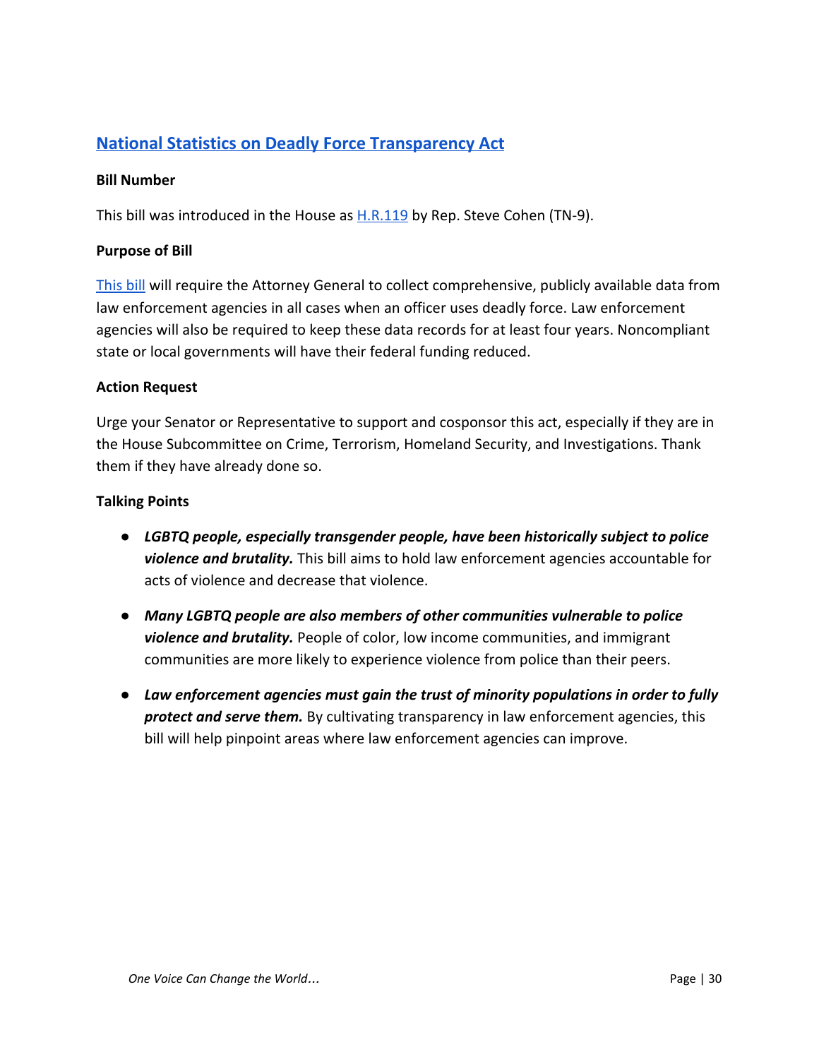## National Statistics on Deadly Force Transparency Act

**Bill Number**

This bill was introduced in the House as H.R.119 by Rep. Steve Cohen (TN-9).

**Purpose of Bill**

This bill will require the Attorney General to collect comprehensive, publicly available data from law enforcement agencies in all cases when an officer uses deadly force. Law enforcement agencies will also be required to keep these data records for at least four years. Noncompliant state or local governments will have their federal funding reduced.

**Action Request**

Urge your Senator or Representative to support and cosponsor this act, especially if they are in the House Subcommittee on Crime, Terrorism, Homeland Security, and Investigations. Thank them if they have already done so.

**Talking Points**

- ***LGBTQ people, especially transgender people, have been historically subject to police violence and brutality.*** This bill aims to hold law enforcement agencies accountable for acts of violence and decrease that violence.
- ***Many LGBTQ people are also members of other communities vulnerable to police violence and brutality.*** People of color, low income communities, and immigrant communities are more likely to experience violence from police than their peers.
- ***Law enforcement agencies must gain the trust of minority populations in order to fully protect and serve them.*** By cultivating transparency in law enforcement agencies, this bill will help pinpoint areas where law enforcement agencies can improve.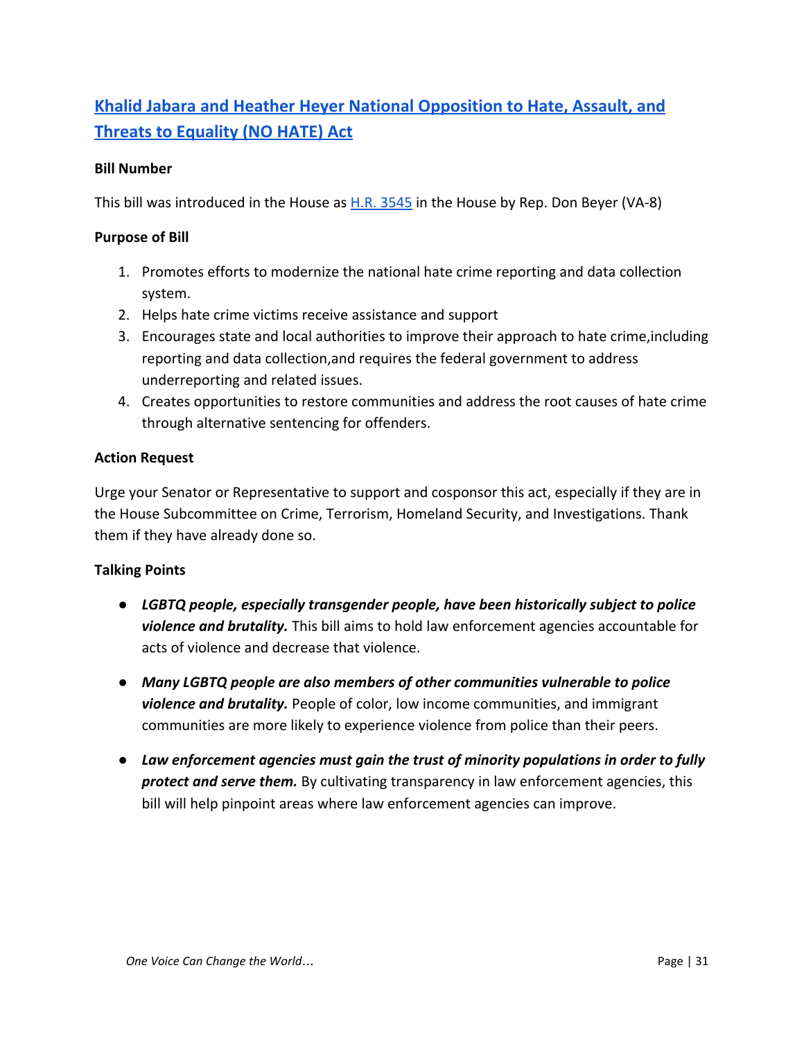## Khalid Jabara and Heather Heyer National Opposition to Hate, Assault, and Threats to Equality (NO HATE) Act

**Bill Number**

This bill was introduced in the House as H.R. 3545 in the House by Rep. Don Beyer (VA-8)

**Purpose of Bill**

1. Promotes efforts to modernize the national hate crime reporting and data collection system.
2. Helps hate crime victims receive assistance and support
3. Encourages state and local authorities to improve their approach to hate crime,including reporting and data collection,and requires the federal government to address underreporting and related issues.
4. Creates opportunities to restore communities and address the root causes of hate crime through alternative sentencing for offenders.

**Action Request**

Urge your Senator or Representative to support and cosponsor this act, especially if they are in the House Subcommittee on Crime, Terrorism, Homeland Security, and Investigations. Thank them if they have already done so.

**Talking Points**

- ***LGBTQ people, especially transgender people, have been historically subject to police violence and brutality.*** This bill aims to hold law enforcement agencies accountable for acts of violence and decrease that violence.
- ***Many LGBTQ people are also members of other communities vulnerable to police violence and brutality.*** People of color, low income communities, and immigrant communities are more likely to experience violence from police than their peers.
- ***Law enforcement agencies must gain the trust of minority populations in order to fully protect and serve them.*** By cultivating transparency in law enforcement agencies, this bill will help pinpoint areas where law enforcement agencies can improve.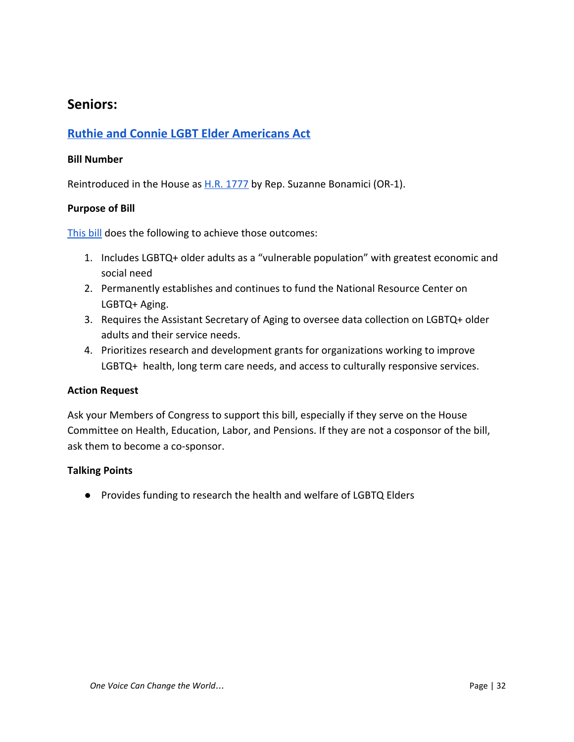## Seniors:

### Ruthie and Connie LGBT Elder Americans Act

**Bill Number**

Reintroduced in the House as H.R. 1777 by Rep. Suzanne Bonamici (OR-1).

**Purpose of Bill**

This bill does the following to achieve those outcomes:

1. Includes LGBTQ+ older adults as a "vulnerable population" with greatest economic and social need
2. Permanently establishes and continues to fund the National Resource Center on LGBTQ+ Aging.
3. Requires the Assistant Secretary of Aging to oversee data collection on LGBTQ+ older adults and their service needs.
4. Prioritizes research and development grants for organizations working to improve LGBTQ+ health, long term care needs, and access to culturally responsive services.

**Action Request**

Ask your Members of Congress to support this bill, especially if they serve on the House Committee on Health, Education, Labor, and Pensions. If they are not a cosponsor of the bill, ask them to become a co-sponsor.

**Talking Points**

- Provides funding to research the health and welfare of LGBTQ Elders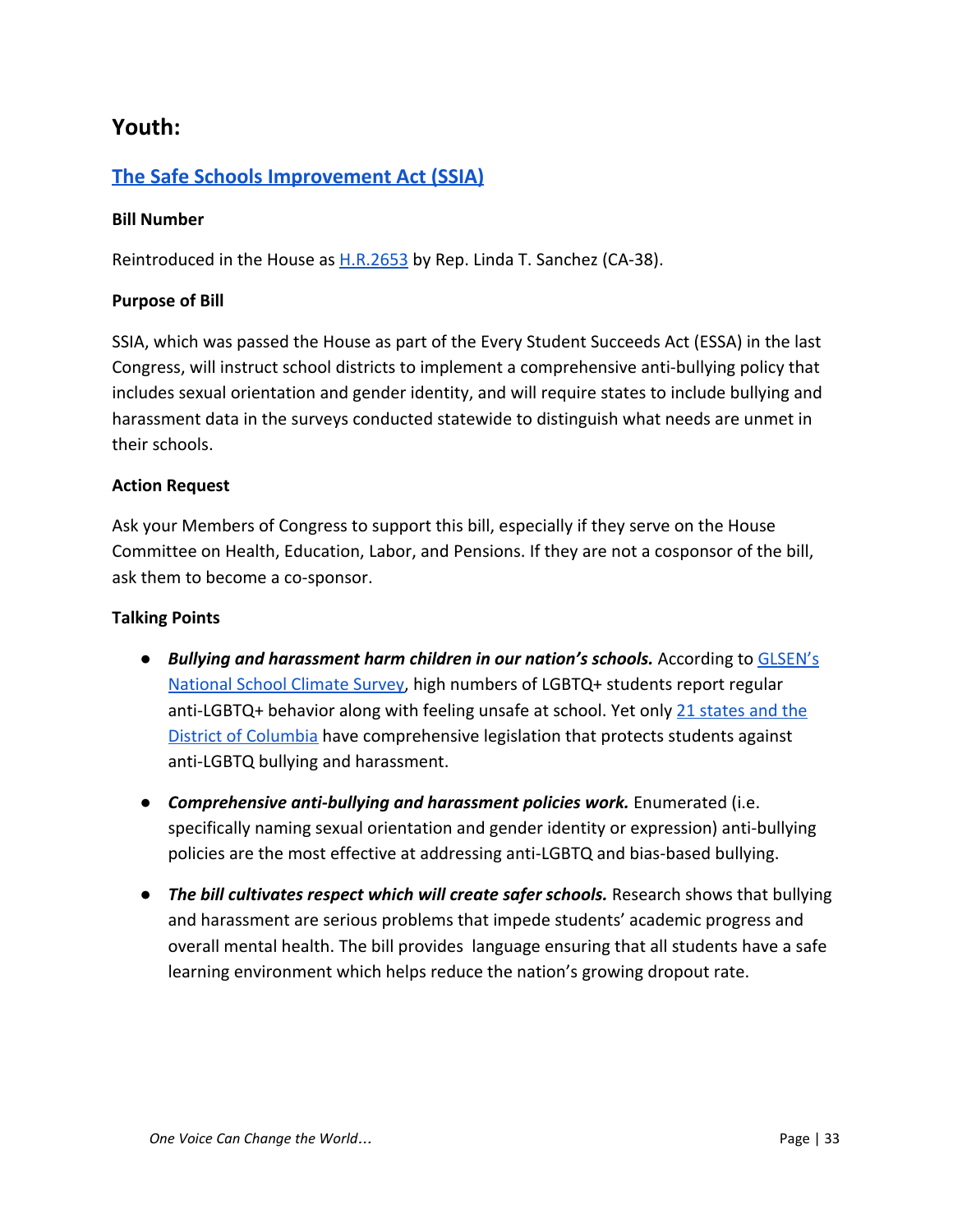## Youth:

### [The Safe Schools Improvement Act (SSIA)]()

**Bill Number**

Reintroduced in the House as [H.R.2653]() by Rep. Linda T. Sanchez (CA-38).

**Purpose of Bill**

SSIA, which was passed the House as part of the Every Student Succeeds Act (ESSA) in the last Congress, will instruct school districts to implement a comprehensive anti-bullying policy that includes sexual orientation and gender identity, and will require states to include bullying and harassment data in the surveys conducted statewide to distinguish what needs are unmet in their schools.

**Action Request**

Ask your Members of Congress to support this bill, especially if they serve on the House Committee on Health, Education, Labor, and Pensions. If they are not a cosponsor of the bill, ask them to become a co-sponsor.

**Talking Points**

- ***Bullying and harassment harm children in our nation's schools.*** According to [GLSEN's National School Climate Survey](), high numbers of LGBTQ+ students report regular anti-LGBTQ+ behavior along with feeling unsafe at school. Yet only [21 states and the District of Columbia]() have comprehensive legislation that protects students against anti-LGBTQ bullying and harassment.
- ***Comprehensive anti-bullying and harassment policies work.*** Enumerated (i.e. specifically naming sexual orientation and gender identity or expression) anti-bullying policies are the most effective at addressing anti-LGBTQ and bias-based bullying.
- ***The bill cultivates respect which will create safer schools.*** Research shows that bullying and harassment are serious problems that impede students' academic progress and overall mental health. The bill provides language ensuring that all students have a safe learning environment which helps reduce the nation's growing dropout rate.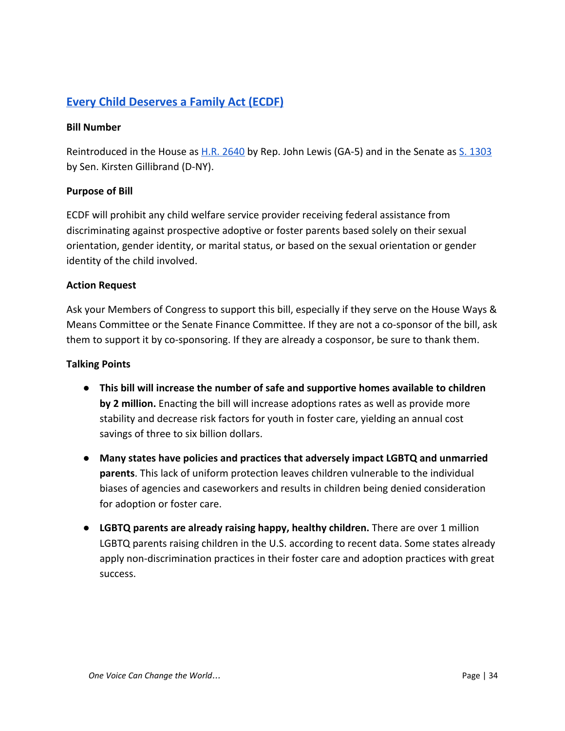## [Every Child Deserves a Family Act (ECDF)]

**Bill Number**

Reintroduced in the House as [H.R. 2640] by Rep. John Lewis (GA-5) and in the Senate as [S. 1303] by Sen. Kirsten Gillibrand (D-NY).

**Purpose of Bill**

ECDF will prohibit any child welfare service provider receiving federal assistance from discriminating against prospective adoptive or foster parents based solely on their sexual orientation, gender identity, or marital status, or based on the sexual orientation or gender identity of the child involved.

**Action Request**

Ask your Members of Congress to support this bill, especially if they serve on the House Ways & Means Committee or the Senate Finance Committee. If they are not a co-sponsor of the bill, ask them to support it by co-sponsoring. If they are already a cosponsor, be sure to thank them.

**Talking Points**

- **This bill will increase the number of safe and supportive homes available to children by 2 million.** Enacting the bill will increase adoptions rates as well as provide more stability and decrease risk factors for youth in foster care, yielding an annual cost savings of three to six billion dollars.
- **Many states have policies and practices that adversely impact LGBTQ and unmarried parents**. This lack of uniform protection leaves children vulnerable to the individual biases of agencies and caseworkers and results in children being denied consideration for adoption or foster care.
- **LGBTQ parents are already raising happy, healthy children.** There are over 1 million LGBTQ parents raising children in the U.S. according to recent data. Some states already apply non-discrimination practices in their foster care and adoption practices with great success.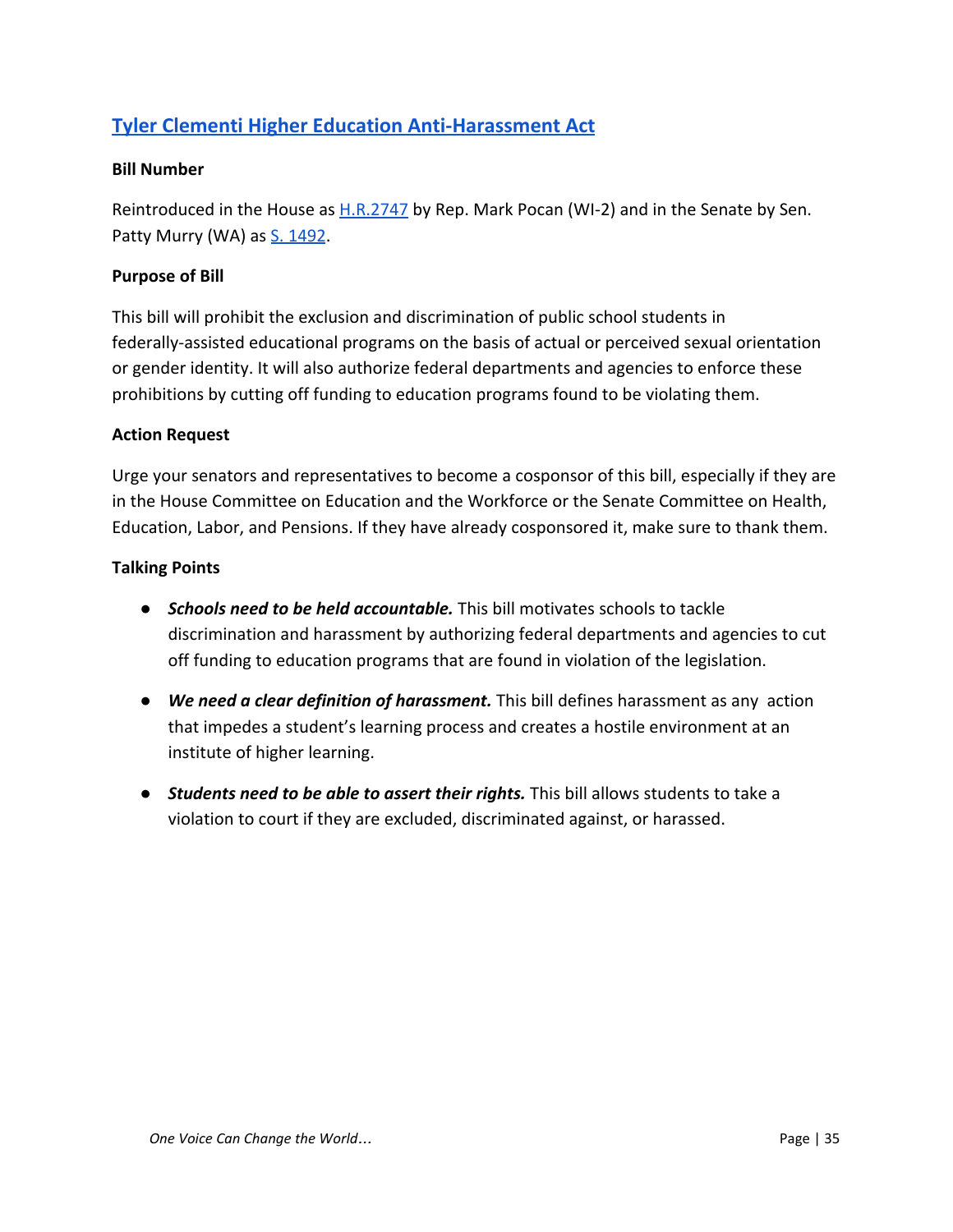## [Tyler Clementi Higher Education Anti-Harassment Act]

### Bill Number

Reintroduced in the House as [H.R.2747] by Rep. Mark Pocan (WI-2) and in the Senate by Sen. Patty Murry (WA) as [S. 1492].

### Purpose of Bill

This bill will prohibit the exclusion and discrimination of public school students in federally-assisted educational programs on the basis of actual or perceived sexual orientation or gender identity. It will also authorize federal departments and agencies to enforce these prohibitions by cutting off funding to education programs found to be violating them.

### Action Request

Urge your senators and representatives to become a cosponsor of this bill, especially if they are in the House Committee on Education and the Workforce or the Senate Committee on Health, Education, Labor, and Pensions. If they have already cosponsored it, make sure to thank them.

### Talking Points

- ***Schools need to be held accountable.*** This bill motivates schools to tackle discrimination and harassment by authorizing federal departments and agencies to cut off funding to education programs that are found in violation of the legislation.
- ***We need a clear definition of harassment.*** This bill defines harassment as any action that impedes a student's learning process and creates a hostile environment at an institute of higher learning.
- ***Students need to be able to assert their rights.*** This bill allows students to take a violation to court if they are excluded, discriminated against, or harassed.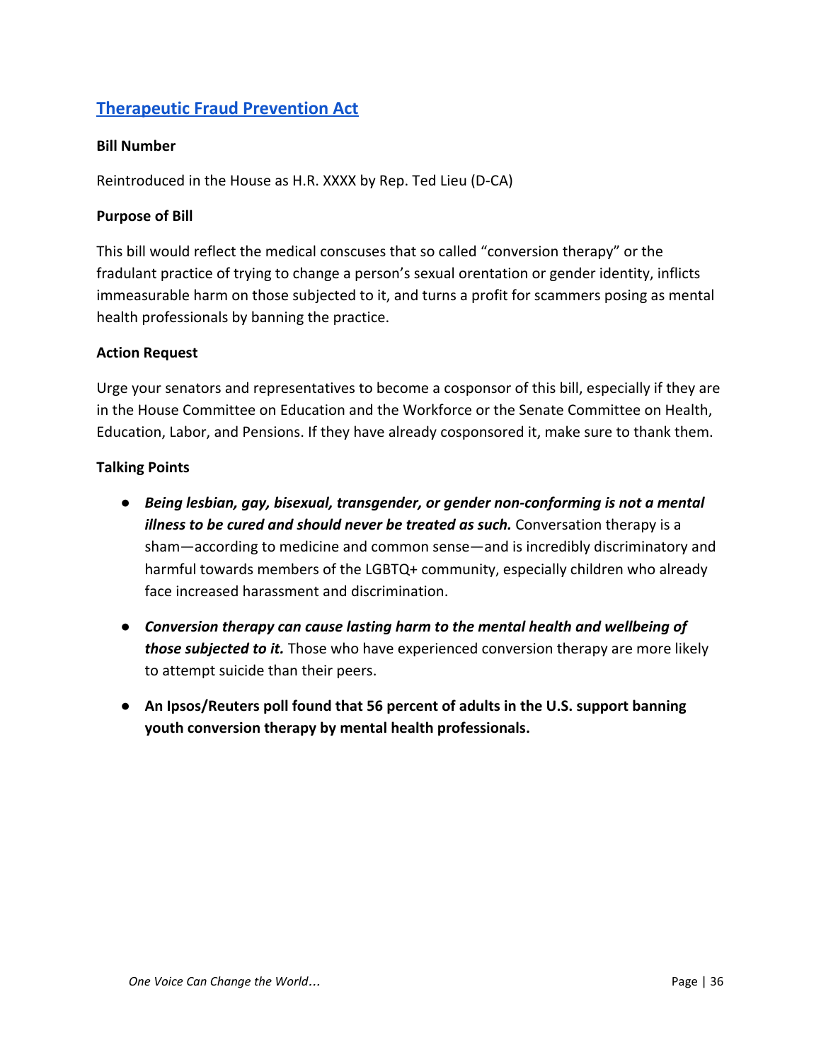## [Therapeutic Fraud Prevention Act]

**Bill Number**

Reintroduced in the House as H.R. XXXX by Rep. Ted Lieu (D-CA)

**Purpose of Bill**

This bill would reflect the medical conscuses that so called "conversion therapy" or the fradulant practice of trying to change a person's sexual orentation or gender identity, inflicts immeasurable harm on those subjected to it, and turns a profit for scammers posing as mental health professionals by banning the practice.

**Action Request**

Urge your senators and representatives to become a cosponsor of this bill, especially if they are in the House Committee on Education and the Workforce or the Senate Committee on Health, Education, Labor, and Pensions. If they have already cosponsored it, make sure to thank them.

**Talking Points**

- ***Being lesbian, gay, bisexual, transgender, or gender non-conforming is not a mental illness to be cured and should never be treated as such.*** Conversation therapy is a sham—according to medicine and common sense—and is incredibly discriminatory and harmful towards members of the LGBTQ+ community, especially children who already face increased harassment and discrimination.
- ***Conversion therapy can cause lasting harm to the mental health and wellbeing of those subjected to it.*** Those who have experienced conversion therapy are more likely to attempt suicide than their peers.
- **An Ipsos/Reuters poll found that 56 percent of adults in the U.S. support banning youth conversion therapy by mental health professionals.**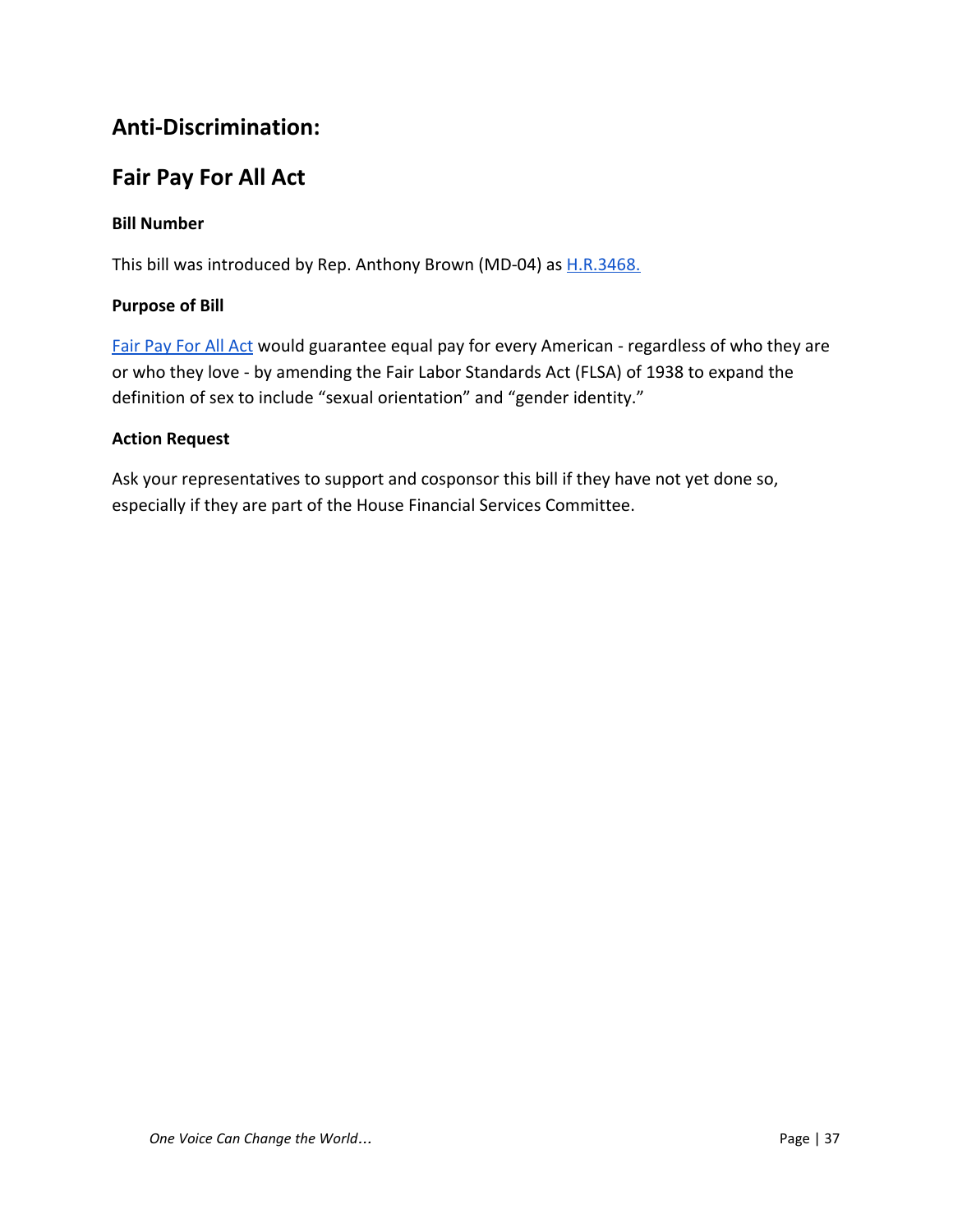## Anti-Discrimination:

## Fair Pay For All Act

### Bill Number

This bill was introduced by Rep. Anthony Brown (MD-04) as H.R.3468.

### Purpose of Bill

Fair Pay For All Act would guarantee equal pay for every American - regardless of who they are or who they love - by amending the Fair Labor Standards Act (FLSA) of 1938 to expand the definition of sex to include "sexual orientation" and "gender identity."

### Action Request

Ask your representatives to support and cosponsor this bill if they have not yet done so, especially if they are part of the House Financial Services Committee.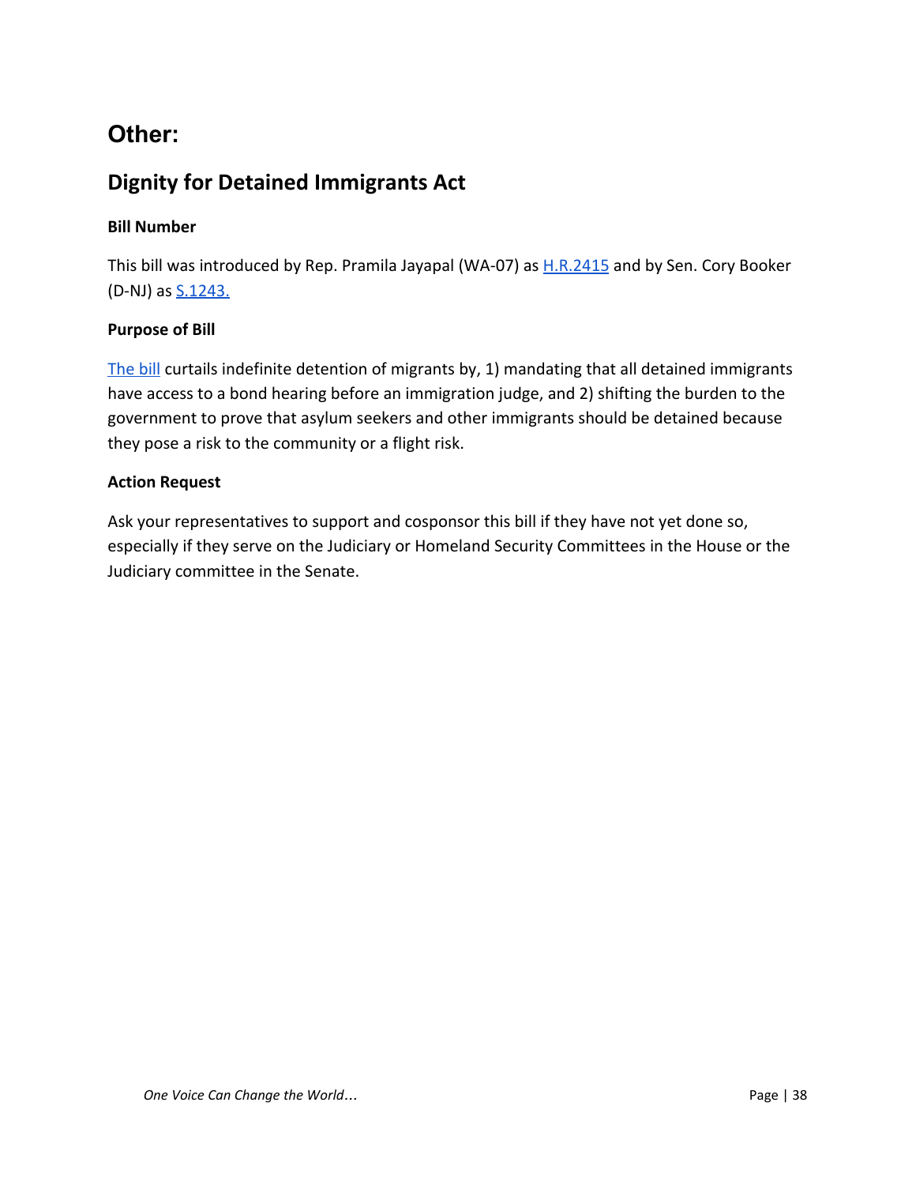# Other:

## Dignity for Detained Immigrants Act

**Bill Number**

This bill was introduced by Rep. Pramila Jayapal (WA-07) as H.R.2415 and by Sen. Cory Booker (D-NJ) as S.1243.

**Purpose of Bill**

The bill curtails indefinite detention of migrants by, 1) mandating that all detained immigrants have access to a bond hearing before an immigration judge, and 2) shifting the burden to the government to prove that asylum seekers and other immigrants should be detained because they pose a risk to the community or a flight risk.

**Action Request**

Ask your representatives to support and cosponsor this bill if they have not yet done so, especially if they serve on the Judiciary or Homeland Security Committees in the House or the Judiciary committee in the Senate.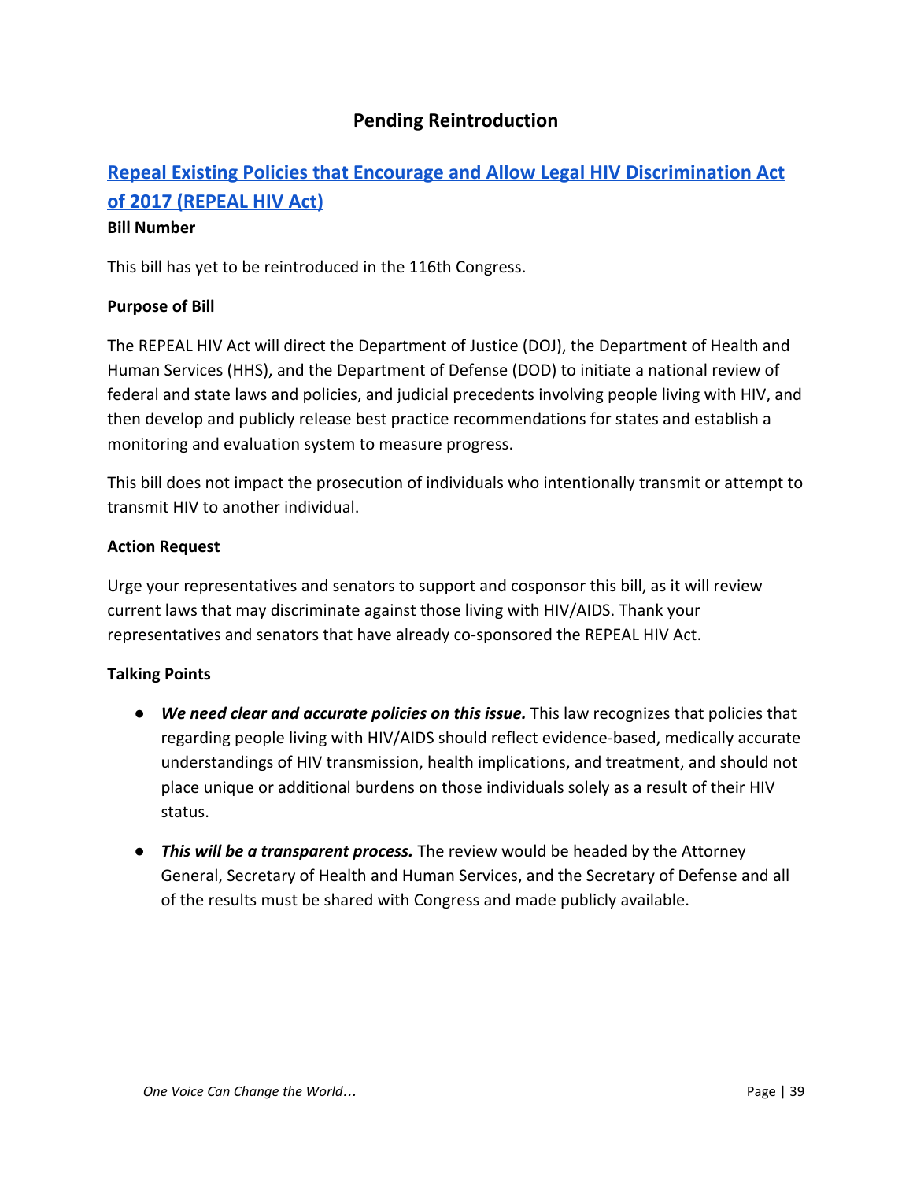## Pending Reintroduction

### [Repeal Existing Policies that Encourage and Allow Legal HIV Discrimination Act of 2017 (REPEAL HIV Act)]

**Bill Number**

This bill has yet to be reintroduced in the 116th Congress.

**Purpose of Bill**

The REPEAL HIV Act will direct the Department of Justice (DOJ), the Department of Health and Human Services (HHS), and the Department of Defense (DOD) to initiate a national review of federal and state laws and policies, and judicial precedents involving people living with HIV, and then develop and publicly release best practice recommendations for states and establish a monitoring and evaluation system to measure progress.

This bill does not impact the prosecution of individuals who intentionally transmit or attempt to transmit HIV to another individual.

**Action Request**

Urge your representatives and senators to support and cosponsor this bill, as it will review current laws that may discriminate against those living with HIV/AIDS. Thank your representatives and senators that have already co-sponsored the REPEAL HIV Act.

**Talking Points**

- ***We need clear and accurate policies on this issue.*** This law recognizes that policies that regarding people living with HIV/AIDS should reflect evidence-based, medically accurate understandings of HIV transmission, health implications, and treatment, and should not place unique or additional burdens on those individuals solely as a result of their HIV status.
- ***This will be a transparent process.*** The review would be headed by the Attorney General, Secretary of Health and Human Services, and the Secretary of Defense and all of the results must be shared with Congress and made publicly available.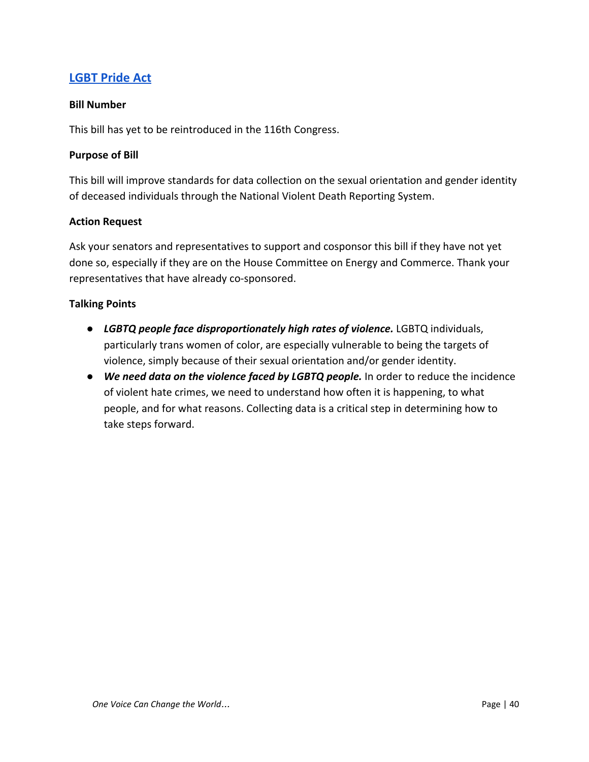## [LGBT Pride Act]

**Bill Number**

This bill has yet to be reintroduced in the 116th Congress.

**Purpose of Bill**

This bill will improve standards for data collection on the sexual orientation and gender identity of deceased individuals through the National Violent Death Reporting System.

**Action Request**

Ask your senators and representatives to support and cosponsor this bill if they have not yet done so, especially if they are on the House Committee on Energy and Commerce. Thank your representatives that have already co-sponsored.

**Talking Points**

- ***LGBTQ people face disproportionately high rates of violence.*** LGBTQ individuals, particularly trans women of color, are especially vulnerable to being the targets of violence, simply because of their sexual orientation and/or gender identity.
- ***We need data on the violence faced by LGBTQ people.*** In order to reduce the incidence of violent hate crimes, we need to understand how often it is happening, to what people, and for what reasons. Collecting data is a critical step in determining how to take steps forward.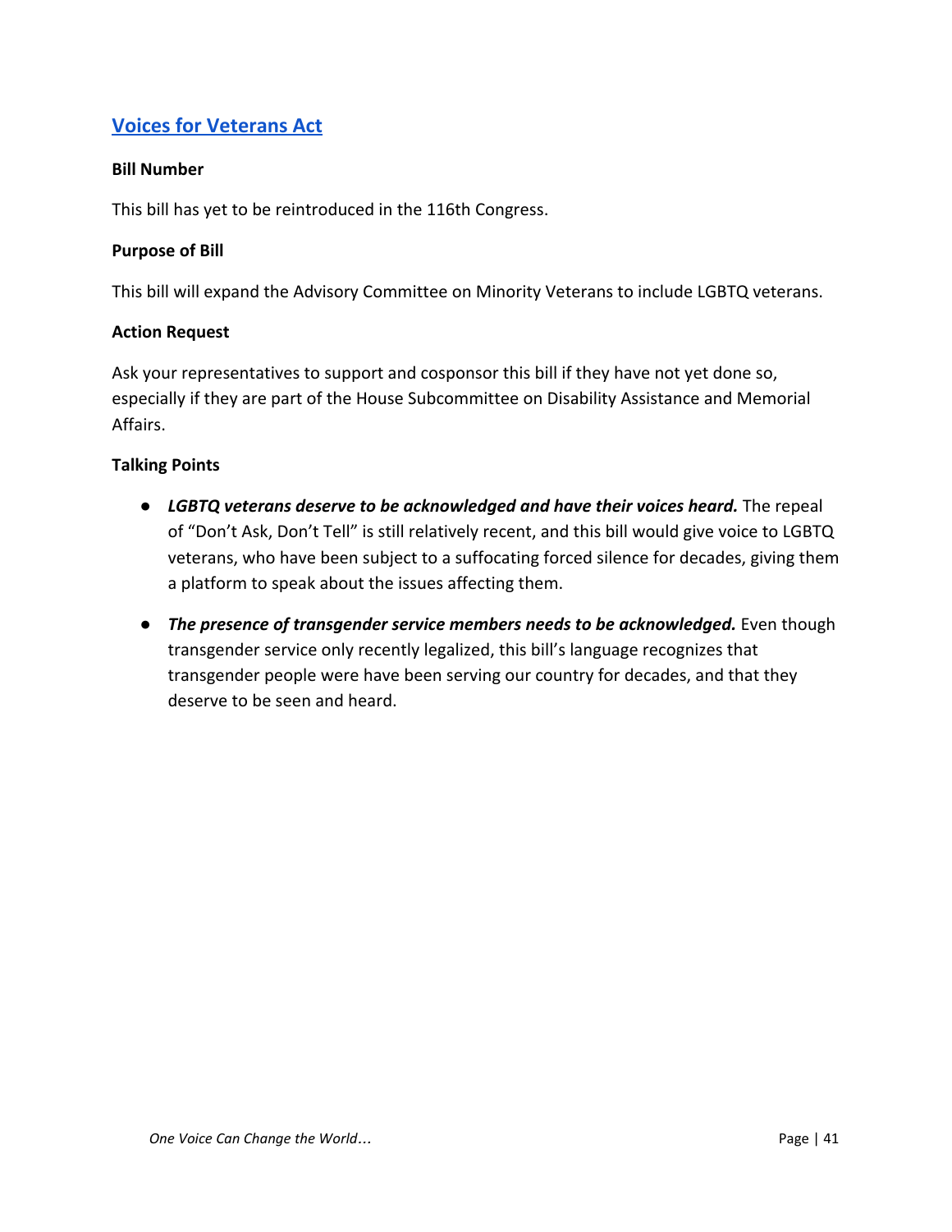## Voices for Veterans Act

**Bill Number**

This bill has yet to be reintroduced in the 116th Congress.

**Purpose of Bill**

This bill will expand the Advisory Committee on Minority Veterans to include LGBTQ veterans.

**Action Request**

Ask your representatives to support and cosponsor this bill if they have not yet done so, especially if they are part of the House Subcommittee on Disability Assistance and Memorial Affairs.

**Talking Points**

- ***LGBTQ veterans deserve to be acknowledged and have their voices heard.*** The repeal of "Don't Ask, Don't Tell" is still relatively recent, and this bill would give voice to LGBTQ veterans, who have been subject to a suffocating forced silence for decades, giving them a platform to speak about the issues affecting them.
- ***The presence of transgender service members needs to be acknowledged.*** Even though transgender service only recently legalized, this bill's language recognizes that transgender people were have been serving our country for decades, and that they deserve to be seen and heard.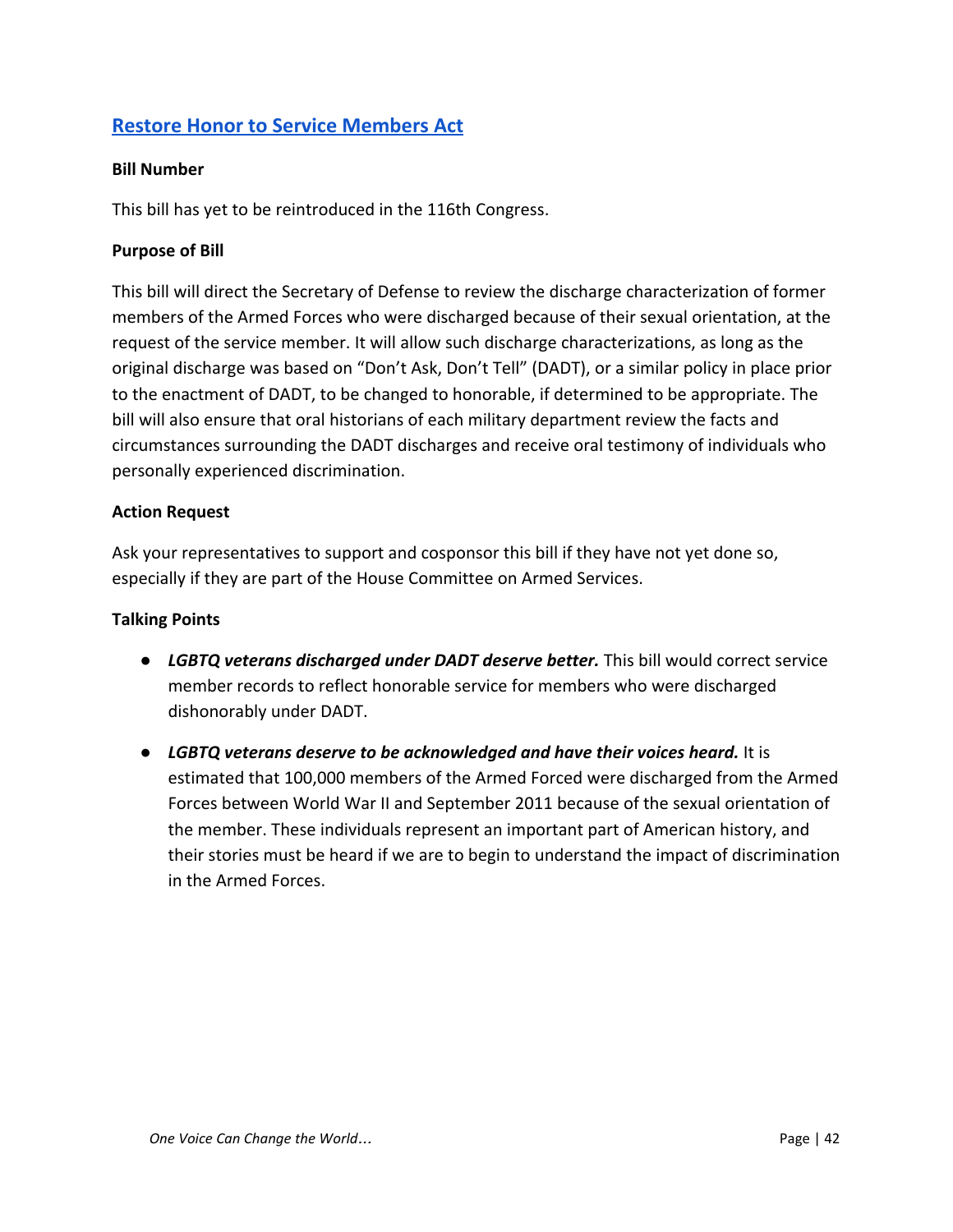## Restore Honor to Service Members Act

**Bill Number**

This bill has yet to be reintroduced in the 116th Congress.

**Purpose of Bill**

This bill will direct the Secretary of Defense to review the discharge characterization of former members of the Armed Forces who were discharged because of their sexual orientation, at the request of the service member. It will allow such discharge characterizations, as long as the original discharge was based on "Don't Ask, Don't Tell" (DADT), or a similar policy in place prior to the enactment of DADT, to be changed to honorable, if determined to be appropriate. The bill will also ensure that oral historians of each military department review the facts and circumstances surrounding the DADT discharges and receive oral testimony of individuals who personally experienced discrimination.

**Action Request**

Ask your representatives to support and cosponsor this bill if they have not yet done so, especially if they are part of the House Committee on Armed Services.

**Talking Points**

- ***LGBTQ veterans discharged under DADT deserve better.*** This bill would correct service member records to reflect honorable service for members who were discharged dishonorably under DADT.
- ***LGBTQ veterans deserve to be acknowledged and have their voices heard.*** It is estimated that 100,000 members of the Armed Forced were discharged from the Armed Forces between World War II and September 2011 because of the sexual orientation of the member. These individuals represent an important part of American history, and their stories must be heard if we are to begin to understand the impact of discrimination in the Armed Forces.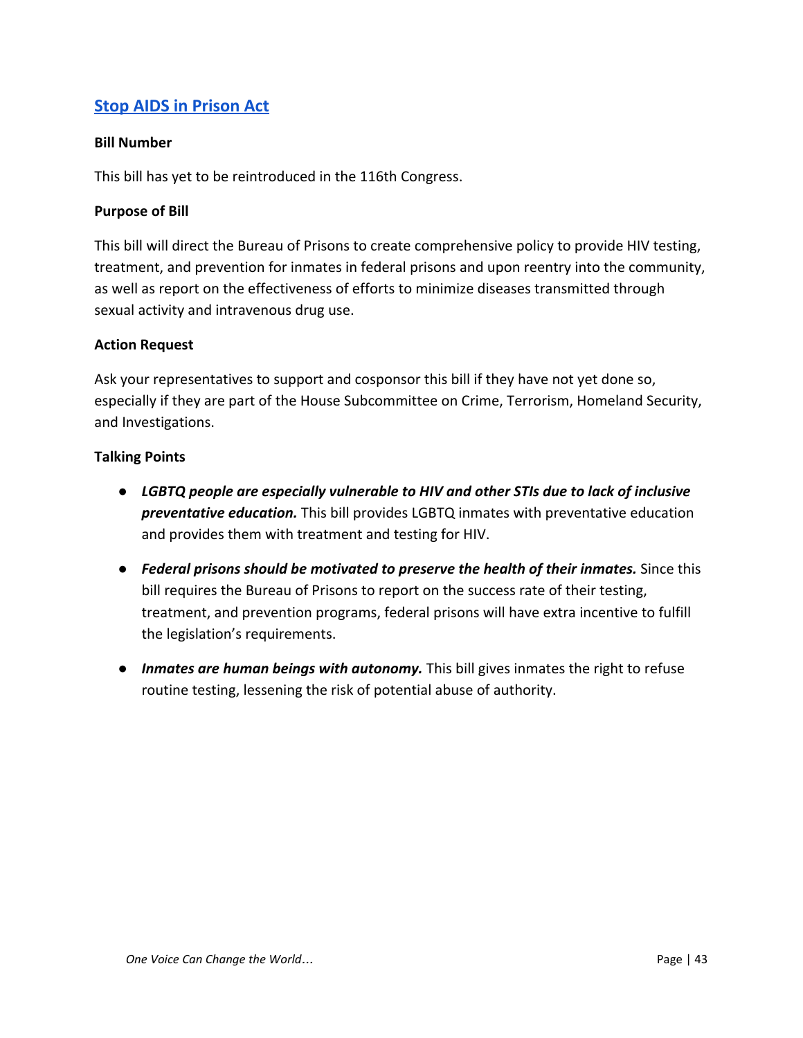## Stop AIDS in Prison Act

**Bill Number**

This bill has yet to be reintroduced in the 116th Congress.

**Purpose of Bill**

This bill will direct the Bureau of Prisons to create comprehensive policy to provide HIV testing, treatment, and prevention for inmates in federal prisons and upon reentry into the community, as well as report on the effectiveness of efforts to minimize diseases transmitted through sexual activity and intravenous drug use.

**Action Request**

Ask your representatives to support and cosponsor this bill if they have not yet done so, especially if they are part of the House Subcommittee on Crime, Terrorism, Homeland Security, and Investigations.

**Talking Points**

- ***LGBTQ people are especially vulnerable to HIV and other STIs due to lack of inclusive preventative education.*** This bill provides LGBTQ inmates with preventative education and provides them with treatment and testing for HIV.
- ***Federal prisons should be motivated to preserve the health of their inmates.*** Since this bill requires the Bureau of Prisons to report on the success rate of their testing, treatment, and prevention programs, federal prisons will have extra incentive to fulfill the legislation's requirements.
- ***Inmates are human beings with autonomy.*** This bill gives inmates the right to refuse routine testing, lessening the risk of potential abuse of authority.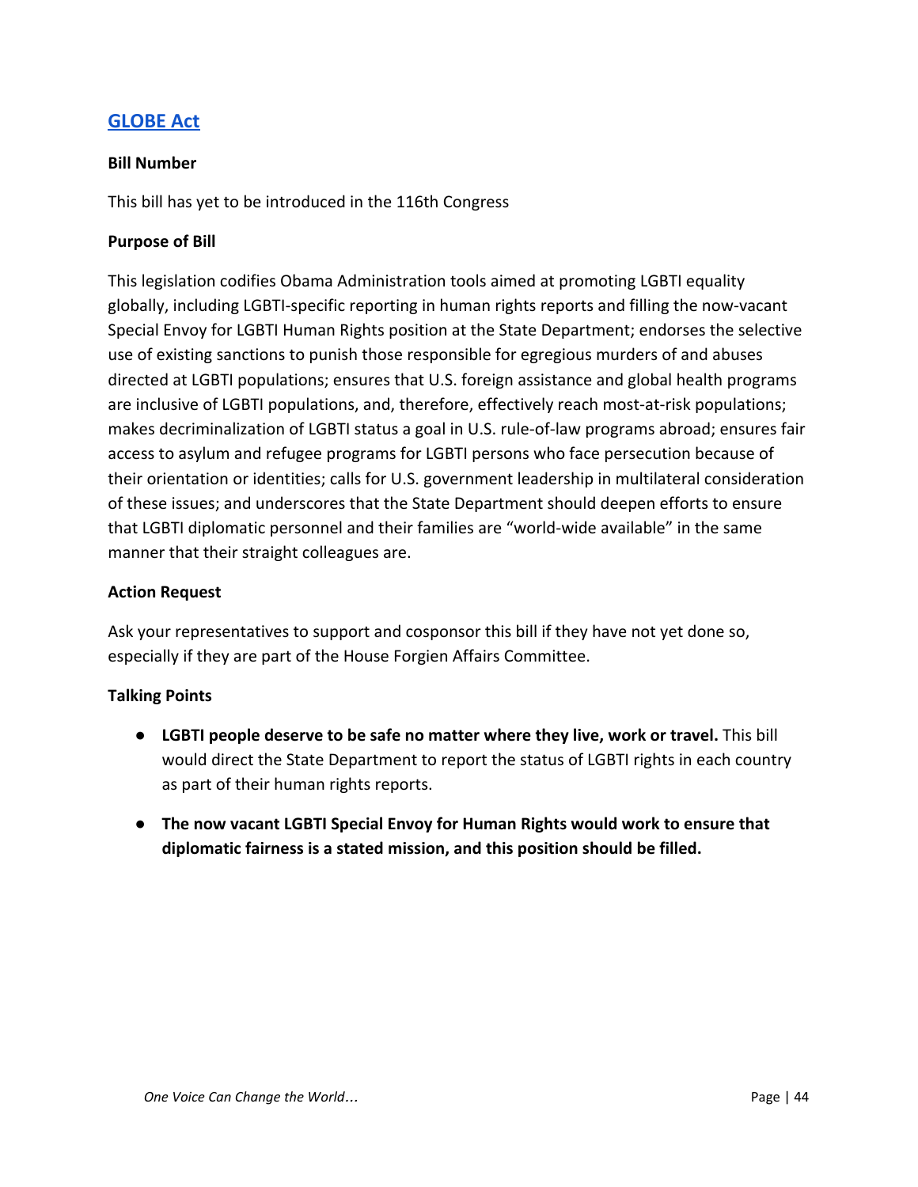## [GLOBE Act]

**Bill Number**

This bill has yet to be introduced in the 116th Congress

**Purpose of Bill**

This legislation codifies Obama Administration tools aimed at promoting LGBTI equality globally, including LGBTI-specific reporting in human rights reports and filling the now-vacant Special Envoy for LGBTI Human Rights position at the State Department; endorses the selective use of existing sanctions to punish those responsible for egregious murders of and abuses directed at LGBTI populations; ensures that U.S. foreign assistance and global health programs are inclusive of LGBTI populations, and, therefore, effectively reach most-at-risk populations; makes decriminalization of LGBTI status a goal in U.S. rule-of-law programs abroad; ensures fair access to asylum and refugee programs for LGBTI persons who face persecution because of their orientation or identities; calls for U.S. government leadership in multilateral consideration of these issues; and underscores that the State Department should deepen efforts to ensure that LGBTI diplomatic personnel and their families are "world-wide available" in the same manner that their straight colleagues are.

**Action Request**

Ask your representatives to support and cosponsor this bill if they have not yet done so, especially if they are part of the House Forgien Affairs Committee.

**Talking Points**

- **LGBTI people deserve to be safe no matter where they live, work or travel.** This bill would direct the State Department to report the status of LGBTI rights in each country as part of their human rights reports.
- **The now vacant LGBTI Special Envoy for Human Rights would work to ensure that diplomatic fairness is a stated mission, and this position should be filled.**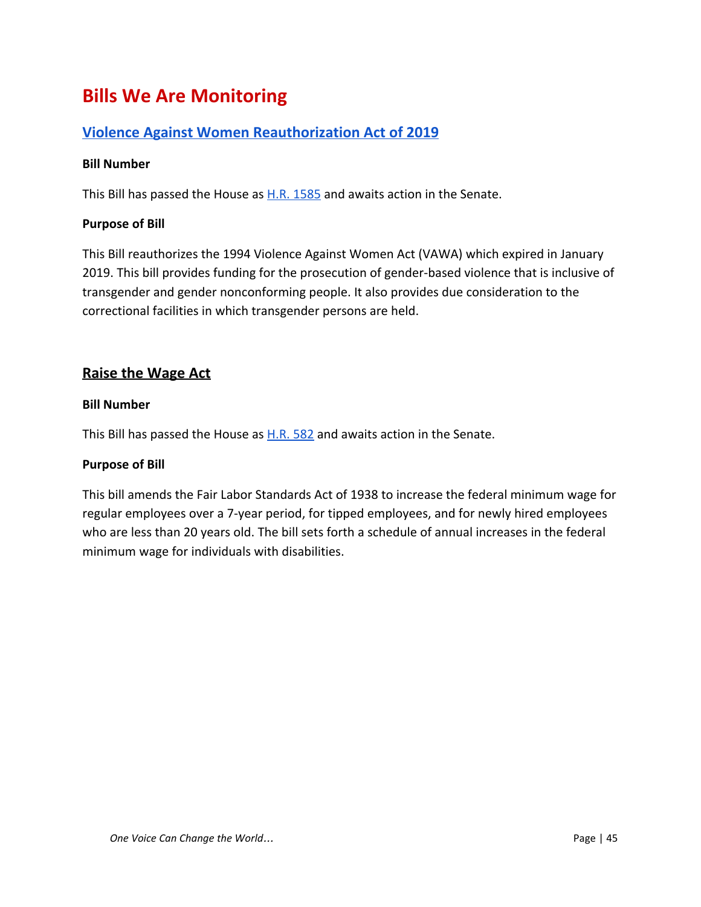# Bills We Are Monitoring

## Violence Against Women Reauthorization Act of 2019

**Bill Number**

This Bill has passed the House as H.R. 1585 and awaits action in the Senate.

**Purpose of Bill**

This Bill reauthorizes the 1994 Violence Against Women Act (VAWA) which expired in January 2019. This bill provides funding for the prosecution of gender-based violence that is inclusive of transgender and gender nonconforming people. It also provides due consideration to the correctional facilities in which transgender persons are held.

## Raise the Wage Act

**Bill Number**

This Bill has passed the House as H.R. 582 and awaits action in the Senate.

**Purpose of Bill**

This bill amends the Fair Labor Standards Act of 1938 to increase the federal minimum wage for regular employees over a 7-year period, for tipped employees, and for newly hired employees who are less than 20 years old. The bill sets forth a schedule of annual increases in the federal minimum wage for individuals with disabilities.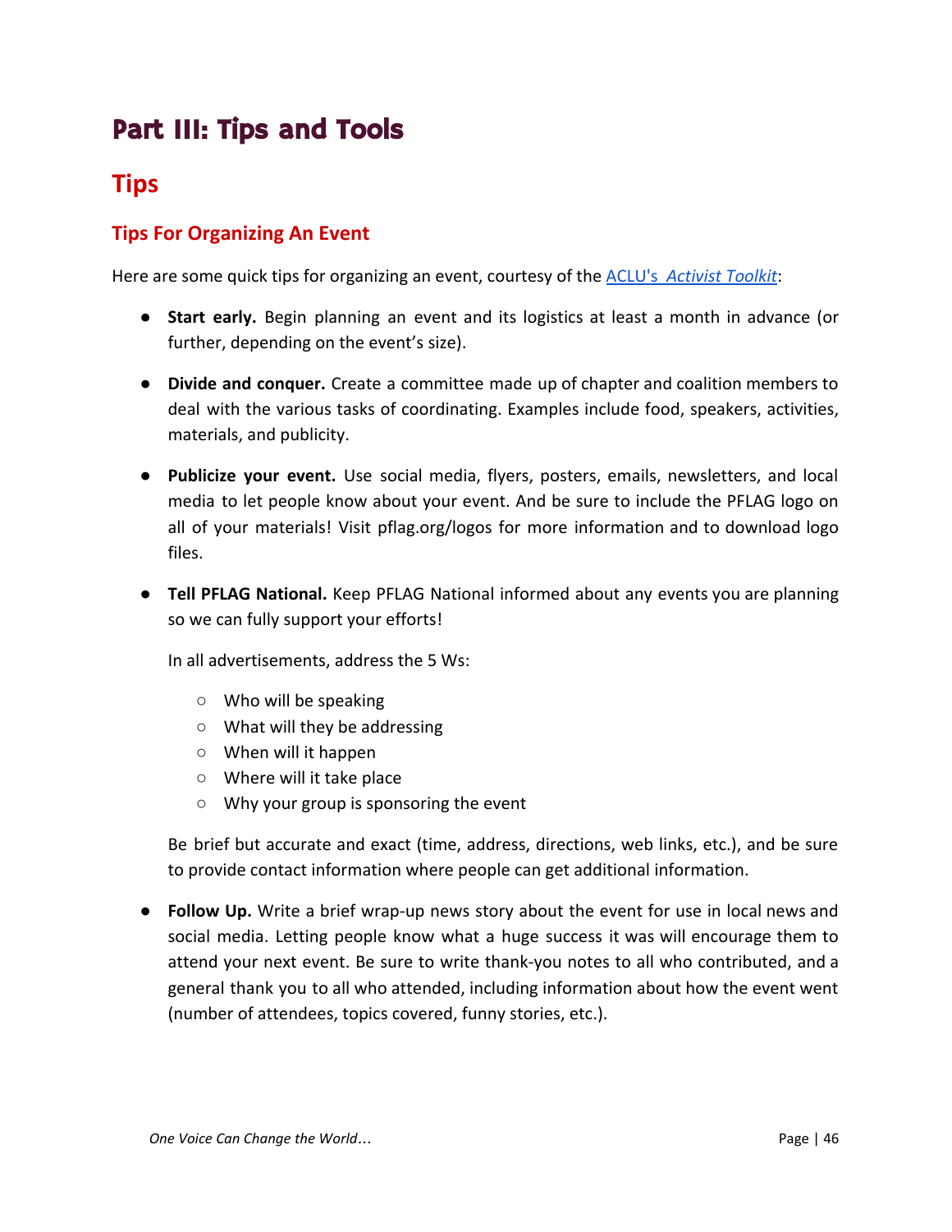# Part III: Tips and Tools

## Tips

### Tips For Organizing An Event

Here are some quick tips for organizing an event, courtesy of the [ACLU's *Activist Toolkit*]:

- **Start early.** Begin planning an event and its logistics at least a month in advance (or further, depending on the event's size).

- **Divide and conquer.** Create a committee made up of chapter and coalition members to deal with the various tasks of coordinating. Examples include food, speakers, activities, materials, and publicity.

- **Publicize your event.** Use social media, flyers, posters, emails, newsletters, and local media to let people know about your event. And be sure to include the PFLAG logo on all of your materials! Visit pflag.org/logos for more information and to download logo files.

- **Tell PFLAG National.** Keep PFLAG National informed about any events you are planning so we can fully support your efforts!

  In all advertisements, address the 5 Ws:

  - Who will be speaking
  - What will they be addressing
  - When will it happen
  - Where will it take place
  - Why your group is sponsoring the event

  Be brief but accurate and exact (time, address, directions, web links, etc.), and be sure to provide contact information where people can get additional information.

- **Follow Up.** Write a brief wrap-up news story about the event for use in local news and social media. Letting people know what a huge success it was will encourage them to attend your next event. Be sure to write thank-you notes to all who contributed, and a general thank you to all who attended, including information about how the event went (number of attendees, topics covered, funny stories, etc.).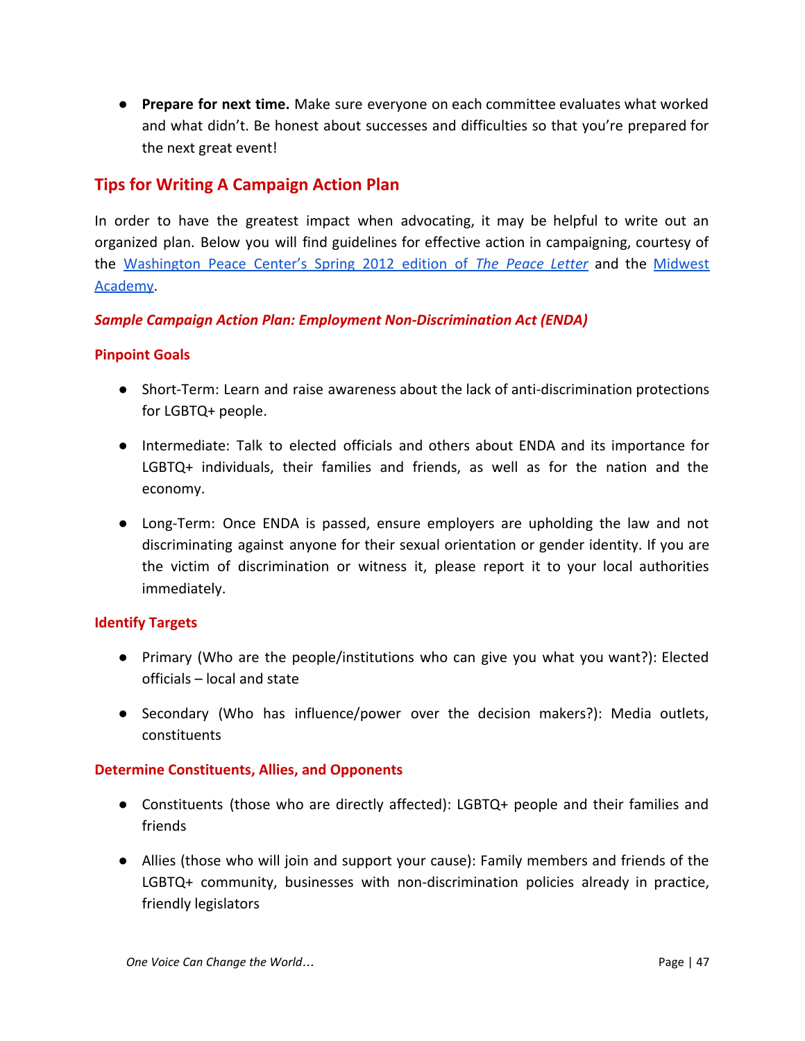- **Prepare for next time.** Make sure everyone on each committee evaluates what worked and what didn't. Be honest about successes and difficulties so that you're prepared for the next great event!

## Tips for Writing A Campaign Action Plan

In order to have the greatest impact when advocating, it may be helpful to write out an organized plan. Below you will find guidelines for effective action in campaigning, courtesy of the [Washington Peace Center's Spring 2012 edition of *The Peace Letter*]() and the [Midwest Academy]().

***Sample Campaign Action Plan: Employment Non-Discrimination Act (ENDA)***

### Pinpoint Goals

- Short-Term: Learn and raise awareness about the lack of anti-discrimination protections for LGBTQ+ people.
- Intermediate: Talk to elected officials and others about ENDA and its importance for LGBTQ+ individuals, their families and friends, as well as for the nation and the economy.
- Long-Term: Once ENDA is passed, ensure employers are upholding the law and not discriminating against anyone for their sexual orientation or gender identity. If you are the victim of discrimination or witness it, please report it to your local authorities immediately.

### Identify Targets

- Primary (Who are the people/institutions who can give you what you want?): Elected officials – local and state
- Secondary (Who has influence/power over the decision makers?): Media outlets, constituents

### Determine Constituents, Allies, and Opponents

- Constituents (those who are directly affected): LGBTQ+ people and their families and friends
- Allies (those who will join and support your cause): Family members and friends of the LGBTQ+ community, businesses with non-discrimination policies already in practice, friendly legislators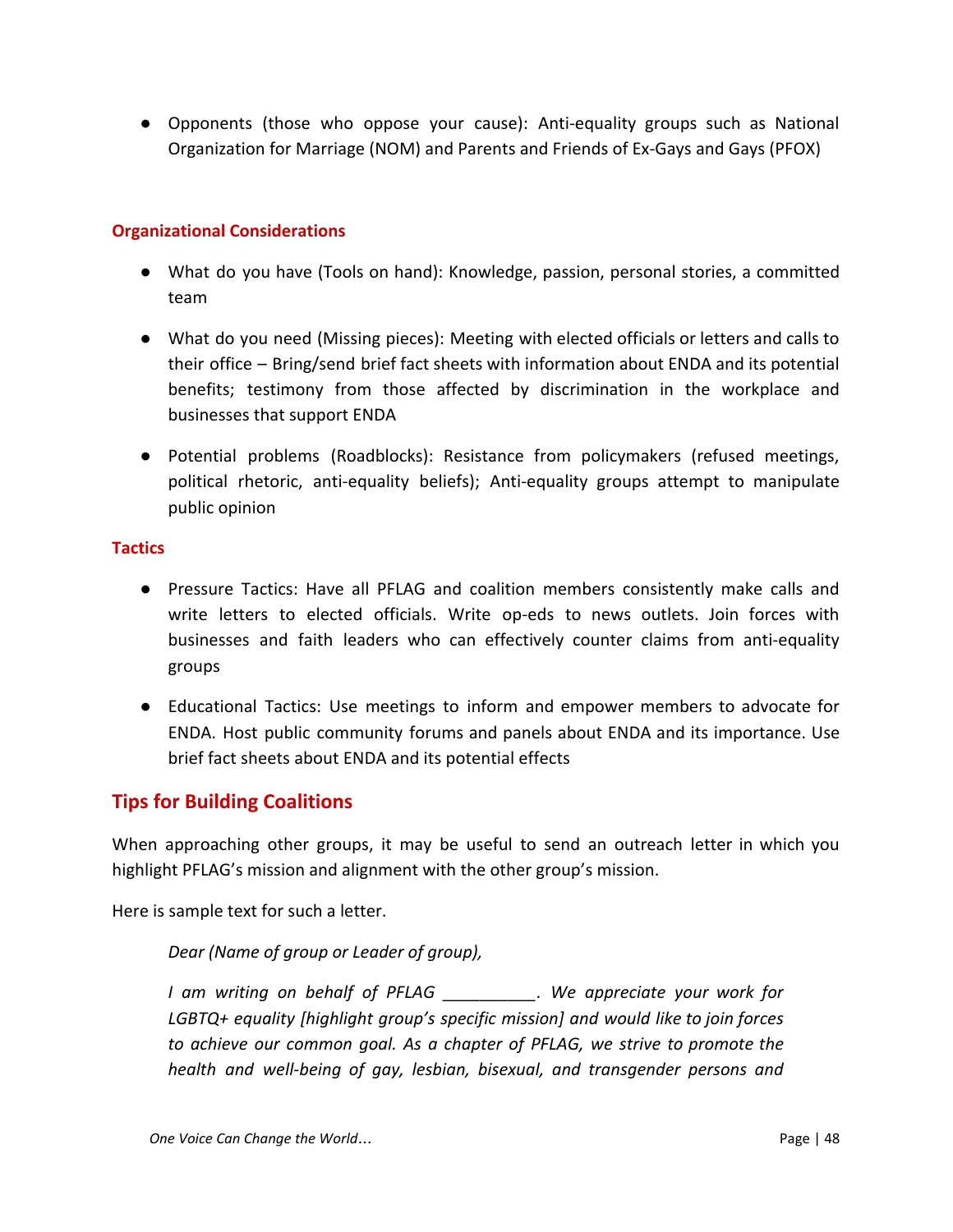- Opponents (those who oppose your cause): Anti-equality groups such as National Organization for Marriage (NOM) and Parents and Friends of Ex-Gays and Gays (PFOX)

### Organizational Considerations

- What do you have (Tools on hand): Knowledge, passion, personal stories, a committed team
- What do you need (Missing pieces): Meeting with elected officials or letters and calls to their office – Bring/send brief fact sheets with information about ENDA and its potential benefits; testimony from those affected by discrimination in the workplace and businesses that support ENDA
- Potential problems (Roadblocks): Resistance from policymakers (refused meetings, political rhetoric, anti-equality beliefs); Anti-equality groups attempt to manipulate public opinion

### Tactics

- Pressure Tactics: Have all PFLAG and coalition members consistently make calls and write letters to elected officials. Write op-eds to news outlets. Join forces with businesses and faith leaders who can effectively counter claims from anti-equality groups
- Educational Tactics: Use meetings to inform and empower members to advocate for ENDA. Host public community forums and panels about ENDA and its importance. Use brief fact sheets about ENDA and its potential effects

## Tips for Building Coalitions

When approaching other groups, it may be useful to send an outreach letter in which you highlight PFLAG's mission and alignment with the other group's mission.

Here is sample text for such a letter.

> *Dear (Name of group or Leader of group),*
>
> *I am writing on behalf of PFLAG __________. We appreciate your work for LGBTQ+ equality [highlight group's specific mission] and would like to join forces to achieve our common goal. As a chapter of PFLAG, we strive to promote the health and well-being of gay, lesbian, bisexual, and transgender persons and*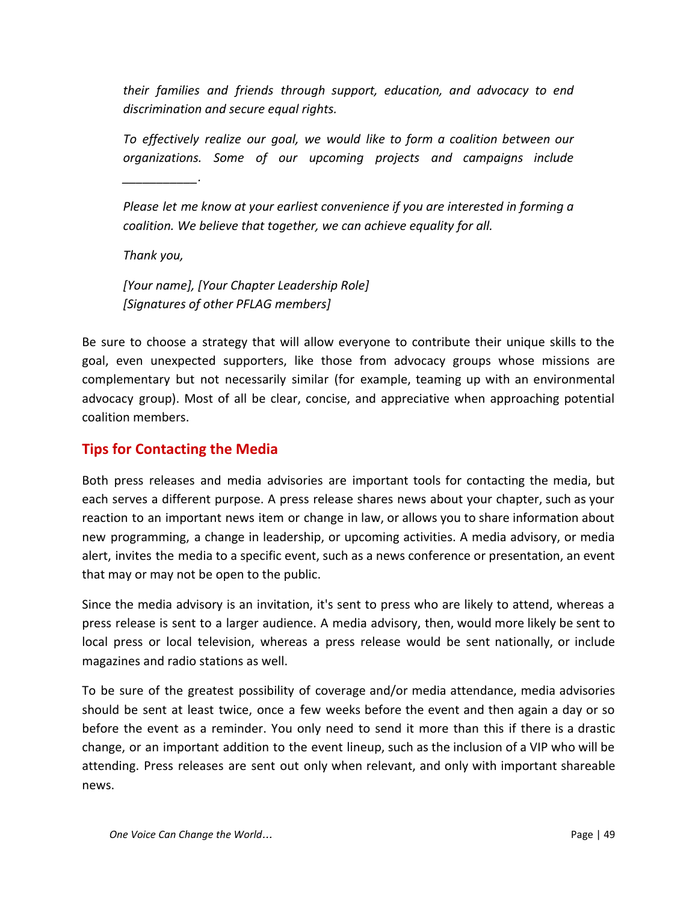*their families and friends through support, education, and advocacy to end discrimination and secure equal rights.*

*To effectively realize our goal, we would like to form a coalition between our organizations. Some of our upcoming projects and campaigns include ___________.*

*Please let me know at your earliest convenience if you are interested in forming a coalition. We believe that together, we can achieve equality for all.*

*Thank you,*

*[Your name], [Your Chapter Leadership Role]*
*[Signatures of other PFLAG members]*

Be sure to choose a strategy that will allow everyone to contribute their unique skills to the goal, even unexpected supporters, like those from advocacy groups whose missions are complementary but not necessarily similar (for example, teaming up with an environmental advocacy group). Most of all be clear, concise, and appreciative when approaching potential coalition members.

## Tips for Contacting the Media

Both press releases and media advisories are important tools for contacting the media, but each serves a different purpose. A press release shares news about your chapter, such as your reaction to an important news item or change in law, or allows you to share information about new programming, a change in leadership, or upcoming activities. A media advisory, or media alert, invites the media to a specific event, such as a news conference or presentation, an event that may or may not be open to the public.

Since the media advisory is an invitation, it's sent to press who are likely to attend, whereas a press release is sent to a larger audience. A media advisory, then, would more likely be sent to local press or local television, whereas a press release would be sent nationally, or include magazines and radio stations as well.

To be sure of the greatest possibility of coverage and/or media attendance, media advisories should be sent at least twice, once a few weeks before the event and then again a day or so before the event as a reminder. You only need to send it more than this if there is a drastic change, or an important addition to the event lineup, such as the inclusion of a VIP who will be attending. Press releases are sent out only when relevant, and only with important shareable news.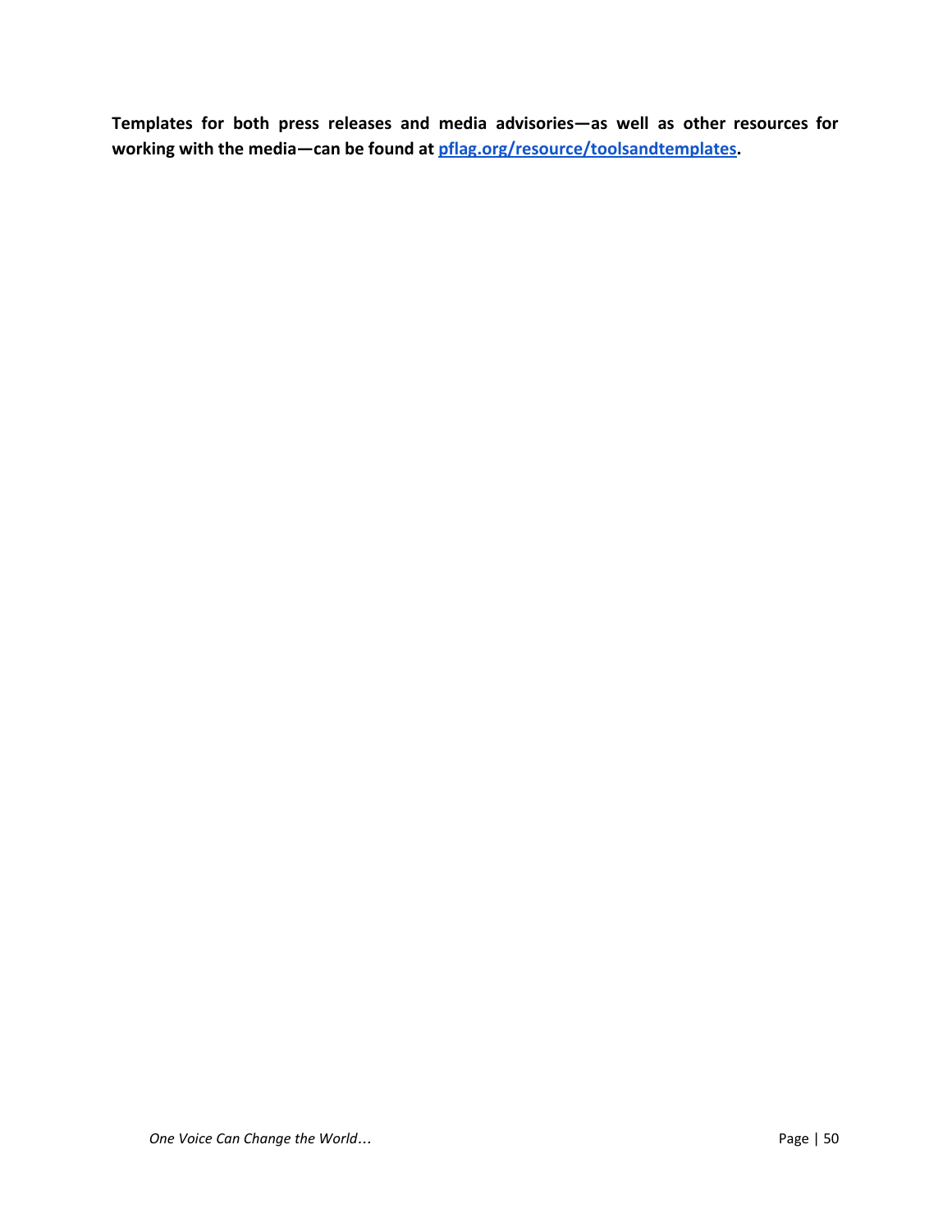**Templates for both press releases and media advisories—as well as other resources for working with the media—can be found at [pflag.org/resource/toolsandtemplates](pflag.org/resource/toolsandtemplates).**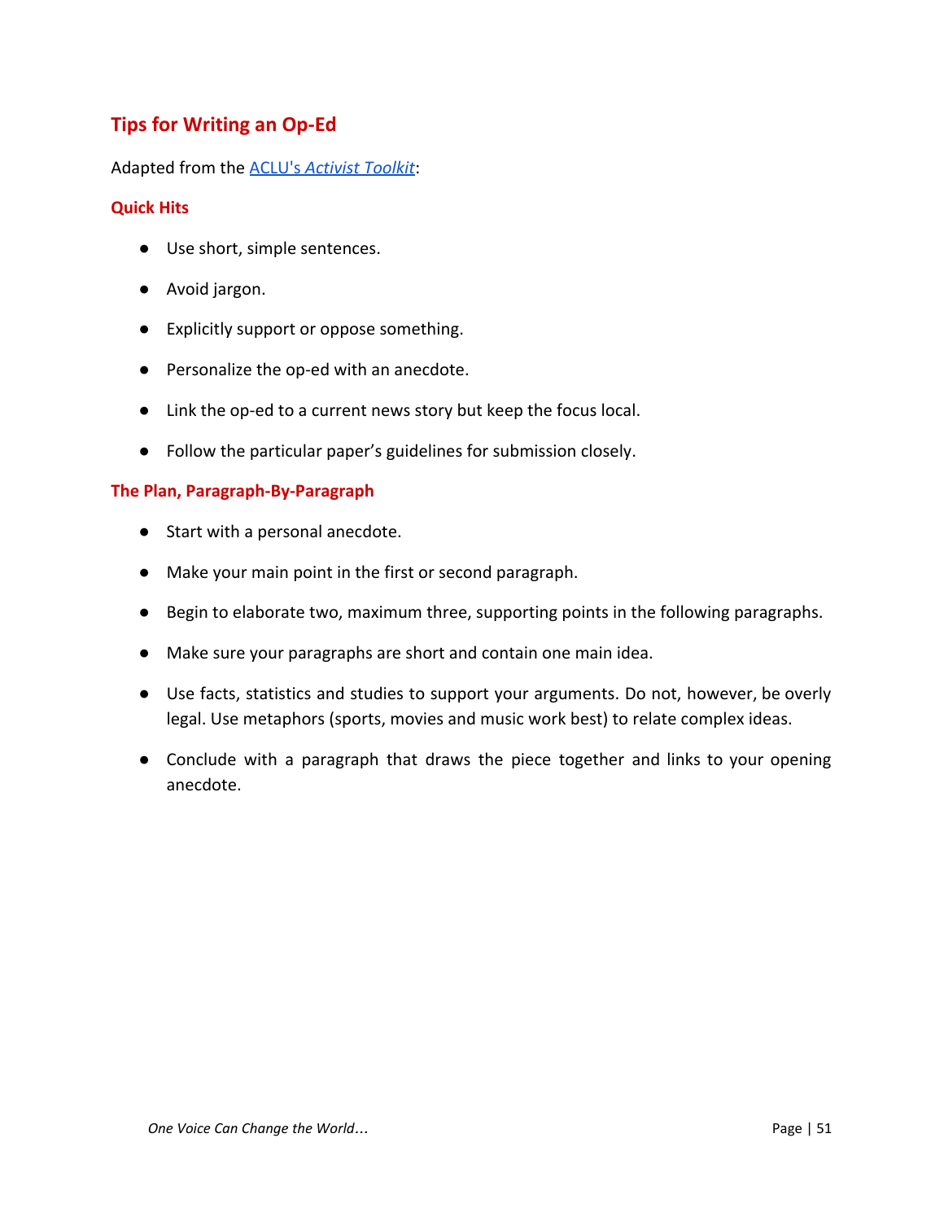## Tips for Writing an Op-Ed

Adapted from the [ACLU's *Activist Toolkit*]:

### Quick Hits

- Use short, simple sentences.
- Avoid jargon.
- Explicitly support or oppose something.
- Personalize the op-ed with an anecdote.
- Link the op-ed to a current news story but keep the focus local.
- Follow the particular paper's guidelines for submission closely.

### The Plan, Paragraph-By-Paragraph

- Start with a personal anecdote.
- Make your main point in the first or second paragraph.
- Begin to elaborate two, maximum three, supporting points in the following paragraphs.
- Make sure your paragraphs are short and contain one main idea.
- Use facts, statistics and studies to support your arguments. Do not, however, be overly legal. Use metaphors (sports, movies and music work best) to relate complex ideas.
- Conclude with a paragraph that draws the piece together and links to your opening anecdote.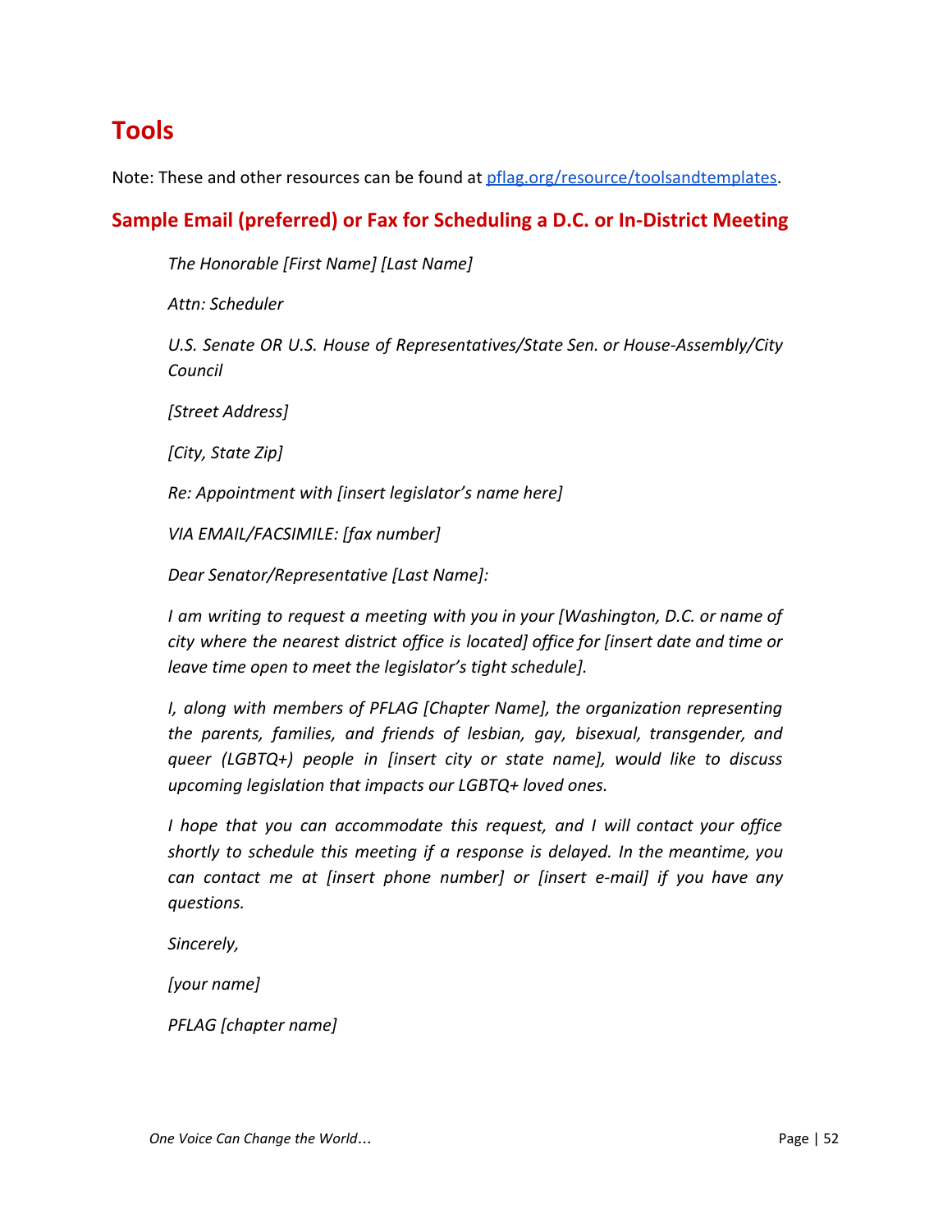# Tools

Note: These and other resources can be found at [pflag.org/resource/toolsandtemplates](pflag.org/resource/toolsandtemplates).

## Sample Email (preferred) or Fax for Scheduling a D.C. or In-District Meeting

*The Honorable [First Name] [Last Name]*

*Attn: Scheduler*

*U.S. Senate OR U.S. House of Representatives/State Sen. or House-Assembly/City Council*

*[Street Address]*

*[City, State Zip]*

*Re: Appointment with [insert legislator's name here]*

*VIA EMAIL/FACSIMILE: [fax number]*

*Dear Senator/Representative [Last Name]:*

*I am writing to request a meeting with you in your [Washington, D.C. or name of city where the nearest district office is located] office for [insert date and time or leave time open to meet the legislator's tight schedule].*

*I, along with members of PFLAG [Chapter Name], the organization representing the parents, families, and friends of lesbian, gay, bisexual, transgender, and queer (LGBTQ+) people in [insert city or state name], would like to discuss upcoming legislation that impacts our LGBTQ+ loved ones.*

*I hope that you can accommodate this request, and I will contact your office shortly to schedule this meeting if a response is delayed. In the meantime, you can contact me at [insert phone number] or [insert e-mail] if you have any questions.*

*Sincerely,*

*[your name]*

*PFLAG [chapter name]*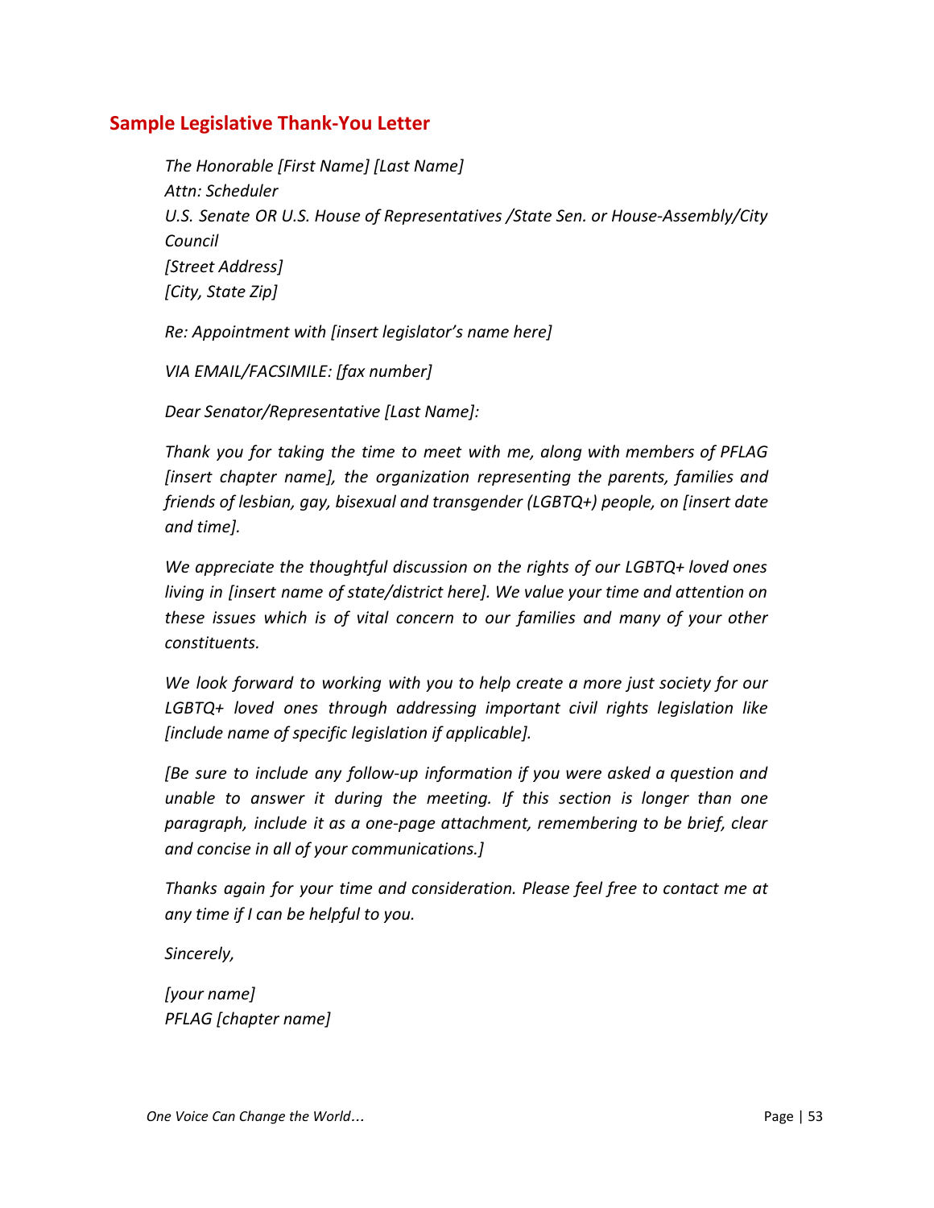## Sample Legislative Thank-You Letter

*The Honorable [First Name] [Last Name]*
*Attn: Scheduler*
*U.S. Senate OR U.S. House of Representatives /State Sen. or House-Assembly/City Council*
*[Street Address]*
*[City, State Zip]*

*Re: Appointment with [insert legislator's name here]*

*VIA EMAIL/FACSIMILE: [fax number]*

*Dear Senator/Representative [Last Name]:*

*Thank you for taking the time to meet with me, along with members of PFLAG [insert chapter name], the organization representing the parents, families and friends of lesbian, gay, bisexual and transgender (LGBTQ+) people, on [insert date and time].*

*We appreciate the thoughtful discussion on the rights of our LGBTQ+ loved ones living in [insert name of state/district here]. We value your time and attention on these issues which is of vital concern to our families and many of your other constituents.*

*We look forward to working with you to help create a more just society for our LGBTQ+ loved ones through addressing important civil rights legislation like [include name of specific legislation if applicable].*

*[Be sure to include any follow-up information if you were asked a question and unable to answer it during the meeting. If this section is longer than one paragraph, include it as a one-page attachment, remembering to be brief, clear and concise in all of your communications.]*

*Thanks again for your time and consideration. Please feel free to contact me at any time if I can be helpful to you.*

*Sincerely,*

*[your name]*
*PFLAG [chapter name]*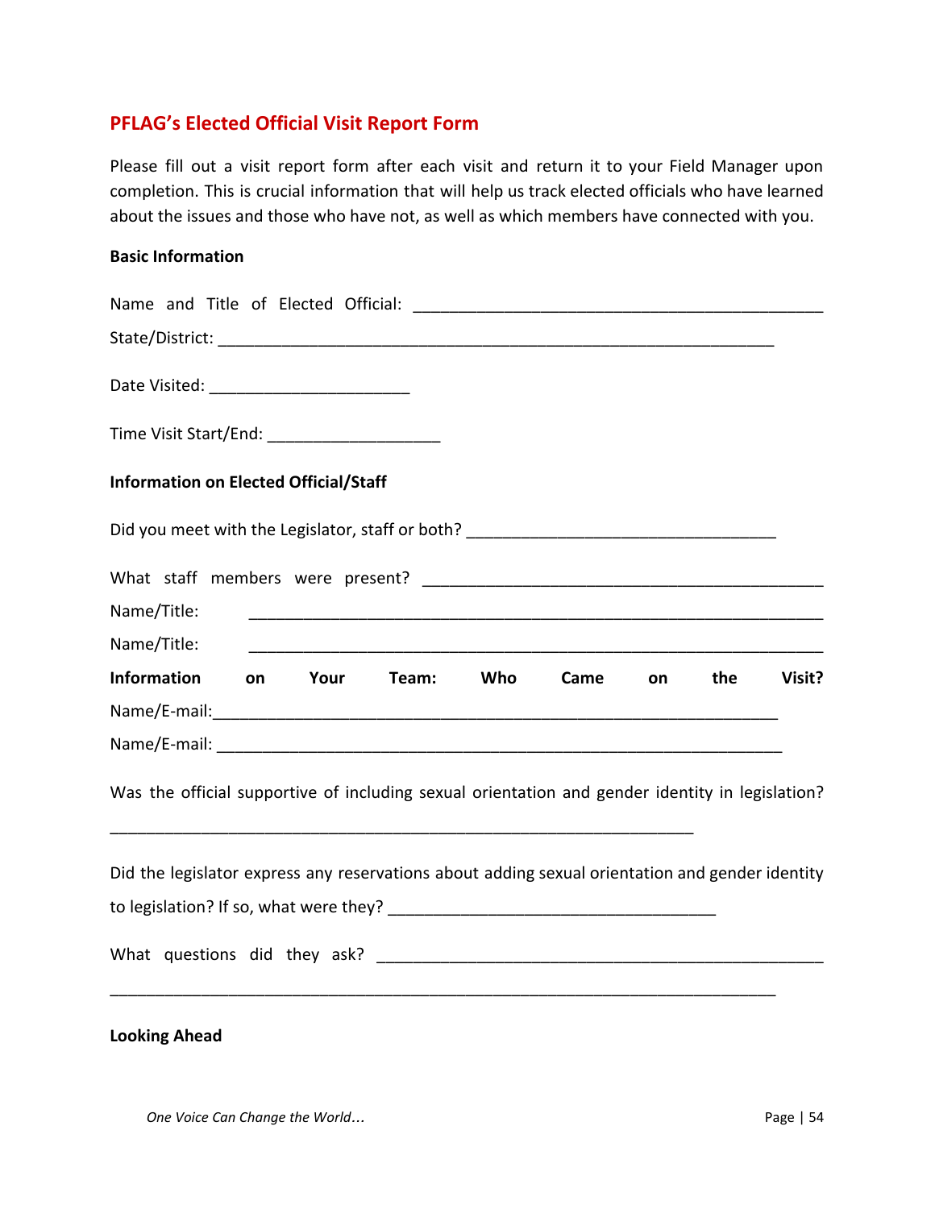## PFLAG's Elected Official Visit Report Form

Please fill out a visit report form after each visit and return it to your Field Manager upon completion. This is crucial information that will help us track elected officials who have learned about the issues and those who have not, as well as which members have connected with you.

**Basic Information**

Name and Title of Elected Official: ______________________________________________

State/District: _______________________________________________________________

Date Visited: ______________________

Time Visit Start/End: ___________________

**Information on Elected Official/Staff**

Did you meet with the Legislator, staff or both? __________________________________

What staff members were present? ___________________________________________

Name/Title: ______________________________________________________________

Name/Title: ______________________________________________________________

**Information on Your Team: Who Came on the Visit?**

Name/E-mail:______________________________________________________________

Name/E-mail: ______________________________________________________________

Was the official supportive of including sexual orientation and gender identity in legislation?

_________________________________________________________________

Did the legislator express any reservations about adding sexual orientation and gender identity to legislation? If so, what were they? ____________________________________

What questions did they ask? ________________________________________________

__________________________________________________________________________

**Looking Ahead**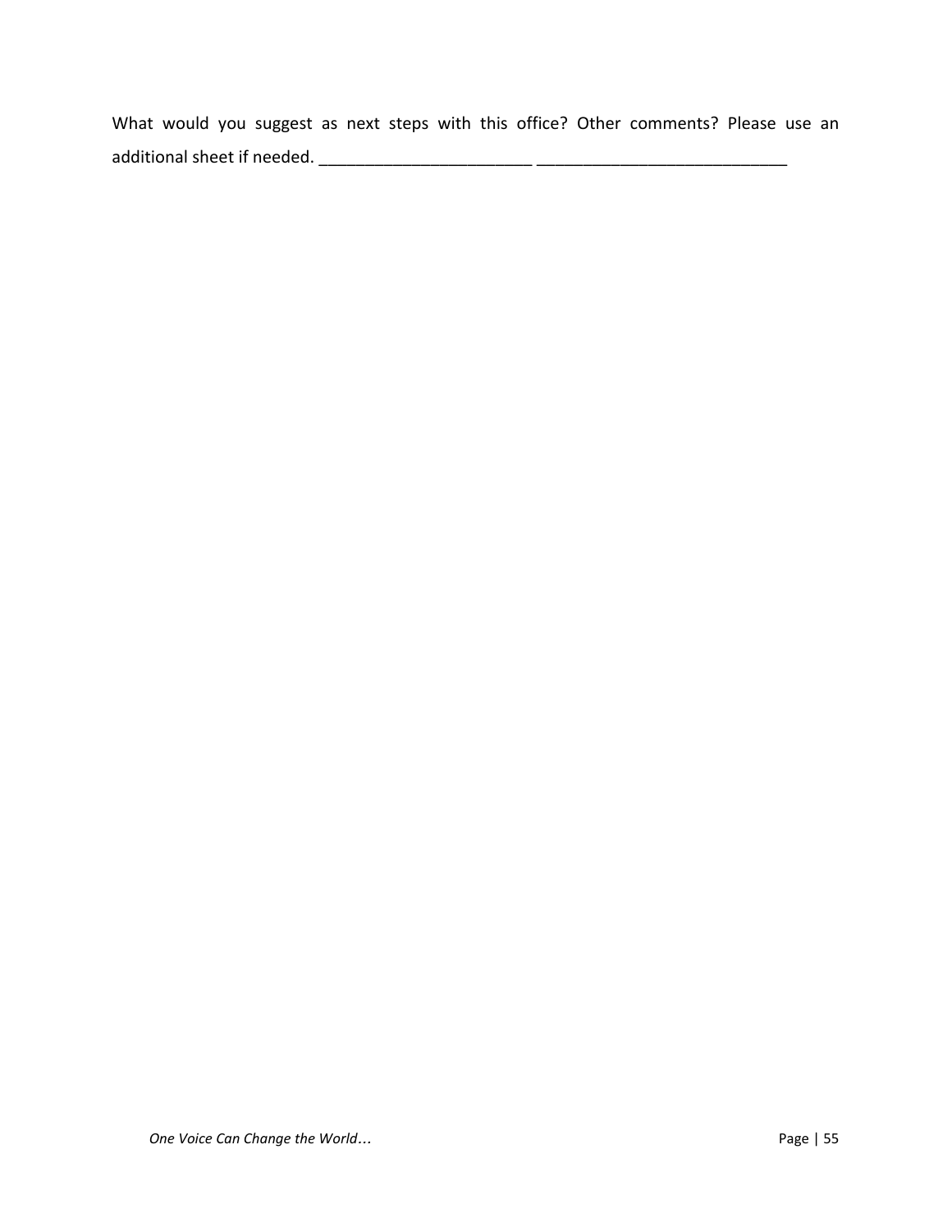What would you suggest as next steps with this office? Other comments? Please use an additional sheet if needed. _______________________ ___________________________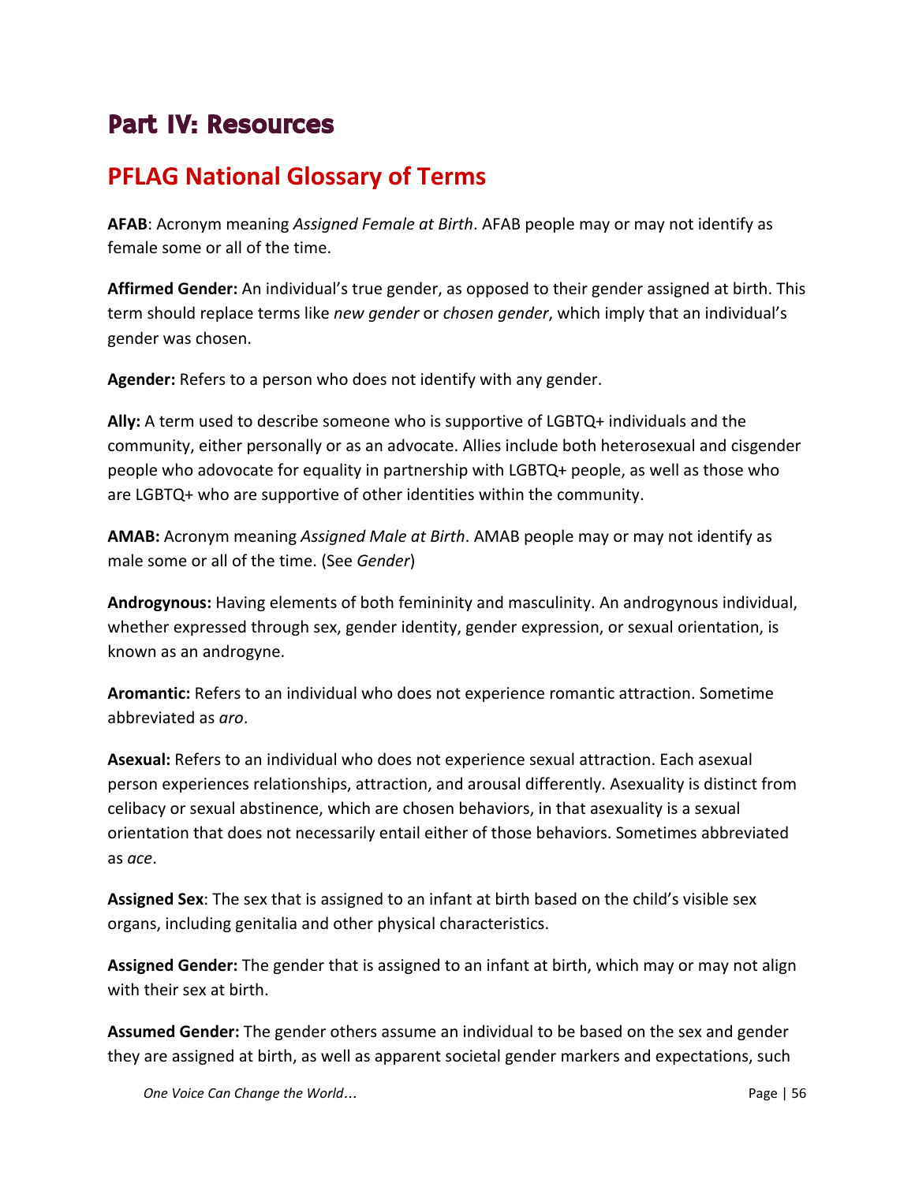# Part IV: Resources

## PFLAG National Glossary of Terms

**AFAB**: Acronym meaning *Assigned Female at Birth*. AFAB people may or may not identify as female some or all of the time.

**Affirmed Gender:** An individual's true gender, as opposed to their gender assigned at birth. This term should replace terms like *new gender* or *chosen gender*, which imply that an individual's gender was chosen.

**Agender:** Refers to a person who does not identify with any gender.

**Ally:** A term used to describe someone who is supportive of LGBTQ+ individuals and the community, either personally or as an advocate. Allies include both heterosexual and cisgender people who adovocate for equality in partnership with LGBTQ+ people, as well as those who are LGBTQ+ who are supportive of other identities within the community.

**AMAB:** Acronym meaning *Assigned Male at Birth*. AMAB people may or may not identify as male some or all of the time. (See *Gender*)

**Androgynous:** Having elements of both femininity and masculinity. An androgynous individual, whether expressed through sex, gender identity, gender expression, or sexual orientation, is known as an androgyne.

**Aromantic:** Refers to an individual who does not experience romantic attraction. Sometime abbreviated as *aro*.

**Asexual:** Refers to an individual who does not experience sexual attraction. Each asexual person experiences relationships, attraction, and arousal differently. Asexuality is distinct from celibacy or sexual abstinence, which are chosen behaviors, in that asexuality is a sexual orientation that does not necessarily entail either of those behaviors. Sometimes abbreviated as *ace*.

**Assigned Sex**: The sex that is assigned to an infant at birth based on the child's visible sex organs, including genitalia and other physical characteristics.

**Assigned Gender:** The gender that is assigned to an infant at birth, which may or may not align with their sex at birth.

**Assumed Gender:** The gender others assume an individual to be based on the sex and gender they are assigned at birth, as well as apparent societal gender markers and expectations, such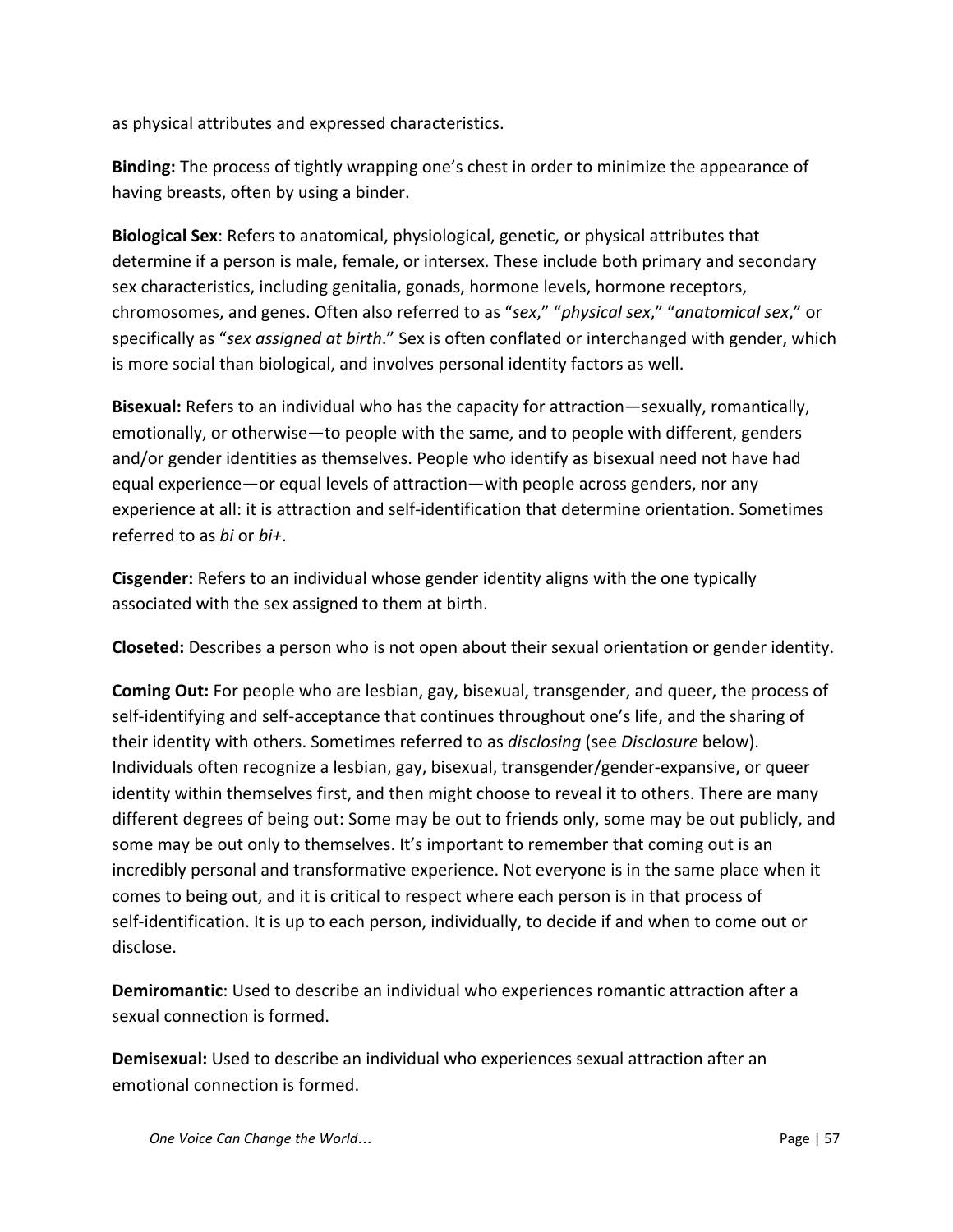as physical attributes and expressed characteristics.

**Binding:** The process of tightly wrapping one's chest in order to minimize the appearance of having breasts, often by using a binder.

**Biological Sex**: Refers to anatomical, physiological, genetic, or physical attributes that determine if a person is male, female, or intersex. These include both primary and secondary sex characteristics, including genitalia, gonads, hormone levels, hormone receptors, chromosomes, and genes. Often also referred to as "*sex*," "*physical sex*," "*anatomical sex*," or specifically as "*sex assigned at birth*." Sex is often conflated or interchanged with gender, which is more social than biological, and involves personal identity factors as well.

**Bisexual:** Refers to an individual who has the capacity for attraction—sexually, romantically, emotionally, or otherwise—to people with the same, and to people with different, genders and/or gender identities as themselves. People who identify as bisexual need not have had equal experience—or equal levels of attraction—with people across genders, nor any experience at all: it is attraction and self-identification that determine orientation. Sometimes referred to as *bi* or *bi+*.

**Cisgender:** Refers to an individual whose gender identity aligns with the one typically associated with the sex assigned to them at birth.

**Closeted:** Describes a person who is not open about their sexual orientation or gender identity.

**Coming Out:** For people who are lesbian, gay, bisexual, transgender, and queer, the process of self-identifying and self-acceptance that continues throughout one's life, and the sharing of their identity with others. Sometimes referred to as *disclosing* (see *Disclosure* below). Individuals often recognize a lesbian, gay, bisexual, transgender/gender-expansive, or queer identity within themselves first, and then might choose to reveal it to others. There are many different degrees of being out: Some may be out to friends only, some may be out publicly, and some may be out only to themselves. It's important to remember that coming out is an incredibly personal and transformative experience. Not everyone is in the same place when it comes to being out, and it is critical to respect where each person is in that process of self-identification. It is up to each person, individually, to decide if and when to come out or disclose.

**Demiromantic**: Used to describe an individual who experiences romantic attraction after a sexual connection is formed.

**Demisexual:** Used to describe an individual who experiences sexual attraction after an emotional connection is formed.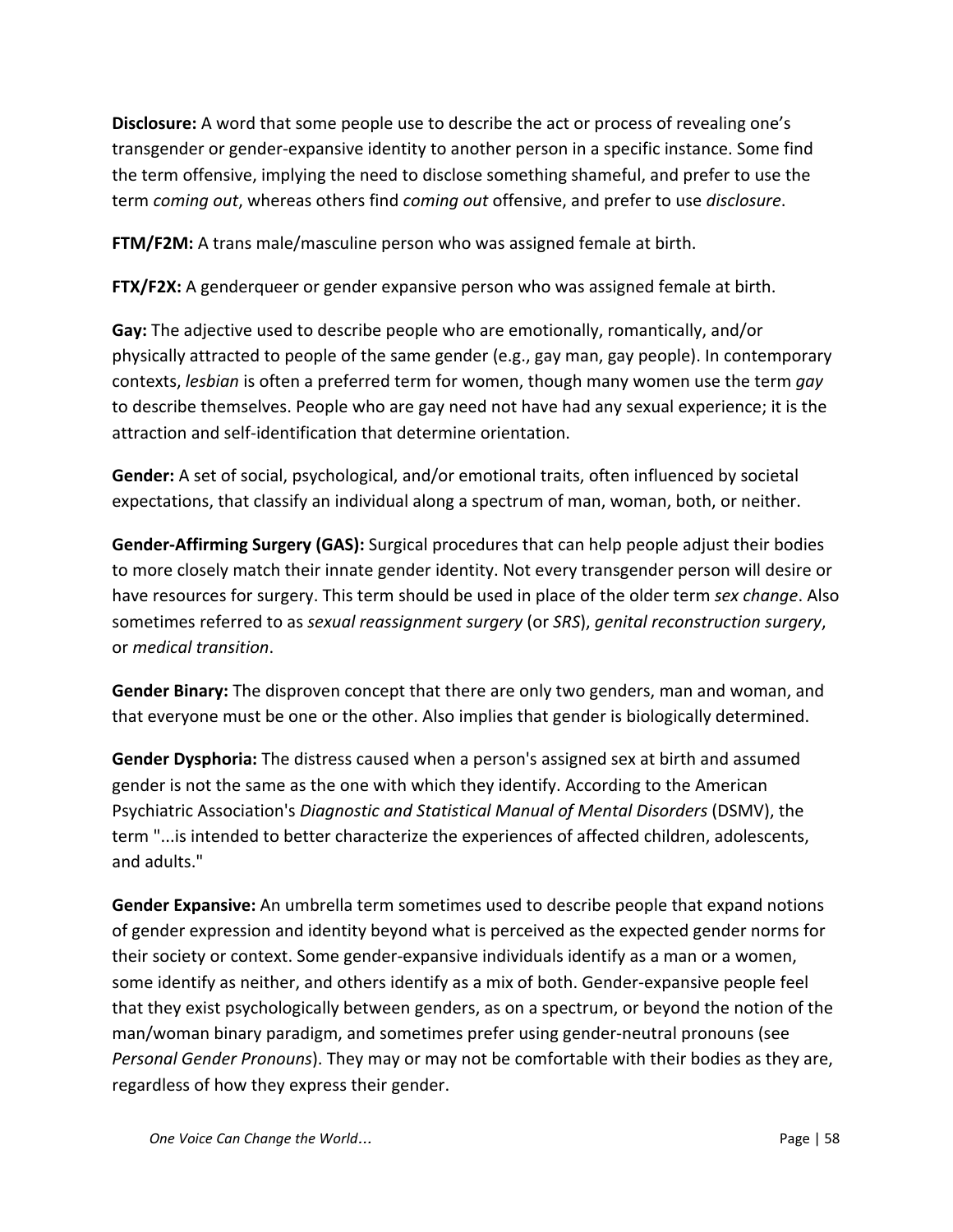**Disclosure:** A word that some people use to describe the act or process of revealing one's transgender or gender-expansive identity to another person in a specific instance. Some find the term offensive, implying the need to disclose something shameful, and prefer to use the term *coming out*, whereas others find *coming out* offensive, and prefer to use *disclosure*.

**FTM/F2M:** A trans male/masculine person who was assigned female at birth.

**FTX/F2X:** A genderqueer or gender expansive person who was assigned female at birth.

**Gay:** The adjective used to describe people who are emotionally, romantically, and/or physically attracted to people of the same gender (e.g., gay man, gay people). In contemporary contexts, *lesbian* is often a preferred term for women, though many women use the term *gay* to describe themselves. People who are gay need not have had any sexual experience; it is the attraction and self-identification that determine orientation.

**Gender:** A set of social, psychological, and/or emotional traits, often influenced by societal expectations, that classify an individual along a spectrum of man, woman, both, or neither.

**Gender-Affirming Surgery (GAS):** Surgical procedures that can help people adjust their bodies to more closely match their innate gender identity. Not every transgender person will desire or have resources for surgery. This term should be used in place of the older term *sex change*. Also sometimes referred to as *sexual reassignment surgery* (or *SRS*), *genital reconstruction surgery*, or *medical transition*.

**Gender Binary:** The disproven concept that there are only two genders, man and woman, and that everyone must be one or the other. Also implies that gender is biologically determined.

**Gender Dysphoria:** The distress caused when a person's assigned sex at birth and assumed gender is not the same as the one with which they identify. According to the American Psychiatric Association's *Diagnostic and Statistical Manual of Mental Disorders* (DSMV), the term "...is intended to better characterize the experiences of affected children, adolescents, and adults."

**Gender Expansive:** An umbrella term sometimes used to describe people that expand notions of gender expression and identity beyond what is perceived as the expected gender norms for their society or context. Some gender-expansive individuals identify as a man or a women, some identify as neither, and others identify as a mix of both. Gender-expansive people feel that they exist psychologically between genders, as on a spectrum, or beyond the notion of the man/woman binary paradigm, and sometimes prefer using gender-neutral pronouns (see *Personal Gender Pronouns*). They may or may not be comfortable with their bodies as they are, regardless of how they express their gender.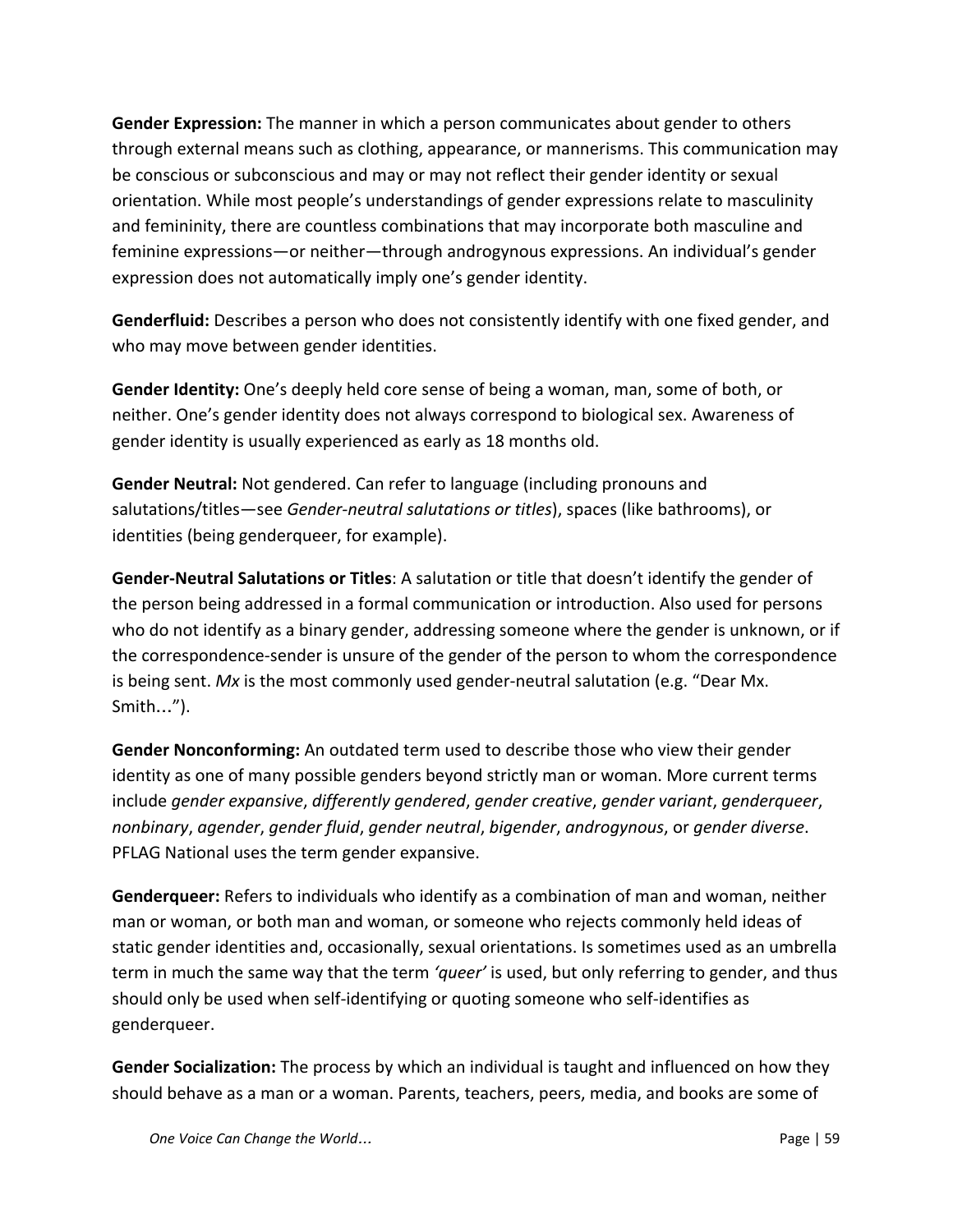**Gender Expression:** The manner in which a person communicates about gender to others through external means such as clothing, appearance, or mannerisms. This communication may be conscious or subconscious and may or may not reflect their gender identity or sexual orientation. While most people's understandings of gender expressions relate to masculinity and femininity, there are countless combinations that may incorporate both masculine and feminine expressions—or neither—through androgynous expressions. An individual's gender expression does not automatically imply one's gender identity.

**Genderfluid:** Describes a person who does not consistently identify with one fixed gender, and who may move between gender identities.

**Gender Identity:** One's deeply held core sense of being a woman, man, some of both, or neither. One's gender identity does not always correspond to biological sex. Awareness of gender identity is usually experienced as early as 18 months old.

**Gender Neutral:** Not gendered. Can refer to language (including pronouns and salutations/titles—see *Gender-neutral salutations or titles*), spaces (like bathrooms), or identities (being genderqueer, for example).

**Gender-Neutral Salutations or Titles**: A salutation or title that doesn't identify the gender of the person being addressed in a formal communication or introduction. Also used for persons who do not identify as a binary gender, addressing someone where the gender is unknown, or if the correspondence-sender is unsure of the gender of the person to whom the correspondence is being sent. *Mx* is the most commonly used gender-neutral salutation (e.g. "Dear Mx. Smith…").

**Gender Nonconforming:** An outdated term used to describe those who view their gender identity as one of many possible genders beyond strictly man or woman. More current terms include *gender expansive*, *differently gendered*, *gender creative*, *gender variant*, *genderqueer*, *nonbinary*, *agender*, *gender fluid*, *gender neutral*, *bigender*, *androgynous*, or *gender diverse*. PFLAG National uses the term gender expansive.

**Genderqueer:** Refers to individuals who identify as a combination of man and woman, neither man or woman, or both man and woman, or someone who rejects commonly held ideas of static gender identities and, occasionally, sexual orientations. Is sometimes used as an umbrella term in much the same way that the term *'queer'* is used, but only referring to gender, and thus should only be used when self-identifying or quoting someone who self-identifies as genderqueer.

**Gender Socialization:** The process by which an individual is taught and influenced on how they should behave as a man or a woman. Parents, teachers, peers, media, and books are some of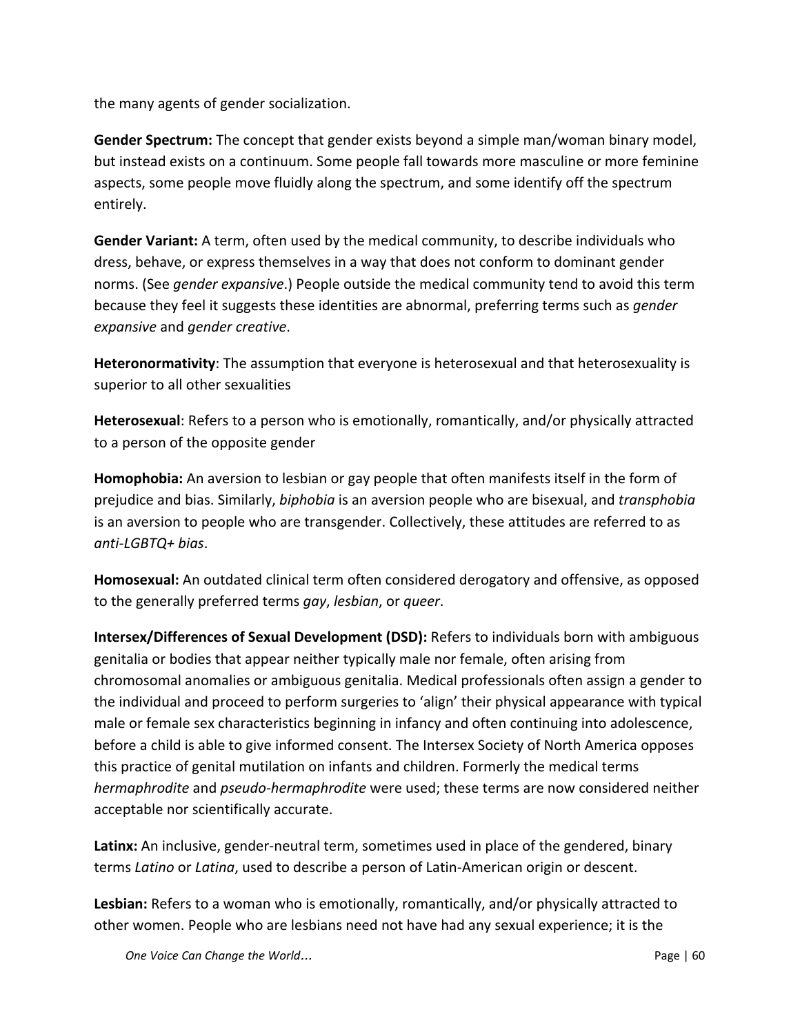the many agents of gender socialization.

**Gender Spectrum:** The concept that gender exists beyond a simple man/woman binary model, but instead exists on a continuum. Some people fall towards more masculine or more feminine aspects, some people move fluidly along the spectrum, and some identify off the spectrum entirely.

**Gender Variant:** A term, often used by the medical community, to describe individuals who dress, behave, or express themselves in a way that does not conform to dominant gender norms. (See *gender expansive*.) People outside the medical community tend to avoid this term because they feel it suggests these identities are abnormal, preferring terms such as *gender expansive* and *gender creative*.

**Heteronormativity**: The assumption that everyone is heterosexual and that heterosexuality is superior to all other sexualities

**Heterosexual**: Refers to a person who is emotionally, romantically, and/or physically attracted to a person of the opposite gender

**Homophobia:** An aversion to lesbian or gay people that often manifests itself in the form of prejudice and bias. Similarly, *biphobia* is an aversion people who are bisexual, and *transphobia* is an aversion to people who are transgender. Collectively, these attitudes are referred to as *anti-LGBTQ+ bias*.

**Homosexual:** An outdated clinical term often considered derogatory and offensive, as opposed to the generally preferred terms *gay*, *lesbian*, or *queer*.

**Intersex/Differences of Sexual Development (DSD):** Refers to individuals born with ambiguous genitalia or bodies that appear neither typically male nor female, often arising from chromosomal anomalies or ambiguous genitalia. Medical professionals often assign a gender to the individual and proceed to perform surgeries to 'align' their physical appearance with typical male or female sex characteristics beginning in infancy and often continuing into adolescence, before a child is able to give informed consent. The Intersex Society of North America opposes this practice of genital mutilation on infants and children. Formerly the medical terms *hermaphrodite* and *pseudo-hermaphrodite* were used; these terms are now considered neither acceptable nor scientifically accurate.

**Latinx:** An inclusive, gender-neutral term, sometimes used in place of the gendered, binary terms *Latino* or *Latina*, used to describe a person of Latin-American origin or descent.

**Lesbian:** Refers to a woman who is emotionally, romantically, and/or physically attracted to other women. People who are lesbians need not have had any sexual experience; it is the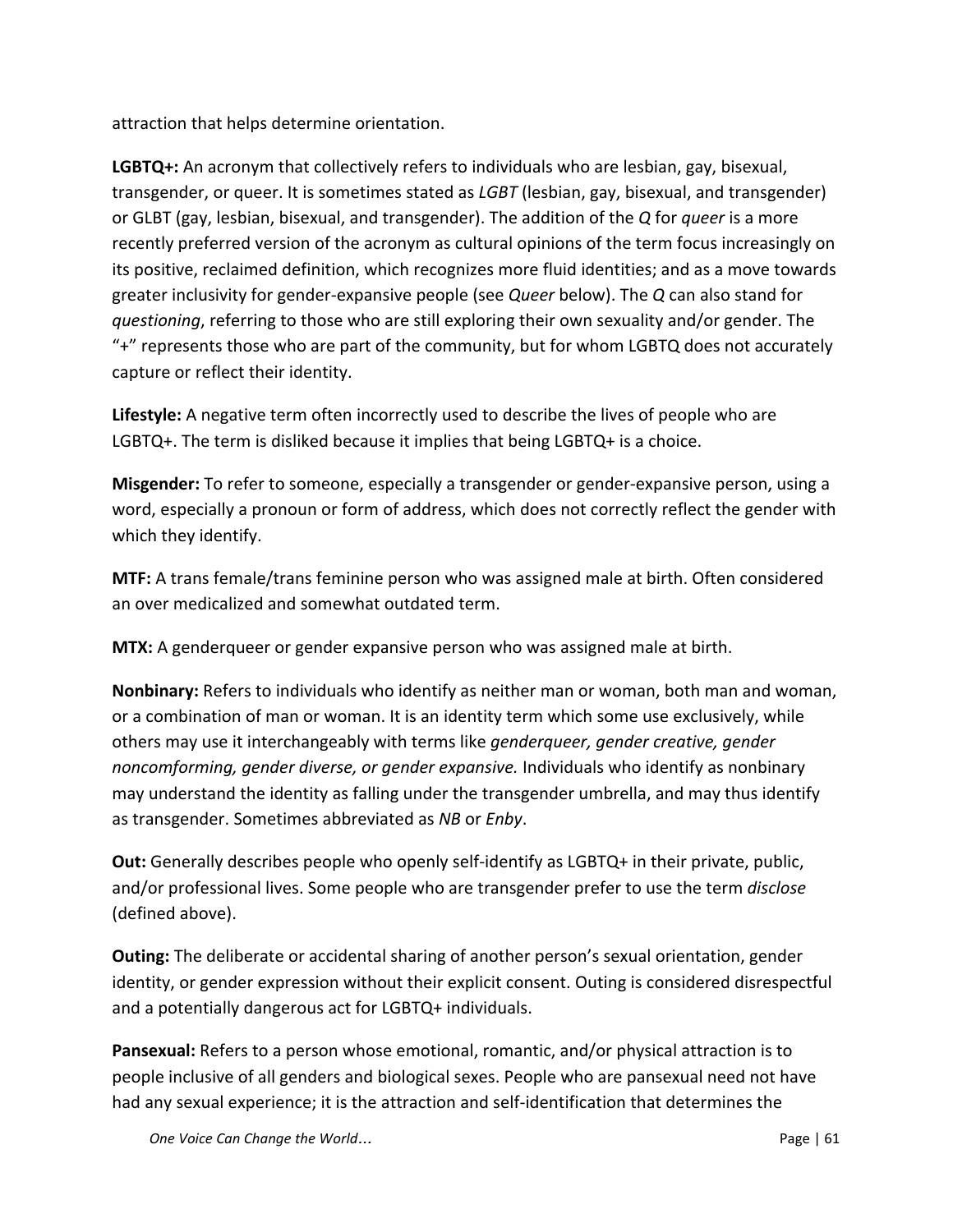attraction that helps determine orientation.

**LGBTQ+:** An acronym that collectively refers to individuals who are lesbian, gay, bisexual, transgender, or queer. It is sometimes stated as *LGBT* (lesbian, gay, bisexual, and transgender) or GLBT (gay, lesbian, bisexual, and transgender). The addition of the *Q* for *queer* is a more recently preferred version of the acronym as cultural opinions of the term focus increasingly on its positive, reclaimed definition, which recognizes more fluid identities; and as a move towards greater inclusivity for gender-expansive people (see *Queer* below). The *Q* can also stand for *questioning*, referring to those who are still exploring their own sexuality and/or gender. The "+" represents those who are part of the community, but for whom LGBTQ does not accurately capture or reflect their identity.

**Lifestyle:** A negative term often incorrectly used to describe the lives of people who are LGBTQ+. The term is disliked because it implies that being LGBTQ+ is a choice.

**Misgender:** To refer to someone, especially a transgender or gender-expansive person, using a word, especially a pronoun or form of address, which does not correctly reflect the gender with which they identify.

**MTF:** A trans female/trans feminine person who was assigned male at birth. Often considered an over medicalized and somewhat outdated term.

**MTX:** A genderqueer or gender expansive person who was assigned male at birth.

**Nonbinary:** Refers to individuals who identify as neither man or woman, both man and woman, or a combination of man or woman. It is an identity term which some use exclusively, while others may use it interchangeably with terms like *genderqueer, gender creative, gender noncomforming, gender diverse, or gender expansive.* Individuals who identify as nonbinary may understand the identity as falling under the transgender umbrella, and may thus identify as transgender. Sometimes abbreviated as *NB* or *Enby*.

**Out:** Generally describes people who openly self-identify as LGBTQ+ in their private, public, and/or professional lives. Some people who are transgender prefer to use the term *disclose* (defined above).

**Outing:** The deliberate or accidental sharing of another person's sexual orientation, gender identity, or gender expression without their explicit consent. Outing is considered disrespectful and a potentially dangerous act for LGBTQ+ individuals.

**Pansexual:** Refers to a person whose emotional, romantic, and/or physical attraction is to people inclusive of all genders and biological sexes. People who are pansexual need not have had any sexual experience; it is the attraction and self-identification that determines the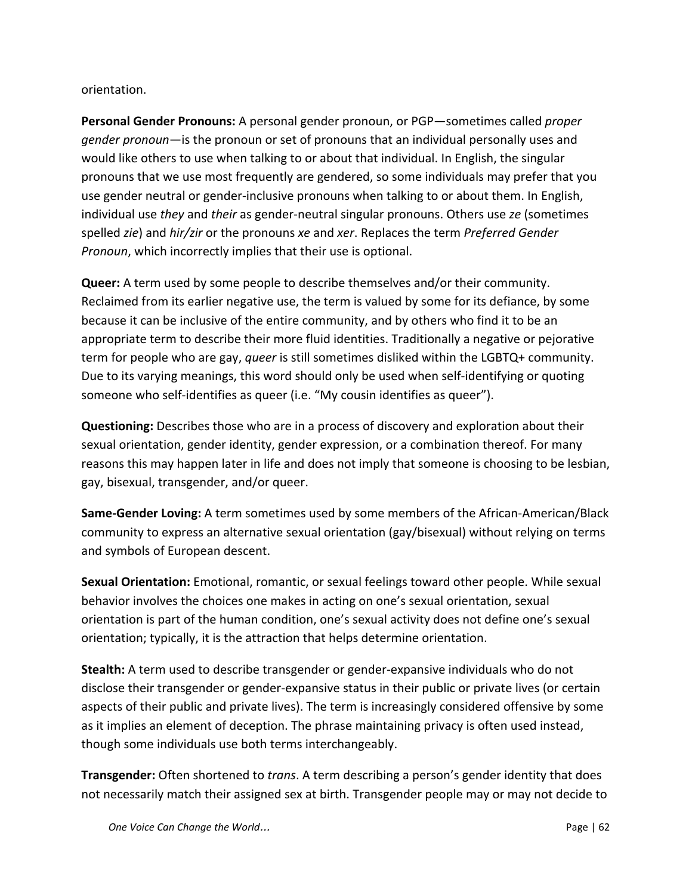orientation.

**Personal Gender Pronouns:** A personal gender pronoun, or PGP—sometimes called *proper gender pronoun*—is the pronoun or set of pronouns that an individual personally uses and would like others to use when talking to or about that individual. In English, the singular pronouns that we use most frequently are gendered, so some individuals may prefer that you use gender neutral or gender-inclusive pronouns when talking to or about them. In English, individual use *they* and *their* as gender-neutral singular pronouns. Others use *ze* (sometimes spelled *zie*) and *hir/zir* or the pronouns *xe* and *xer*. Replaces the term *Preferred Gender Pronoun*, which incorrectly implies that their use is optional.

**Queer:** A term used by some people to describe themselves and/or their community. Reclaimed from its earlier negative use, the term is valued by some for its defiance, by some because it can be inclusive of the entire community, and by others who find it to be an appropriate term to describe their more fluid identities. Traditionally a negative or pejorative term for people who are gay, *queer* is still sometimes disliked within the LGBTQ+ community. Due to its varying meanings, this word should only be used when self-identifying or quoting someone who self-identifies as queer (i.e. "My cousin identifies as queer").

**Questioning:** Describes those who are in a process of discovery and exploration about their sexual orientation, gender identity, gender expression, or a combination thereof. For many reasons this may happen later in life and does not imply that someone is choosing to be lesbian, gay, bisexual, transgender, and/or queer.

**Same-Gender Loving:** A term sometimes used by some members of the African-American/Black community to express an alternative sexual orientation (gay/bisexual) without relying on terms and symbols of European descent.

**Sexual Orientation:** Emotional, romantic, or sexual feelings toward other people. While sexual behavior involves the choices one makes in acting on one's sexual orientation, sexual orientation is part of the human condition, one's sexual activity does not define one's sexual orientation; typically, it is the attraction that helps determine orientation.

**Stealth:** A term used to describe transgender or gender-expansive individuals who do not disclose their transgender or gender-expansive status in their public or private lives (or certain aspects of their public and private lives). The term is increasingly considered offensive by some as it implies an element of deception. The phrase maintaining privacy is often used instead, though some individuals use both terms interchangeably.

**Transgender:** Often shortened to *trans*. A term describing a person's gender identity that does not necessarily match their assigned sex at birth. Transgender people may or may not decide to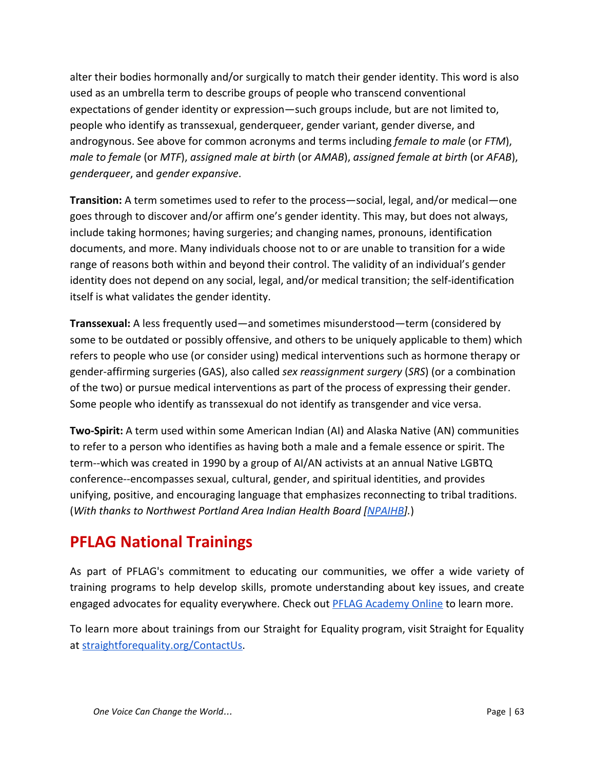alter their bodies hormonally and/or surgically to match their gender identity. This word is also used as an umbrella term to describe groups of people who transcend conventional expectations of gender identity or expression—such groups include, but are not limited to, people who identify as transsexual, genderqueer, gender variant, gender diverse, and androgynous. See above for common acronyms and terms including *female to male* (or *FTM*), *male to female* (or *MTF*), *assigned male at birth* (or *AMAB*), *assigned female at birth* (or *AFAB*), *genderqueer*, and *gender expansive*.

**Transition:** A term sometimes used to refer to the process—social, legal, and/or medical—one goes through to discover and/or affirm one's gender identity. This may, but does not always, include taking hormones; having surgeries; and changing names, pronouns, identification documents, and more. Many individuals choose not to or are unable to transition for a wide range of reasons both within and beyond their control. The validity of an individual's gender identity does not depend on any social, legal, and/or medical transition; the self-identification itself is what validates the gender identity.

**Transsexual:** A less frequently used—and sometimes misunderstood—term (considered by some to be outdated or possibly offensive, and others to be uniquely applicable to them) which refers to people who use (or consider using) medical interventions such as hormone therapy or gender-affirming surgeries (GAS), also called *sex reassignment surgery* (*SRS*) (or a combination of the two) or pursue medical interventions as part of the process of expressing their gender. Some people who identify as transsexual do not identify as transgender and vice versa.

**Two-Spirit:** A term used within some American Indian (AI) and Alaska Native (AN) communities to refer to a person who identifies as having both a male and a female essence or spirit. The term--which was created in 1990 by a group of AI/AN activists at an annual Native LGBTQ conference--encompasses sexual, cultural, gender, and spiritual identities, and provides unifying, positive, and encouraging language that emphasizes reconnecting to tribal traditions. (*With thanks to Northwest Portland Area Indian Health Board [NPAIHB].*)

## PFLAG National Trainings

As part of PFLAG's commitment to educating our communities, we offer a wide variety of training programs to help develop skills, promote understanding about key issues, and create engaged advocates for equality everywhere. Check out PFLAG Academy Online to learn more.

To learn more about trainings from our Straight for Equality program, visit Straight for Equality at straightforequality.org/ContactUs.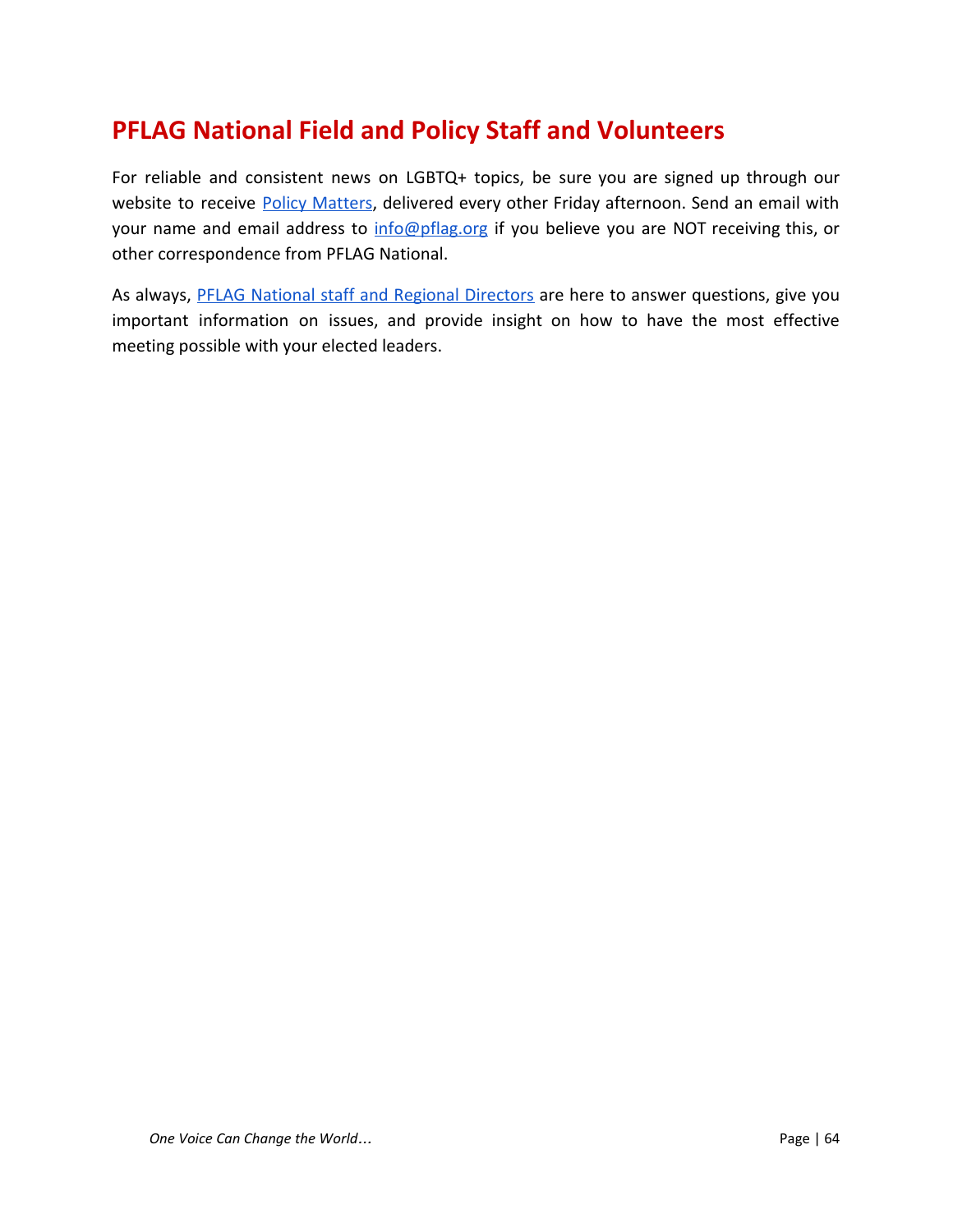## PFLAG National Field and Policy Staff and Volunteers

For reliable and consistent news on LGBTQ+ topics, be sure you are signed up through our website to receive Policy Matters, delivered every other Friday afternoon. Send an email with your name and email address to info@pflag.org if you believe you are NOT receiving this, or other correspondence from PFLAG National.

As always, PFLAG National staff and Regional Directors are here to answer questions, give you important information on issues, and provide insight on how to have the most effective meeting possible with your elected leaders.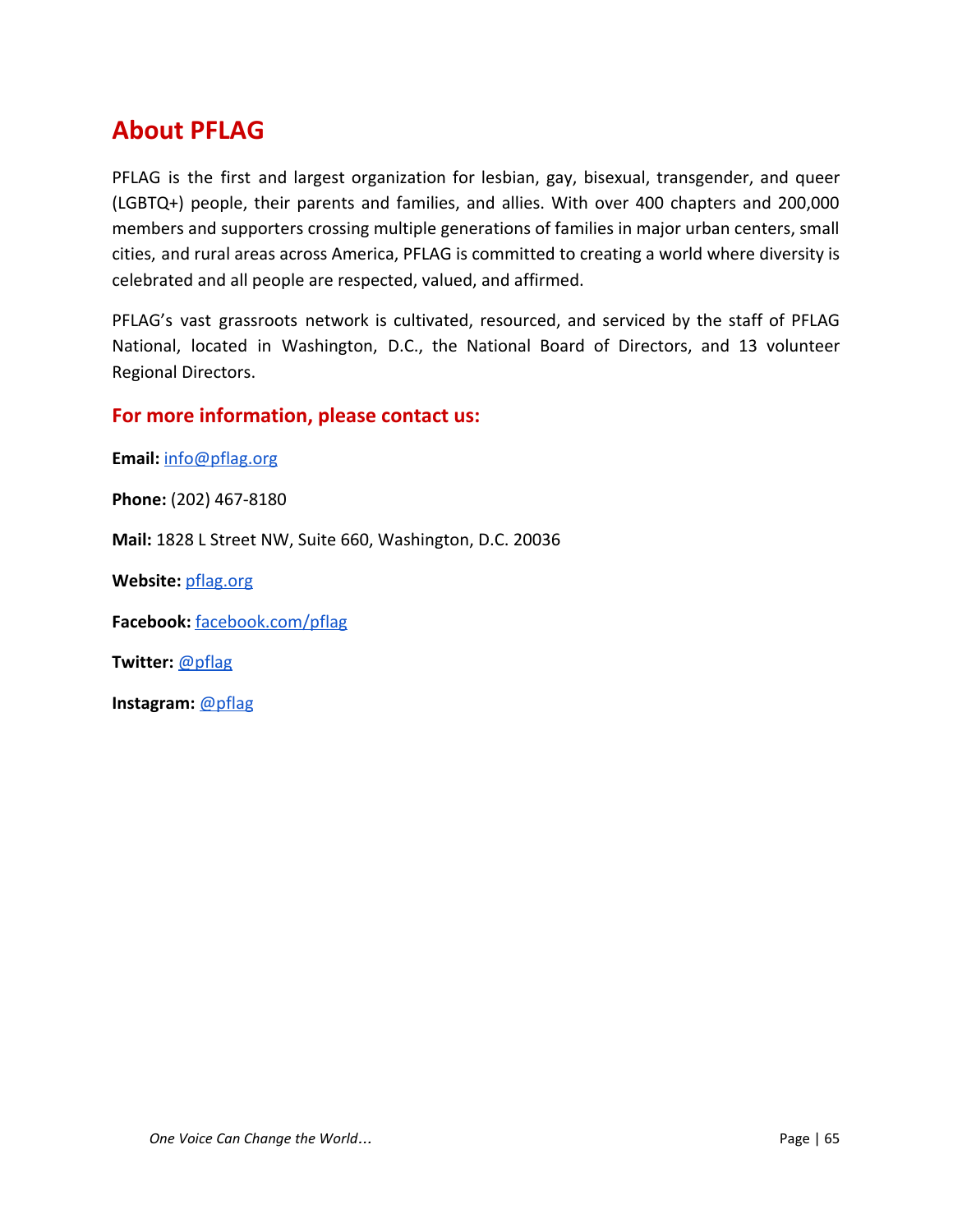## About PFLAG

PFLAG is the first and largest organization for lesbian, gay, bisexual, transgender, and queer (LGBTQ+) people, their parents and families, and allies. With over 400 chapters and 200,000 members and supporters crossing multiple generations of families in major urban centers, small cities, and rural areas across America, PFLAG is committed to creating a world where diversity is celebrated and all people are respected, valued, and affirmed.

PFLAG's vast grassroots network is cultivated, resourced, and serviced by the staff of PFLAG National, located in Washington, D.C., the National Board of Directors, and 13 volunteer Regional Directors.

### For more information, please contact us:

**Email:** info@pflag.org

**Phone:** (202) 467-8180

**Mail:** 1828 L Street NW, Suite 660, Washington, D.C. 20036

**Website:** pflag.org

**Facebook:** facebook.com/pflag

**Twitter:** @pflag

**Instagram:** @pflag